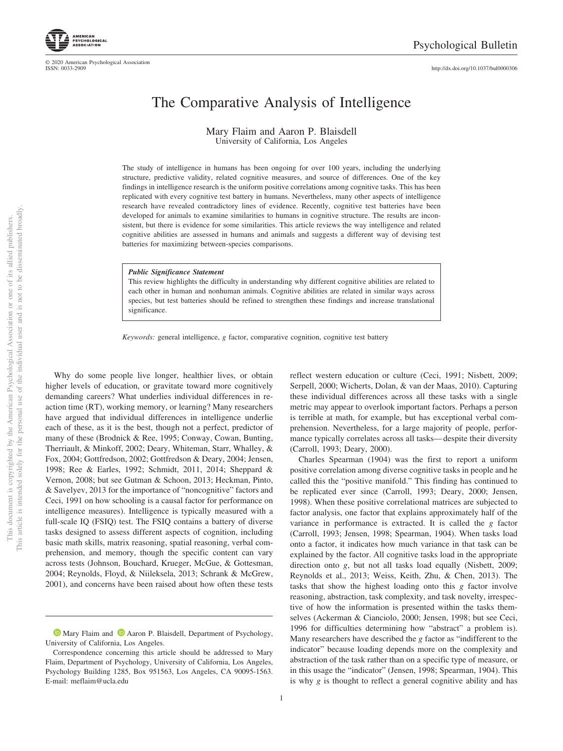# The Comparative Analysis of Intelligence

Mary Flaim and Aaron P. Blaisdell
University of California, Los Angeles

The study of intelligence in humans has been ongoing for over 100 years, including the underlying structure, predictive validity, related cognitive measures, and source of differences. One of the key findings in intelligence research is the uniform positive correlations among cognitive tasks. This has been replicated with every cognitive test battery in humans. Nevertheless, many other aspects of intelligence research have revealed contradictory lines of evidence. Recently, cognitive test batteries have been developed for animals to examine similarities to humans in cognitive structure. The results are inconsistent, but there is evidence for some similarities. This article reviews the way intelligence and related cognitive abilities are assessed in humans and animals and suggests a different way of devising test batteries for maximizing between-species comparisons.

***Public Significance Statement***

This review highlights the difficulty in understanding why different cognitive abilities are related to each other in human and nonhuman animals. Cognitive abilities are related in similar ways across species, but test batteries should be refined to strengthen these findings and increase translational significance.

*Keywords:* general intelligence, *g* factor, comparative cognition, cognitive test battery

Why do some people live longer, healthier lives, or obtain higher levels of education, or gravitate toward more cognitively demanding careers? What underlies individual differences in reaction time (RT), working memory, or learning? Many researchers have argued that individual differences in intelligence underlie each of these, as it is the best, though not a perfect, predictor of many of these (Brodnick & Ree, 1995; Conway, Cowan, Bunting, Therriault, & Minkoff, 2002; Deary, Whiteman, Starr, Whalley, & Fox, 2004; Gottfredson, 2002; Gottfredson & Deary, 2004; Jensen, 1998; Ree & Earles, 1992; Schmidt, 2011, 2014; Sheppard & Vernon, 2008; but see Gutman & Schoon, 2013; Heckman, Pinto, & Savelyev, 2013 for the importance of "noncognitive" factors and Ceci, 1991 on how schooling is a causal factor for performance on intelligence measures). Intelligence is typically measured with a full-scale IQ (FSIQ) test. The FSIQ contains a battery of diverse tasks designed to assess different aspects of cognition, including basic math skills, matrix reasoning, spatial reasoning, verbal comprehension, and memory, though the specific content can vary across tests (Johnson, Bouchard, Krueger, McGue, & Gottesman, 2004; Reynolds, Floyd, & Niileksela, 2013; Schrank & McGrew, 2001), and concerns have been raised about how often these tests reflect western education or culture (Ceci, 1991; Nisbett, 2009; Serpell, 2000; Wicherts, Dolan, & van der Maas, 2010). Capturing these individual differences across all these tasks with a single metric may appear to overlook important factors. Perhaps a person is terrible at math, for example, but has exceptional verbal comprehension. Nevertheless, for a large majority of people, performance typically correlates across all tasks—despite their diversity (Carroll, 1993; Deary, 2000).

Charles Spearman (1904) was the first to report a uniform positive correlation among diverse cognitive tasks in people and he called this the "positive manifold." This finding has continued to be replicated ever since (Carroll, 1993; Deary, 2000; Jensen, 1998). When these positive correlational matrices are subjected to factor analysis, one factor that explains approximately half of the variance in performance is extracted. It is called the *g* factor (Carroll, 1993; Jensen, 1998; Spearman, 1904). When tasks load onto a factor, it indicates how much variance in that task can be explained by the factor. All cognitive tasks load in the appropriate direction onto *g*, but not all tasks load equally (Nisbett, 2009; Reynolds et al., 2013; Weiss, Keith, Zhu, & Chen, 2013). The tasks that show the highest loading onto this *g* factor involve reasoning, abstraction, task complexity, and task novelty, irrespective of how the information is presented within the tasks themselves (Ackerman & Cianciolo, 2000; Jensen, 1998; but see Ceci, 1996 for difficulties determining how "abstract" a problem is). Many researchers have described the *g* factor as "indifferent to the indicator" because loading depends more on the complexity and abstraction of the task rather than on a specific type of measure, or in this usage the "indicator" (Jensen, 1998; Spearman, 1904). This is why *g* is thought to reflect a general cognitive ability and has

---

Mary Flaim and Aaron P. Blaisdell, Department of Psychology, University of California, Los Angeles.

Correspondence concerning this article should be addressed to Mary Flaim, Department of Psychology, University of California, Los Angeles, Psychology Building 1285, Box 951563, Los Angeles, CA 90095-1563. E-mail: meflaim@ucla.edu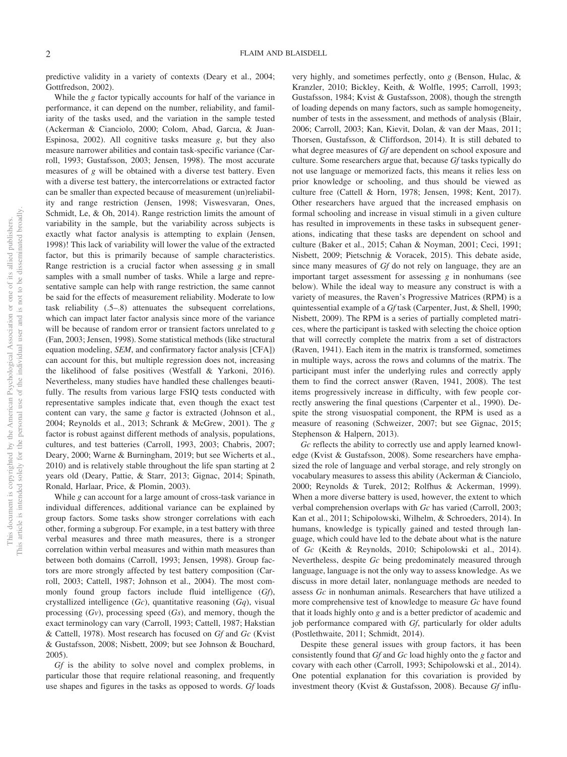predictive validity in a variety of contexts (Deary et al., 2004; Gottfredson, 2002).

While the *g* factor typically accounts for half of the variance in performance, it can depend on the number, reliability, and familiarity of the tasks used, and the variation in the sample tested (Ackerman & Cianciolo, 2000; Colom, Abad, Garcıa, & Juan-Espinosa, 2002). All cognitive tasks measure *g*, but they also measure narrower abilities and contain task-specific variance (Carroll, 1993; Gustafsson, 2003; Jensen, 1998). The most accurate measures of *g* will be obtained with a diverse test battery. Even with a diverse test battery, the intercorrelations or extracted factor can be smaller than expected because of measurement (un)reliability and range restriction (Jensen, 1998; Viswesvaran, Ones, Schmidt, Le, & Oh, 2014). Range restriction limits the amount of variability in the sample, but the variability across subjects is exactly what factor analysis is attempting to explain (Jensen, 1998)! This lack of variability will lower the value of the extracted factor, but this is primarily because of sample characteristics. Range restriction is a crucial factor when assessing *g* in small samples with a small number of tasks. While a large and representative sample can help with range restriction, the same cannot be said for the effects of measurement reliability. Moderate to low task reliability (.5–.8) attenuates the subsequent correlations, which can impact later factor analysis since more of the variance will be because of random error or transient factors unrelated to *g* (Fan, 2003; Jensen, 1998). Some statistical methods (like structural equation modeling, *SEM*, and confirmatory factor analysis [CFA]) can account for this, but multiple regression does not, increasing the likelihood of false positives (Westfall & Yarkoni, 2016). Nevertheless, many studies have handled these challenges beautifully. The results from various large FSIQ tests conducted with representative samples indicate that, even though the exact test content can vary, the same *g* factor is extracted (Johnson et al., 2004; Reynolds et al., 2013; Schrank & McGrew, 2001). The *g* factor is robust against different methods of analysis, populations, cultures, and test batteries (Carroll, 1993, 2003; Chabris, 2007; Deary, 2000; Warne & Burningham, 2019; but see Wicherts et al., 2010) and is relatively stable throughout the life span starting at 2 years old (Deary, Pattie, & Starr, 2013; Gignac, 2014; Spinath, Ronald, Harlaar, Price, & Plomin, 2003).

While *g* can account for a large amount of cross-task variance in individual differences, additional variance can be explained by group factors. Some tasks show stronger correlations with each other, forming a subgroup. For example, in a test battery with three verbal measures and three math measures, there is a stronger correlation within verbal measures and within math measures than between both domains (Carroll, 1993; Jensen, 1998). Group factors are more strongly affected by test battery composition (Carroll, 2003; Cattell, 1987; Johnson et al., 2004). The most commonly found group factors include fluid intelligence (*Gf*), crystallized intelligence (*Gc*), quantitative reasoning (*Gq*), visual processing (*Gv*), processing speed (*Gs*), and memory, though the exact terminology can vary (Carroll, 1993; Cattell, 1987; Hakstian & Cattell, 1978). Most research has focused on *Gf* and *Gc* (Kvist & Gustafsson, 2008; Nisbett, 2009; but see Johnson & Bouchard, 2005).

*Gf* is the ability to solve novel and complex problems, in particular those that require relational reasoning, and frequently use shapes and figures in the tasks as opposed to words. *Gf* loads very highly, and sometimes perfectly, onto *g* (Benson, Hulac, & Kranzler, 2010; Bickley, Keith, & Wolfle, 1995; Carroll, 1993; Gustafsson, 1984; Kvist & Gustafsson, 2008), though the strength of loading depends on many factors, such as sample homogeneity, number of tests in the assessment, and methods of analysis (Blair, 2006; Carroll, 2003; Kan, Kievit, Dolan, & van der Maas, 2011; Thorsen, Gustafsson, & Cliffordson, 2014). It is still debated to what degree measures of *Gf* are dependent on school exposure and culture. Some researchers argue that, because *Gf* tasks typically do not use language or memorized facts, this means it relies less on prior knowledge or schooling, and thus should be viewed as culture free (Cattell & Horn, 1978; Jensen, 1998; Kent, 2017). Other researchers have argued that the increased emphasis on formal schooling and increase in visual stimuli in a given culture has resulted in improvements in these tasks in subsequent generations, indicating that these tasks are dependent on school and culture (Baker et al., 2015; Cahan & Noyman, 2001; Ceci, 1991; Nisbett, 2009; Pietschnig & Voracek, 2015). This debate aside, since many measures of *Gf* do not rely on language, they are an important target assessment for assessing *g* in nonhumans (see below). While the ideal way to measure any construct is with a variety of measures, the Raven's Progressive Matrices (RPM) is a quintessential example of a *Gf* task (Carpenter, Just, & Shell, 1990; Nisbett, 2009). The RPM is a series of partially completed matrices, where the participant is tasked with selecting the choice option that will correctly complete the matrix from a set of distractors (Raven, 1941). Each item in the matrix is transformed, sometimes in multiple ways, across the rows and columns of the matrix. The participant must infer the underlying rules and correctly apply them to find the correct answer (Raven, 1941, 2008). The test items progressively increase in difficulty, with few people correctly answering the final questions (Carpenter et al., 1990). Despite the strong visuospatial component, the RPM is used as a measure of reasoning (Schweizer, 2007; but see Gignac, 2015; Stephenson & Halpern, 2013).

*Gc* reflects the ability to correctly use and apply learned knowledge (Kvist & Gustafsson, 2008). Some researchers have emphasized the role of language and verbal storage, and rely strongly on vocabulary measures to assess this ability (Ackerman & Cianciolo, 2000; Reynolds & Turek, 2012; Rolfhus & Ackerman, 1999). When a more diverse battery is used, however, the extent to which verbal comprehension overlaps with *Gc* has varied (Carroll, 2003; Kan et al., 2011; Schipolowski, Wilhelm, & Schroeders, 2014). In humans, knowledge is typically gained and tested through language, which could have led to the debate about what is the nature of *Gc* (Keith & Reynolds, 2010; Schipolowski et al., 2014). Nevertheless, despite *Gc* being predominately measured through language, language is not the only way to assess knowledge. As we discuss in more detail later, nonlanguage methods are needed to assess *Gc* in nonhuman animals. Researchers that have utilized a more comprehensive test of knowledge to measure *Gc* have found that it loads highly onto *g* and is a better predictor of academic and job performance compared with *Gf*, particularly for older adults (Postlethwaite, 2011; Schmidt, 2014).

Despite these general issues with group factors, it has been consistently found that *Gf* and *Gc* load highly onto the *g* factor and covary with each other (Carroll, 1993; Schipolowski et al., 2014). One potential explanation for this covariation is provided by investment theory (Kvist & Gustafsson, 2008). Because *Gf* influ-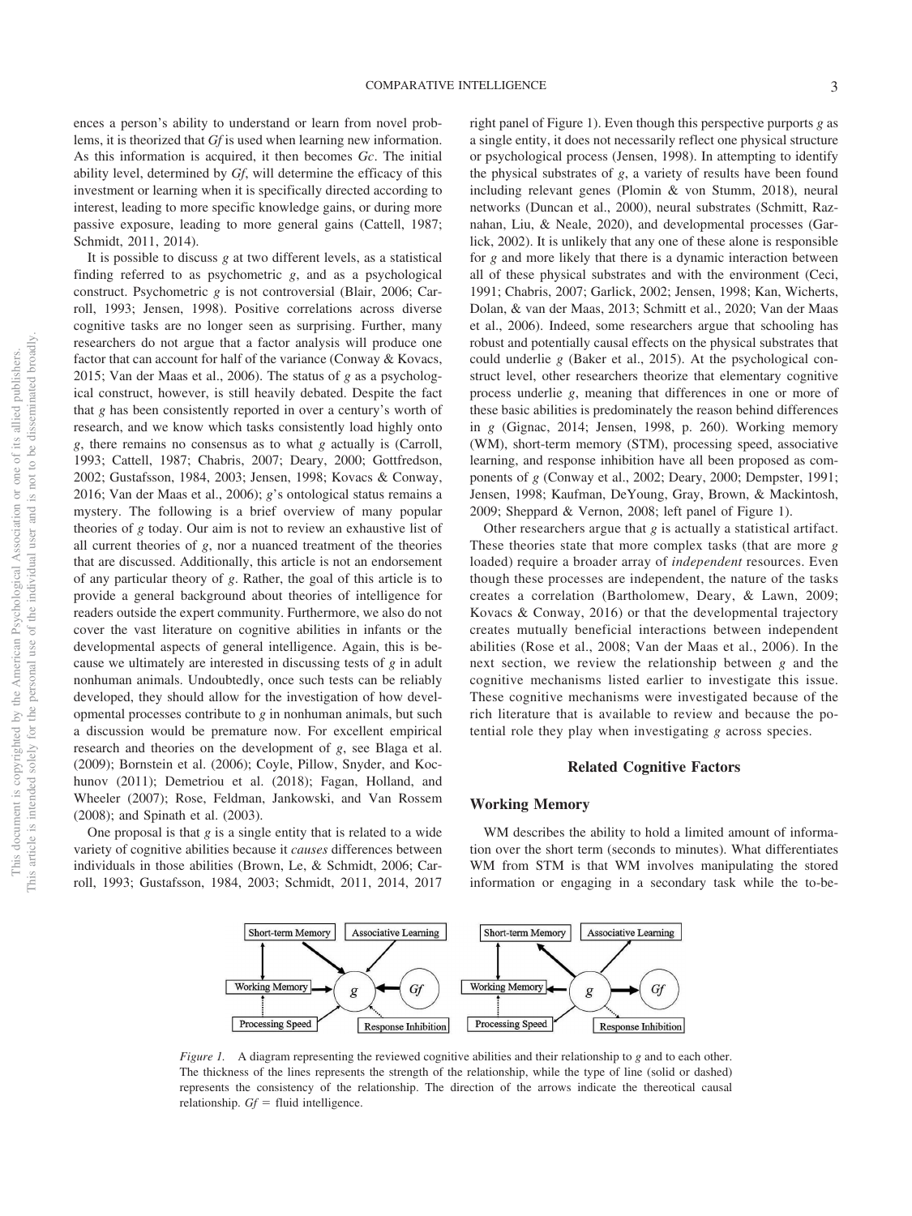ences a person's ability to understand or learn from novel problems, it is theorized that *Gf* is used when learning new information. As this information is acquired, it then becomes *Gc*. The initial ability level, determined by *Gf*, will determine the efficacy of this investment or learning when it is specifically directed according to interest, leading to more specific knowledge gains, or during more passive exposure, leading to more general gains (Cattell, 1987; Schmidt, 2011, 2014).

It is possible to discuss *g* at two different levels, as a statistical finding referred to as psychometric *g*, and as a psychological construct. Psychometric *g* is not controversial (Blair, 2006; Carroll, 1993; Jensen, 1998). Positive correlations across diverse cognitive tasks are no longer seen as surprising. Further, many researchers do not argue that a factor analysis will produce one factor that can account for half of the variance (Conway & Kovacs, 2015; Van der Maas et al., 2006). The status of *g* as a psychological construct, however, is still heavily debated. Despite the fact that *g* has been consistently reported in over a century's worth of research, and we know which tasks consistently load highly onto *g*, there remains no consensus as to what *g* actually is (Carroll, 1993; Cattell, 1987; Chabris, 2007; Deary, 2000; Gottfredson, 2002; Gustafsson, 1984, 2003; Jensen, 1998; Kovacs & Conway, 2016; Van der Maas et al., 2006); *g*'s ontological status remains a mystery. The following is a brief overview of many popular theories of *g* today. Our aim is not to review an exhaustive list of all current theories of *g*, nor a nuanced treatment of the theories that are discussed. Additionally, this article is not an endorsement of any particular theory of *g*. Rather, the goal of this article is to provide a general background about theories of intelligence for readers outside the expert community. Furthermore, we also do not cover the vast literature on cognitive abilities in infants or the developmental aspects of general intelligence. Again, this is because we ultimately are interested in discussing tests of *g* in adult nonhuman animals. Undoubtedly, once such tests can be reliably developed, they should allow for the investigation of how developmental processes contribute to *g* in nonhuman animals, but such a discussion would be premature now. For excellent empirical research and theories on the development of *g*, see Blaga et al. (2009); Bornstein et al. (2006); Coyle, Pillow, Snyder, and Kochunov (2011); Demetriou et al. (2018); Fagan, Holland, and Wheeler (2007); Rose, Feldman, Jankowski, and Van Rossem (2008); and Spinath et al. (2003).

One proposal is that *g* is a single entity that is related to a wide variety of cognitive abilities because it *causes* differences between individuals in those abilities (Brown, Le, & Schmidt, 2006; Carroll, 1993; Gustafsson, 1984, 2003; Schmidt, 2011, 2014, 2017 right panel of Figure 1). Even though this perspective purports *g* as a single entity, it does not necessarily reflect one physical structure or psychological process (Jensen, 1998). In attempting to identify the physical substrates of *g*, a variety of results have been found including relevant genes (Plomin & von Stumm, 2018), neural networks (Duncan et al., 2000), neural substrates (Schmitt, Raznahan, Liu, & Neale, 2020), and developmental processes (Garlick, 2002). It is unlikely that any one of these alone is responsible for *g* and more likely that there is a dynamic interaction between all of these physical substrates and with the environment (Ceci, 1991; Chabris, 2007; Garlick, 2002; Jensen, 1998; Kan, Wicherts, Dolan, & van der Maas, 2013; Schmitt et al., 2020; Van der Maas et al., 2006). Indeed, some researchers argue that schooling has robust and potentially causal effects on the physical substrates that could underlie *g* (Baker et al., 2015). At the psychological construct level, other researchers theorize that elementary cognitive process underlie *g*, meaning that differences in one or more of these basic abilities is predominately the reason behind differences in *g* (Gignac, 2014; Jensen, 1998, p. 260). Working memory (WM), short-term memory (STM), processing speed, associative learning, and response inhibition have all been proposed as components of *g* (Conway et al., 2002; Deary, 2000; Dempster, 1991; Jensen, 1998; Kaufman, DeYoung, Gray, Brown, & Mackintosh, 2009; Sheppard & Vernon, 2008; left panel of Figure 1).

Other researchers argue that *g* is actually a statistical artifact. These theories state that more complex tasks (that are more *g* loaded) require a broader array of *independent* resources. Even though these processes are independent, the nature of the tasks creates a correlation (Bartholomew, Deary, & Lawn, 2009; Kovacs & Conway, 2016) or that the developmental trajectory creates mutually beneficial interactions between independent abilities (Rose et al., 2008; Van der Maas et al., 2006). In the next section, we review the relationship between *g* and the cognitive mechanisms listed earlier to investigate this issue. These cognitive mechanisms were investigated because of the rich literature that is available to review and because the potential role they play when investigating *g* across species.

## Related Cognitive Factors

### Working Memory

WM describes the ability to hold a limited amount of information over the short term (seconds to minutes). What differentiates WM from STM is that WM involves manipulating the stored information or engaging in a secondary task while the to-be-

*Figure 1.* A diagram representing the reviewed cognitive abilities and their relationship to *g* and to each other. The thickness of the lines represents the strength of the relationship, while the type of line (solid or dashed) represents the consistency of the relationship. The direction of the arrows indicate the thereotical causal relationship. *Gf* = fluid intelligence.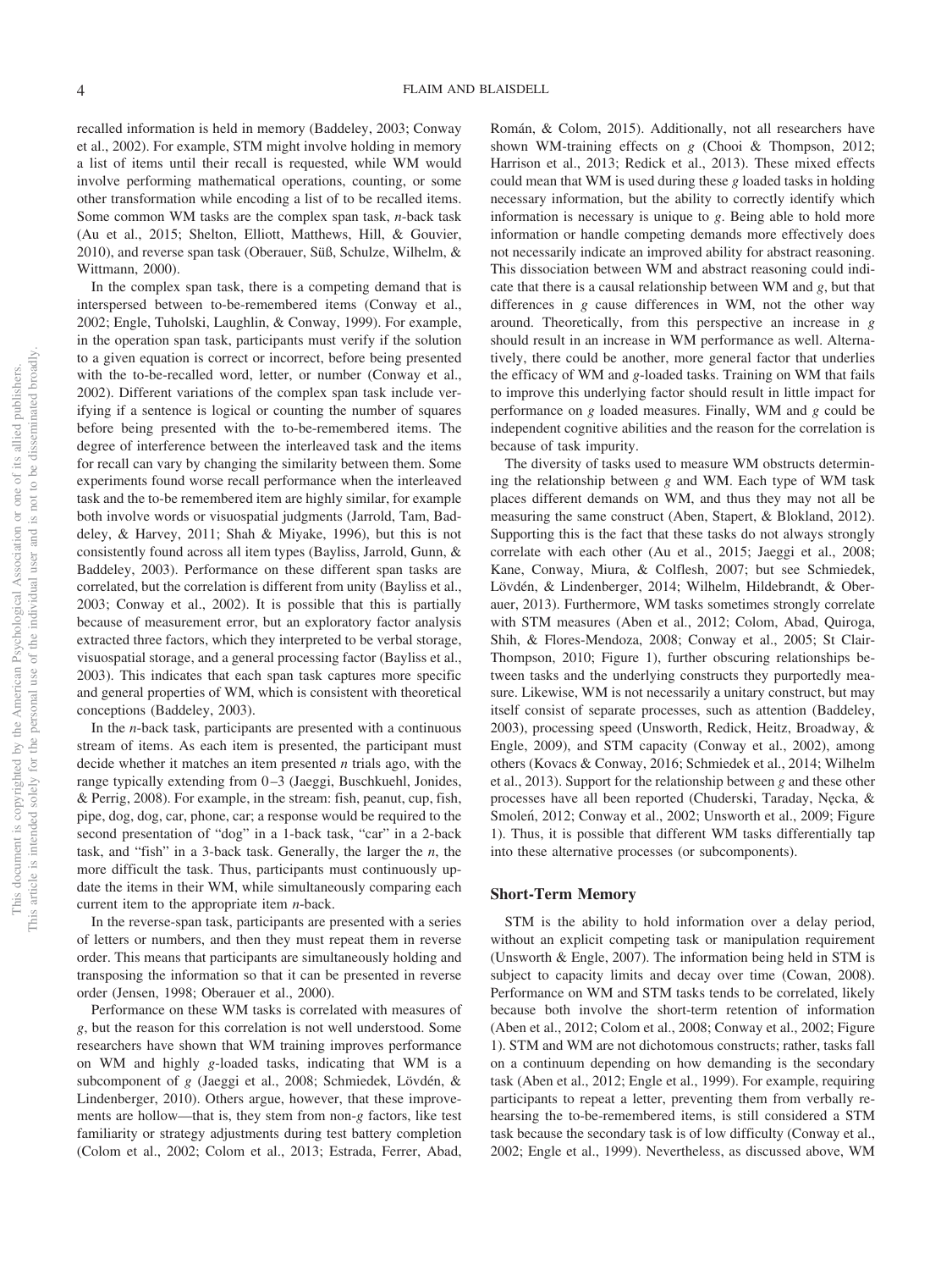recalled information is held in memory (Baddeley, 2003; Conway et al., 2002). For example, STM might involve holding in memory a list of items until their recall is requested, while WM would involve performing mathematical operations, counting, or some other transformation while encoding a list of to be recalled items. Some common WM tasks are the complex span task, *n*-back task (Au et al., 2015; Shelton, Elliott, Matthews, Hill, & Gouvier, 2010), and reverse span task (Oberauer, Süß, Schulze, Wilhelm, & Wittmann, 2000).

In the complex span task, there is a competing demand that is interspersed between to-be-remembered items (Conway et al., 2002; Engle, Tuholski, Laughlin, & Conway, 1999). For example, in the operation span task, participants must verify if the solution to a given equation is correct or incorrect, before being presented with the to-be-recalled word, letter, or number (Conway et al., 2002). Different variations of the complex span task include verifying if a sentence is logical or counting the number of squares before being presented with the to-be-remembered items. The degree of interference between the interleaved task and the items for recall can vary by changing the similarity between them. Some experiments found worse recall performance when the interleaved task and the to-be remembered item are highly similar, for example both involve words or visuospatial judgments (Jarrold, Tam, Baddeley, & Harvey, 2011; Shah & Miyake, 1996), but this is not consistently found across all item types (Bayliss, Jarrold, Gunn, & Baddeley, 2003). Performance on these different span tasks are correlated, but the correlation is different from unity (Bayliss et al., 2003; Conway et al., 2002). It is possible that this is partially because of measurement error, but an exploratory factor analysis extracted three factors, which they interpreted to be verbal storage, visuospatial storage, and a general processing factor (Bayliss et al., 2003). This indicates that each span task captures more specific and general properties of WM, which is consistent with theoretical conceptions (Baddeley, 2003).

In the *n*-back task, participants are presented with a continuous stream of items. As each item is presented, the participant must decide whether it matches an item presented *n* trials ago, with the range typically extending from 0–3 (Jaeggi, Buschkuehl, Jonides, & Perrig, 2008). For example, in the stream: fish, peanut, cup, fish, pipe, dog, dog, car, phone, car; a response would be required to the second presentation of "dog" in a 1-back task, "car" in a 2-back task, and "fish" in a 3-back task. Generally, the larger the *n*, the more difficult the task. Thus, participants must continuously update the items in their WM, while simultaneously comparing each current item to the appropriate item *n*-back.

In the reverse-span task, participants are presented with a series of letters or numbers, and then they must repeat them in reverse order. This means that participants are simultaneously holding and transposing the information so that it can be presented in reverse order (Jensen, 1998; Oberauer et al., 2000).

Performance on these WM tasks is correlated with measures of *g*, but the reason for this correlation is not well understood. Some researchers have shown that WM training improves performance on WM and highly *g*-loaded tasks, indicating that WM is a subcomponent of *g* (Jaeggi et al., 2008; Schmiedek, Lövdén, & Lindenberger, 2010). Others argue, however, that these improvements are hollow—that is, they stem from non-*g* factors, like test familiarity or strategy adjustments during test battery completion (Colom et al., 2002; Colom et al., 2013; Estrada, Ferrer, Abad, Román, & Colom, 2015). Additionally, not all researchers have shown WM-training effects on *g* (Chooi & Thompson, 2012; Harrison et al., 2013; Redick et al., 2013). These mixed effects could mean that WM is used during these *g* loaded tasks in holding necessary information, but the ability to correctly identify which information is necessary is unique to *g*. Being able to hold more information or handle competing demands more effectively does not necessarily indicate an improved ability for abstract reasoning. This dissociation between WM and abstract reasoning could indicate that there is a causal relationship between WM and *g*, but that differences in *g* cause differences in WM, not the other way around. Theoretically, from this perspective an increase in *g* should result in an increase in WM performance as well. Alternatively, there could be another, more general factor that underlies the efficacy of WM and *g*-loaded tasks. Training on WM that fails to improve this underlying factor should result in little impact for performance on *g* loaded measures. Finally, WM and *g* could be independent cognitive abilities and the reason for the correlation is because of task impurity.

The diversity of tasks used to measure WM obstructs determining the relationship between *g* and WM. Each type of WM task places different demands on WM, and thus they may not all be measuring the same construct (Aben, Stapert, & Blokland, 2012). Supporting this is the fact that these tasks do not always strongly correlate with each other (Au et al., 2015; Jaeggi et al., 2008; Kane, Conway, Miura, & Colflesh, 2007; but see Schmiedek, Lövdén, & Lindenberger, 2014; Wilhelm, Hildebrandt, & Oberauer, 2013). Furthermore, WM tasks sometimes strongly correlate with STM measures (Aben et al., 2012; Colom, Abad, Quiroga, Shih, & Flores-Mendoza, 2008; Conway et al., 2005; St Clair-Thompson, 2010; Figure 1), further obscuring relationships between tasks and the underlying constructs they purportedly measure. Likewise, WM is not necessarily a unitary construct, but may itself consist of separate processes, such as attention (Baddeley, 2003), processing speed (Unsworth, Redick, Heitz, Broadway, & Engle, 2009), and STM capacity (Conway et al., 2002), among others (Kovacs & Conway, 2016; Schmiedek et al., 2014; Wilhelm et al., 2013). Support for the relationship between *g* and these other processes have all been reported (Chuderski, Taraday, Nęcka, & Smoleń, 2012; Conway et al., 2002; Unsworth et al., 2009; Figure 1). Thus, it is possible that different WM tasks differentially tap into these alternative processes (or subcomponents).

## Short-Term Memory

STM is the ability to hold information over a delay period, without an explicit competing task or manipulation requirement (Unsworth & Engle, 2007). The information being held in STM is subject to capacity limits and decay over time (Cowan, 2008). Performance on WM and STM tasks tends to be correlated, likely because both involve the short-term retention of information (Aben et al., 2012; Colom et al., 2008; Conway et al., 2002; Figure 1). STM and WM are not dichotomous constructs; rather, tasks fall on a continuum depending on how demanding is the secondary task (Aben et al., 2012; Engle et al., 1999). For example, requiring participants to repeat a letter, preventing them from verbally rehearsing the to-be-remembered items, is still considered a STM task because the secondary task is of low difficulty (Conway et al., 2002; Engle et al., 1999). Nevertheless, as discussed above, WM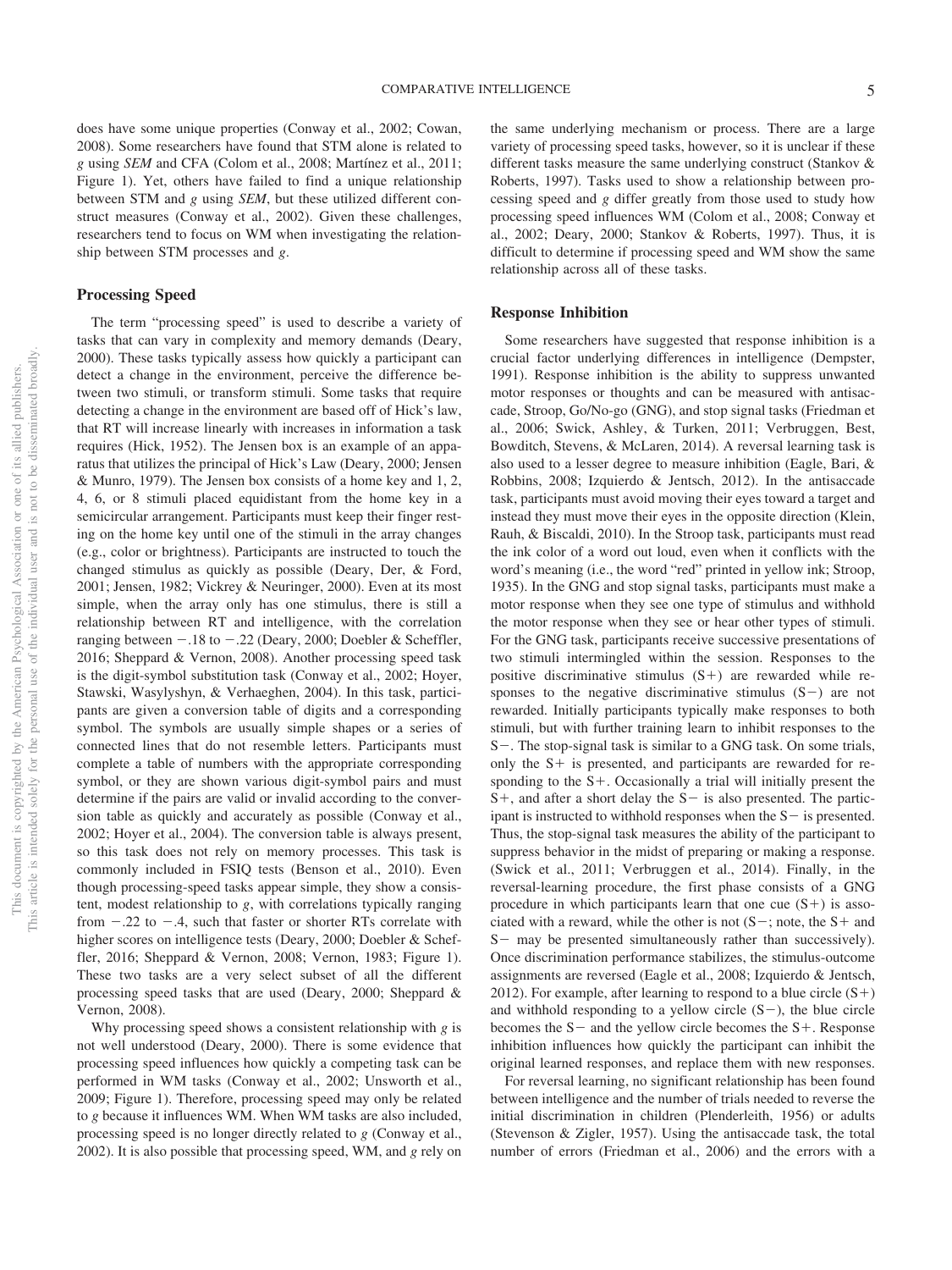does have some unique properties (Conway et al., 2002; Cowan, 2008). Some researchers have found that STM alone is related to *g* using *SEM* and CFA (Colom et al., 2008; Martínez et al., 2011; Figure 1). Yet, others have failed to find a unique relationship between STM and *g* using *SEM*, but these utilized different construct measures (Conway et al., 2002). Given these challenges, researchers tend to focus on WM when investigating the relationship between STM processes and *g*.

## Processing Speed

The term "processing speed" is used to describe a variety of tasks that can vary in complexity and memory demands (Deary, 2000). These tasks typically assess how quickly a participant can detect a change in the environment, perceive the difference between two stimuli, or transform stimuli. Some tasks that require detecting a change in the environment are based off of Hick's law, that RT will increase linearly with increases in information a task requires (Hick, 1952). The Jensen box is an example of an apparatus that utilizes the principal of Hick's Law (Deary, 2000; Jensen & Munro, 1979). The Jensen box consists of a home key and 1, 2, 4, 6, or 8 stimuli placed equidistant from the home key in a semicircular arrangement. Participants must keep their finger resting on the home key until one of the stimuli in the array changes (e.g., color or brightness). Participants are instructed to touch the changed stimulus as quickly as possible (Deary, Der, & Ford, 2001; Jensen, 1982; Vickrey & Neuringer, 2000). Even at its most simple, when the array only has one stimulus, there is still a relationship between RT and intelligence, with the correlation ranging between −.18 to −.22 (Deary, 2000; Doebler & Scheffler, 2016; Sheppard & Vernon, 2008). Another processing speed task is the digit-symbol substitution task (Conway et al., 2002; Hoyer, Stawski, Wasylyshyn, & Verhaeghen, 2004). In this task, participants are given a conversion table of digits and a corresponding symbol. The symbols are usually simple shapes or a series of connected lines that do not resemble letters. Participants must complete a table of numbers with the appropriate corresponding symbol, or they are shown various digit-symbol pairs and must determine if the pairs are valid or invalid according to the conversion table as quickly and accurately as possible (Conway et al., 2002; Hoyer et al., 2004). The conversion table is always present, so this task does not rely on memory processes. This task is commonly included in FSIQ tests (Benson et al., 2010). Even though processing-speed tasks appear simple, they show a consistent, modest relationship to *g*, with correlations typically ranging from −.22 to −.4, such that faster or shorter RTs correlate with higher scores on intelligence tests (Deary, 2000; Doebler & Scheffler, 2016; Sheppard & Vernon, 2008; Vernon, 1983; Figure 1). These two tasks are a very select subset of all the different processing speed tasks that are used (Deary, 2000; Sheppard & Vernon, 2008).

Why processing speed shows a consistent relationship with *g* is not well understood (Deary, 2000). There is some evidence that processing speed influences how quickly a competing task can be performed in WM tasks (Conway et al., 2002; Unsworth et al., 2009; Figure 1). Therefore, processing speed may only be related to *g* because it influences WM. When WM tasks are also included, processing speed is no longer directly related to *g* (Conway et al., 2002). It is also possible that processing speed, WM, and *g* rely on the same underlying mechanism or process. There are a large variety of processing speed tasks, however, so it is unclear if these different tasks measure the same underlying construct (Stankov & Roberts, 1997). Tasks used to show a relationship between processing speed and *g* differ greatly from those used to study how processing speed influences WM (Colom et al., 2008; Conway et al., 2002; Deary, 2000; Stankov & Roberts, 1997). Thus, it is difficult to determine if processing speed and WM show the same relationship across all of these tasks.

## Response Inhibition

Some researchers have suggested that response inhibition is a crucial factor underlying differences in intelligence (Dempster, 1991). Response inhibition is the ability to suppress unwanted motor responses or thoughts and can be measured with antisaccade, Stroop, Go/No-go (GNG), and stop signal tasks (Friedman et al., 2006; Swick, Ashley, & Turken, 2011; Verbruggen, Best, Bowditch, Stevens, & McLaren, 2014). A reversal learning task is also used to a lesser degree to measure inhibition (Eagle, Bari, & Robbins, 2008; Izquierdo & Jentsch, 2012). In the antisaccade task, participants must avoid moving their eyes toward a target and instead they must move their eyes in the opposite direction (Klein, Rauh, & Biscaldi, 2010). In the Stroop task, participants must read the ink color of a word out loud, even when it conflicts with the word's meaning (i.e., the word "red" printed in yellow ink; Stroop, 1935). In the GNG and stop signal tasks, participants must make a motor response when they see one type of stimulus and withhold the motor response when they see or hear other types of stimuli. For the GNG task, participants receive successive presentations of two stimuli intermingled within the session. Responses to the positive discriminative stimulus (S+) are rewarded while responses to the negative discriminative stimulus (S−) are not rewarded. Initially participants typically make responses to both stimuli, but with further training learn to inhibit responses to the S−. The stop-signal task is similar to a GNG task. On some trials, only the S+ is presented, and participants are rewarded for responding to the S+. Occasionally a trial will initially present the S+, and after a short delay the S− is also presented. The participant is instructed to withhold responses when the S− is presented. Thus, the stop-signal task measures the ability of the participant to suppress behavior in the midst of preparing or making a response. (Swick et al., 2011; Verbruggen et al., 2014). Finally, in the reversal-learning procedure, the first phase consists of a GNG procedure in which participants learn that one cue (S+) is associated with a reward, while the other is not (S−; note, the S+ and S− may be presented simultaneously rather than successively). Once discrimination performance stabilizes, the stimulus-outcome assignments are reversed (Eagle et al., 2008; Izquierdo & Jentsch, 2012). For example, after learning to respond to a blue circle (S+) and withhold responding to a yellow circle (S−), the blue circle becomes the S− and the yellow circle becomes the S+. Response inhibition influences how quickly the participant can inhibit the original learned responses, and replace them with new responses.

For reversal learning, no significant relationship has been found between intelligence and the number of trials needed to reverse the initial discrimination in children (Plenderleith, 1956) or adults (Stevenson & Zigler, 1957). Using the antisaccade task, the total number of errors (Friedman et al., 2006) and the errors with a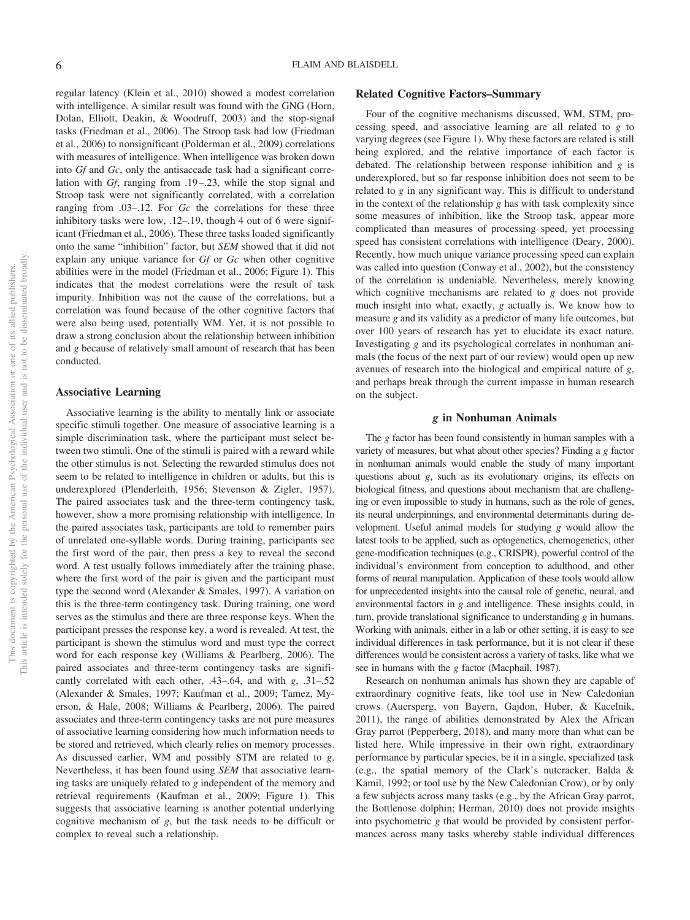regular latency (Klein et al., 2010) showed a modest correlation with intelligence. A similar result was found with the GNG (Horn, Dolan, Elliott, Deakin, & Woodruff, 2003) and the stop-signal tasks (Friedman et al., 2006). The Stroop task had low (Friedman et al., 2006) to nonsignificant (Polderman et al., 2009) correlations with measures of intelligence. When intelligence was broken down into *Gf* and *Gc*, only the antisaccade task had a significant correlation with *Gf*, ranging from .19–.23, while the stop signal and Stroop task were not significantly correlated, with a correlation ranging from .03–.12. For *Gc* the correlations for these three inhibitory tasks were low, .12–.19, though 4 out of 6 were significant (Friedman et al., 2006). These three tasks loaded significantly onto the same "inhibition" factor, but *SEM* showed that it did not explain any unique variance for *Gf* or *Gc* when other cognitive abilities were in the model (Friedman et al., 2006; Figure 1). This indicates that the modest correlations were the result of task impurity. Inhibition was not the cause of the correlations, but a correlation was found because of the other cognitive factors that were also being used, potentially WM. Yet, it is not possible to draw a strong conclusion about the relationship between inhibition and *g* because of relatively small amount of research that has been conducted.

## Associative Learning

Associative learning is the ability to mentally link or associate specific stimuli together. One measure of associative learning is a simple discrimination task, where the participant must select between two stimuli. One of the stimuli is paired with a reward while the other stimulus is not. Selecting the rewarded stimulus does not seem to be related to intelligence in children or adults, but this is underexplored (Plenderleith, 1956; Stevenson & Zigler, 1957). The paired associates task and the three-term contingency task, however, show a more promising relationship with intelligence. In the paired associates task, participants are told to remember pairs of unrelated one-syllable words. During training, participants see the first word of the pair, then press a key to reveal the second word. A test usually follows immediately after the training phase, where the first word of the pair is given and the participant must type the second word (Alexander & Smales, 1997). A variation on this is the three-term contingency task. During training, one word serves as the stimulus and there are three response keys. When the participant presses the response key, a word is revealed. At test, the participant is shown the stimulus word and must type the correct word for each response key (Williams & Pearlberg, 2006). The paired associates and three-term contingency tasks are significantly correlated with each other, .43–.64, and with *g*, .31–.52 (Alexander & Smales, 1997; Kaufman et al., 2009; Tamez, Myerson, & Hale, 2008; Williams & Pearlberg, 2006). The paired associates and three-term contingency tasks are not pure measures of associative learning considering how much information needs to be stored and retrieved, which clearly relies on memory processes. As discussed earlier, WM and possibly STM are related to *g*. Nevertheless, it has been found using *SEM* that associative learning tasks are uniquely related to *g* independent of the memory and retrieval requirements (Kaufman et al., 2009; Figure 1). This suggests that associative learning is another potential underlying cognitive mechanism of *g*, but the task needs to be difficult or complex to reveal such a relationship.

## Related Cognitive Factors–Summary

Four of the cognitive mechanisms discussed, WM, STM, processing speed, and associative learning are all related to *g* to varying degrees (see Figure 1). Why these factors are related is still being explored, and the relative importance of each factor is debated. The relationship between response inhibition and *g* is underexplored, but so far response inhibition does not seem to be related to *g* in any significant way. This is difficult to understand in the context of the relationship *g* has with task complexity since some measures of inhibition, like the Stroop task, appear more complicated than measures of processing speed, yet processing speed has consistent correlations with intelligence (Deary, 2000). Recently, how much unique variance processing speed can explain was called into question (Conway et al., 2002), but the consistency of the correlation is undeniable. Nevertheless, merely knowing which cognitive mechanisms are related to *g* does not provide much insight into what, exactly, *g* actually is. We know how to measure *g* and its validity as a predictor of many life outcomes, but over 100 years of research has yet to elucidate its exact nature. Investigating *g* and its psychological correlates in nonhuman animals (the focus of the next part of our review) would open up new avenues of research into the biological and empirical nature of *g*, and perhaps break through the current impasse in human research on the subject.

## *g* in Nonhuman Animals

The *g* factor has been found consistently in human samples with a variety of measures, but what about other species? Finding a *g* factor in nonhuman animals would enable the study of many important questions about *g*, such as its evolutionary origins, its effects on biological fitness, and questions about mechanism that are challenging or even impossible to study in humans, such as the role of genes, its neural underpinnings, and environmental determinants during development. Useful animal models for studying *g* would allow the latest tools to be applied, such as optogenetics, chemogenetics, other gene-modification techniques (e.g., CRISPR), powerful control of the individual's environment from conception to adulthood, and other forms of neural manipulation. Application of these tools would allow for unprecedented insights into the causal role of genetic, neural, and environmental factors in *g* and intelligence. These insights could, in turn, provide translational significance to understanding *g* in humans. Working with animals, either in a lab or other setting, it is easy to see individual differences in task performance, but it is not clear if these differences would be consistent across a variety of tasks, like what we see in humans with the *g* factor (Macphail, 1987).

Research on nonhuman animals has shown they are capable of extraordinary cognitive feats, like tool use in New Caledonian crows (Auersperg, von Bayern, Gajdon, Huber, & Kacelnik, 2011), the range of abilities demonstrated by Alex the African Gray parrot (Pepperberg, 2018), and many more than what can be listed here. While impressive in their own right, extraordinary performance by particular species, be it in a single, specialized task (e.g., the spatial memory of the Clark's nutcracker, Balda & Kamil, 1992; or tool use by the New Caledonian Crow), or by only a few subjects across many tasks (e.g., by the African Gray parrot, the Bottlenose dolphin; Herman, 2010) does not provide insights into psychometric *g* that would be provided by consistent performances across many tasks whereby stable individual differences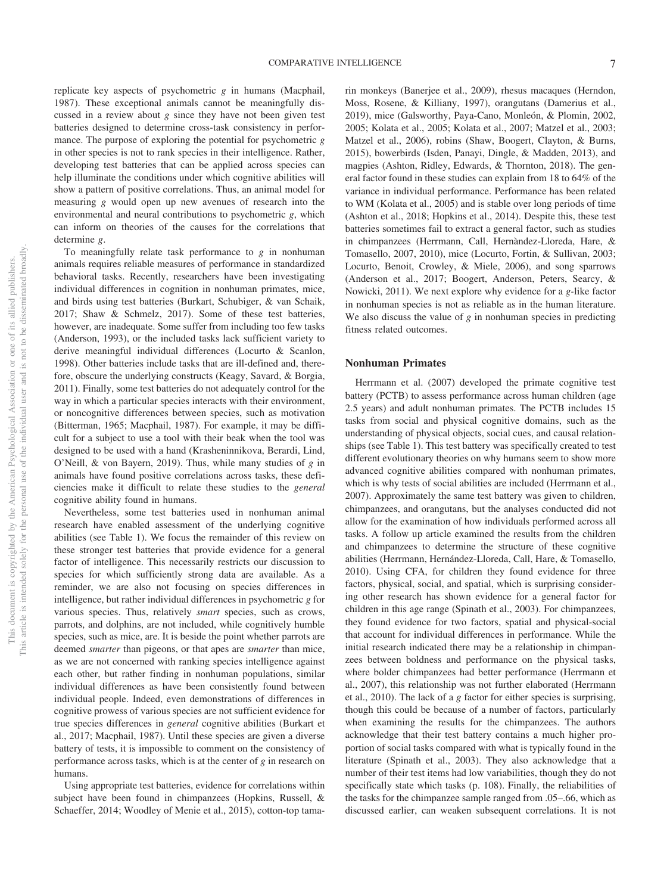replicate key aspects of psychometric *g* in humans (Macphail, 1987). These exceptional animals cannot be meaningfully discussed in a review about *g* since they have not been given test batteries designed to determine cross-task consistency in performance. The purpose of exploring the potential for psychometric *g* in other species is not to rank species in their intelligence. Rather, developing test batteries that can be applied across species can help illuminate the conditions under which cognitive abilities will show a pattern of positive correlations. Thus, an animal model for measuring *g* would open up new avenues of research into the environmental and neural contributions to psychometric *g*, which can inform on theories of the causes for the correlations that determine *g*.

To meaningfully relate task performance to *g* in nonhuman animals requires reliable measures of performance in standardized behavioral tasks. Recently, researchers have been investigating individual differences in cognition in nonhuman primates, mice, and birds using test batteries (Burkart, Schubiger, & van Schaik, 2017; Shaw & Schmelz, 2017). Some of these test batteries, however, are inadequate. Some suffer from including too few tasks (Anderson, 1993), or the included tasks lack sufficient variety to derive meaningful individual differences (Locurto & Scanlon, 1998). Other batteries include tasks that are ill-defined and, therefore, obscure the underlying constructs (Keagy, Savard, & Borgia, 2011). Finally, some test batteries do not adequately control for the way in which a particular species interacts with their environment, or noncognitive differences between species, such as motivation (Bitterman, 1965; Macphail, 1987). For example, it may be difficult for a subject to use a tool with their beak when the tool was designed to be used with a hand (Krasheninnikova, Berardi, Lind, O'Neill, & von Bayern, 2019). Thus, while many studies of *g* in animals have found positive correlations across tasks, these deficiencies make it difficult to relate these studies to the *general* cognitive ability found in humans.

Nevertheless, some test batteries used in nonhuman animal research have enabled assessment of the underlying cognitive abilities (see Table 1). We focus the remainder of this review on these stronger test batteries that provide evidence for a general factor of intelligence. This necessarily restricts our discussion to species for which sufficiently strong data are available. As a reminder, we are also not focusing on species differences in intelligence, but rather individual differences in psychometric *g* for various species. Thus, relatively *smart* species, such as crows, parrots, and dolphins, are not included, while cognitively humble species, such as mice, are. It is beside the point whether parrots are deemed *smarter* than pigeons, or that apes are *smarter* than mice, as we are not concerned with ranking species intelligence against each other, but rather finding in nonhuman populations, similar individual differences as have been consistently found between individual people. Indeed, even demonstrations of differences in cognitive prowess of various species are not sufficient evidence for true species differences in *general* cognitive abilities (Burkart et al., 2017; Macphail, 1987). Until these species are given a diverse battery of tests, it is impossible to comment on the consistency of performance across tasks, which is at the center of *g* in research on humans.

Using appropriate test batteries, evidence for correlations within subject have been found in chimpanzees (Hopkins, Russell, & Schaeffer, 2014; Woodley of Menie et al., 2015), cotton-top tamarin monkeys (Banerjee et al., 2009), rhesus macaques (Herndon, Moss, Rosene, & Killiany, 1997), orangutans (Damerius et al., 2019), mice (Galsworthy, Paya-Cano, Monleón, & Plomin, 2002, 2005; Kolata et al., 2005; Kolata et al., 2007; Matzel et al., 2003; Matzel et al., 2006), robins (Shaw, Boogert, Clayton, & Burns, 2015), bowerbirds (Isden, Panayi, Dingle, & Madden, 2013), and magpies (Ashton, Ridley, Edwards, & Thornton, 2018). The general factor found in these studies can explain from 18 to 64% of the variance in individual performance. Performance has been related to WM (Kolata et al., 2005) and is stable over long periods of time (Ashton et al., 2018; Hopkins et al., 2014). Despite this, these test batteries sometimes fail to extract a general factor, such as studies in chimpanzees (Herrmann, Call, Hernàndez-Lloreda, Hare, & Tomasello, 2007, 2010), mice (Locurto, Fortin, & Sullivan, 2003; Locurto, Benoit, Crowley, & Miele, 2006), and song sparrows (Anderson et al., 2017; Boogert, Anderson, Peters, Searcy, & Nowicki, 2011). We next explore why evidence for a *g*-like factor in nonhuman species is not as reliable as in the human literature. We also discuss the value of *g* in nonhuman species in predicting fitness related outcomes.

## Nonhuman Primates

Herrmann et al. (2007) developed the primate cognitive test battery (PCTB) to assess performance across human children (age 2.5 years) and adult nonhuman primates. The PCTB includes 15 tasks from social and physical cognitive domains, such as the understanding of physical objects, social cues, and causal relationships (see Table 1). This test battery was specifically created to test different evolutionary theories on why humans seem to show more advanced cognitive abilities compared with nonhuman primates, which is why tests of social abilities are included (Herrmann et al., 2007). Approximately the same test battery was given to children, chimpanzees, and orangutans, but the analyses conducted did not allow for the examination of how individuals performed across all tasks. A follow up article examined the results from the children and chimpanzees to determine the structure of these cognitive abilities (Herrmann, Hernández-Lloreda, Call, Hare, & Tomasello, 2010). Using CFA, for children they found evidence for three factors, physical, social, and spatial, which is surprising considering other research has shown evidence for a general factor for children in this age range (Spinath et al., 2003). For chimpanzees, they found evidence for two factors, spatial and physical-social that account for individual differences in performance. While the initial research indicated there may be a relationship in chimpanzees between boldness and performance on the physical tasks, where bolder chimpanzees had better performance (Herrmann et al., 2007), this relationship was not further elaborated (Herrmann et al., 2010). The lack of a *g* factor for either species is surprising, though this could be because of a number of factors, particularly when examining the results for the chimpanzees. The authors acknowledge that their test battery contains a much higher proportion of social tasks compared with what is typically found in the literature (Spinath et al., 2003). They also acknowledge that a number of their test items had low variabilities, though they do not specifically state which tasks (p. 108). Finally, the reliabilities of the tasks for the chimpanzee sample ranged from .05–.66, which as discussed earlier, can weaken subsequent correlations. It is not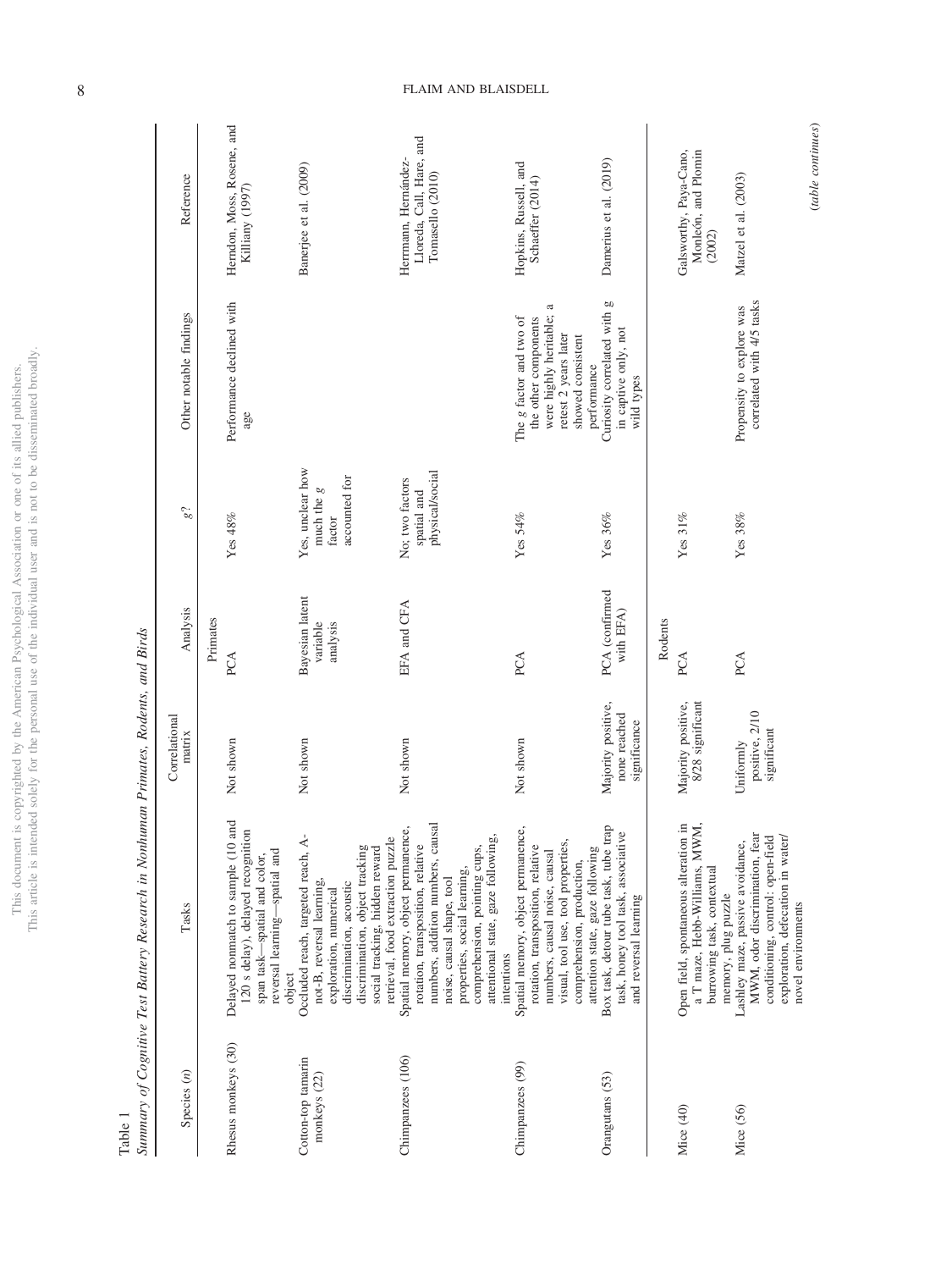Table 1

*Summary of Cognitive Test Battery Research in Nonhuman Primates, Rodents, and Birds*

| Species (*n*) | Tasks | Correlational matrix | Analysis | *g*? | Other notable findings | Reference |
|---|---|---|---|---|---|---|
| | | | Primates | | | |
| Rhesus monkeys (30) | Delayed nonmatch to sample (10 and 120 s delay), delayed recognition span task—spatial and color, reversal learning—spatial and object | Not shown | PCA | Yes 48% | Performance declined with age | Herndon, Moss, Rosene, and Killiany (1997) |
| Cotton-top tamarin monkeys (22) | Occluded reach, targeted reach, A-not-B, reversal learning, exploration, numerical discrimination, acoustic discrimination, object tracking social tracking, hidden reward retrieval, food extraction puzzle | Not shown | Bayesian latent variable analysis | Yes, unclear how much the *g* factor accounted for | | Banerjee et al. (2009) |
| Chimpanzees (106) | Spatial memory, object permanence, rotation, transposition, relative numbers, addition numbers, causal noise, causal shape, tool properties, social learning, comprehension, pointing cups, attentional state, gaze following, intentions | Not shown | EFA and CFA | No; two factors spatial and physical/social | | Herrmann, Hernández-Lloreda, Call, Hare, and Tomasello (2010) |
| Chimpanzees (99) | Spatial memory, object permanence, rotation, transposition, relative numbers, causal noise, causal visual, tool use, tool properties, comprehension, production, attention state, gaze following | Not shown | PCA | Yes 54% | The *g* factor and two of the other components were highly heritable; a retest 2 years later showed consistent performance | Hopkins, Russell, and Schaeffer (2014) |
| Orangutans (53) | Box task, detour tube task, tube trap task, honey tool task, associative and reversal learning | Majority positive, none reached significance | PCA (confirmed with EFA) | Yes 36% | Curiosity correlated with g in captive only, not wild types | Damerius et al. (2019) |
| | | | Rodents | | | |
| Mice (40) | Open field, spontaneous alteration in a T maze, Hebb-Williams, MWM, burrowing task, contextual memory, plug puzzle | Majority positive, 8/28 significant | PCA | Yes 31% | | Galsworthy, Paya-Cano, Monleón, and Plomin (2002) |
| Mice (56) | Lashley maze, passive avoidance, MWM, odor discrimination, fear conditioning, control: open-field exploration, defecation in water/novel environments | Uniformly positive, 2/10 significant | PCA | Yes 38% | Propensity to explore was correlated with 4/5 tasks | Matzel et al. (2003) |

(*table continues*)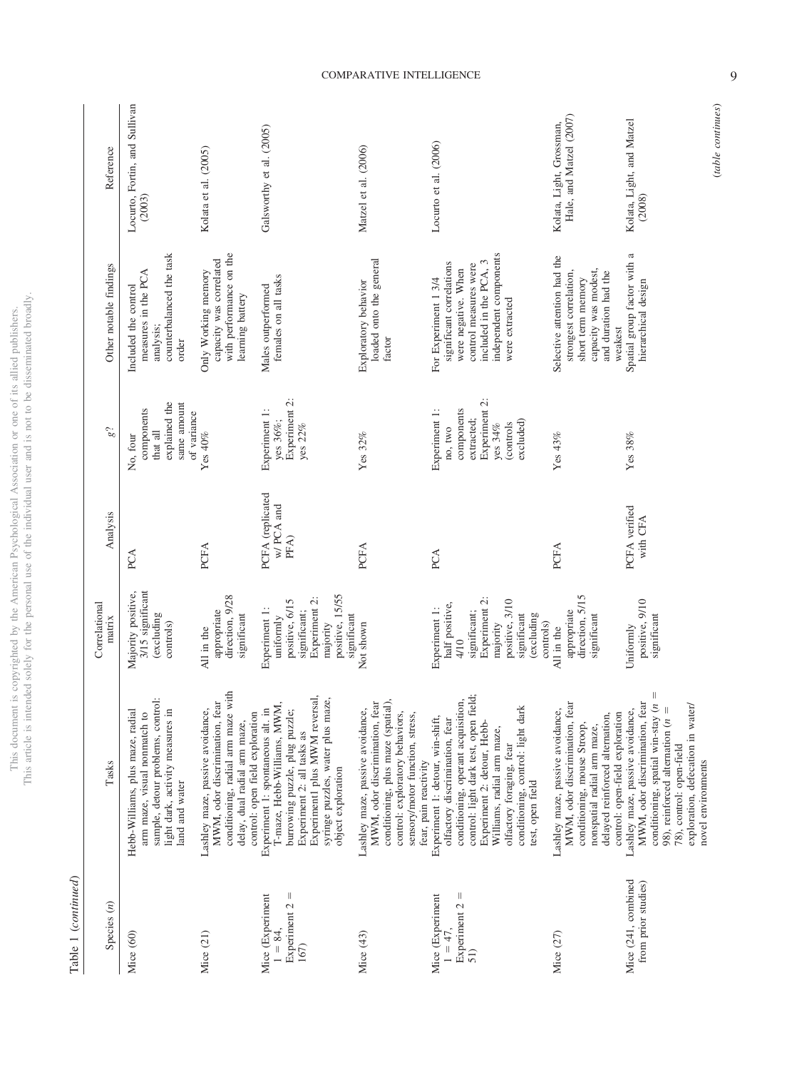Table 1 (*continued*)

| Species (*n*) | Tasks | Correlational matrix | Analysis | *g*? | Other notable findings | Reference |
|---|---|---|---|---|---|---|
| Mice (60) | Hebb-Williams, plus maze, radial arm maze, visual nonmatch to sample, detour problems, control: light dark, activity measures in land and water | Majority positive, 3/15 significant (excluding controls) | PCA | No, four components that all explained the same amount of variance | Included the control measures in the PCA analysis; counterbalanced the task order | Locurto, Fortin, and Sullivan (2003) |
| Mice (21) | Lashley maze, passive avoidance, MWM, odor discrimination, fear conditioning, radial arm maze with delay, dual radial arm maze, control: open field exploration | All in the appropriate direction, 9/28 significant | PCFA | Yes 40% | Only Working memory capacity was correlated with performance on the learning battery | Kolata et al. (2005) |
| Mice (Experiment 1 = 84, Experiment 2 = 167) | Experiment 1: spontaneous alt. in T-maze, Hebb-Williams, MWM, burrowing puzzle, plug puzzle; Experiment 2: all tasks as Experiment1 plus MWM reversal, syringe puzzles, water plus maze, object exploration | Experiment 1: uniformly positive, 6/15 significant; Experiment 2: majority positive, 15/55 significant | PCFA (replicated w/ PCA and PFA) | Experiment 1: yes 36%; Experiment 2: yes 22% | Males outperformed females on all tasks | Galsworthy et al. (2005) |
| Mice (43) | Lashley maze, passive avoidance, MWM, odor discrimination, fear conditioning, plus maze (spatial), control: exploratory behaviors, sensory/motor function, stress, fear, pain reactivity | Not shown | PCFA | Yes 32% | Exploratory behavior loaded onto the general factor | Matzel et al. (2006) |
| Mice (Experiment 1 = 47, Experiment 2 = 51) | Experiment 1: detour, win-shift, olfactory discrimination, fear conditioning, operant acquisition, control: light dark test, open field; Experiment 2: detour, Hebb-Williams, radial arm maze, olfactory foraging, fear conditioning, control: light dark test, open field | Experiment 1: half positive, 4/10 significant; Experiment 2: majority positive, 3/10 significant (excluding controls) | PCA | Experiment 1: no, two components extracted; Experiment 2: yes 34% (controls excluded) | For Experiment 1 3/4 significant correlations were negative. When control measures were included in the PCA, 3 independent components were extracted | Locurto et al. (2006) |
| Mice (27) | Lashley maze, passive avoidance, MWM, odor discrimination, fear conditioning, mouse Stroop, nonspatial radial arm maze, delayed reinforced alternation, control: open-field exploration | All in the appropriate direction, 5/15 significant | PCFA | Yes 43% | Selective attention had the strongest correlation, short term memory capacity was modest, and duration had the weakest | Kolata, Light, Grossman, Hale, and Matzel (2007) |
| Mice (241, combined from prior studies) | Lashley maze, passive avoidance, MWM, odor discrimination, fear conditioning, spatial win-stay (*n* = 98), reinforced alternation (*n* = 78), control: open-field exploration, defecation in water/novel environments | Uniformly positive, 9/10 significant | PCFA verified with CFA | Yes 38% | Spatial group factor with a hierarchical design | Kolata, Light, and Matzel (2008) |

(*table continues*)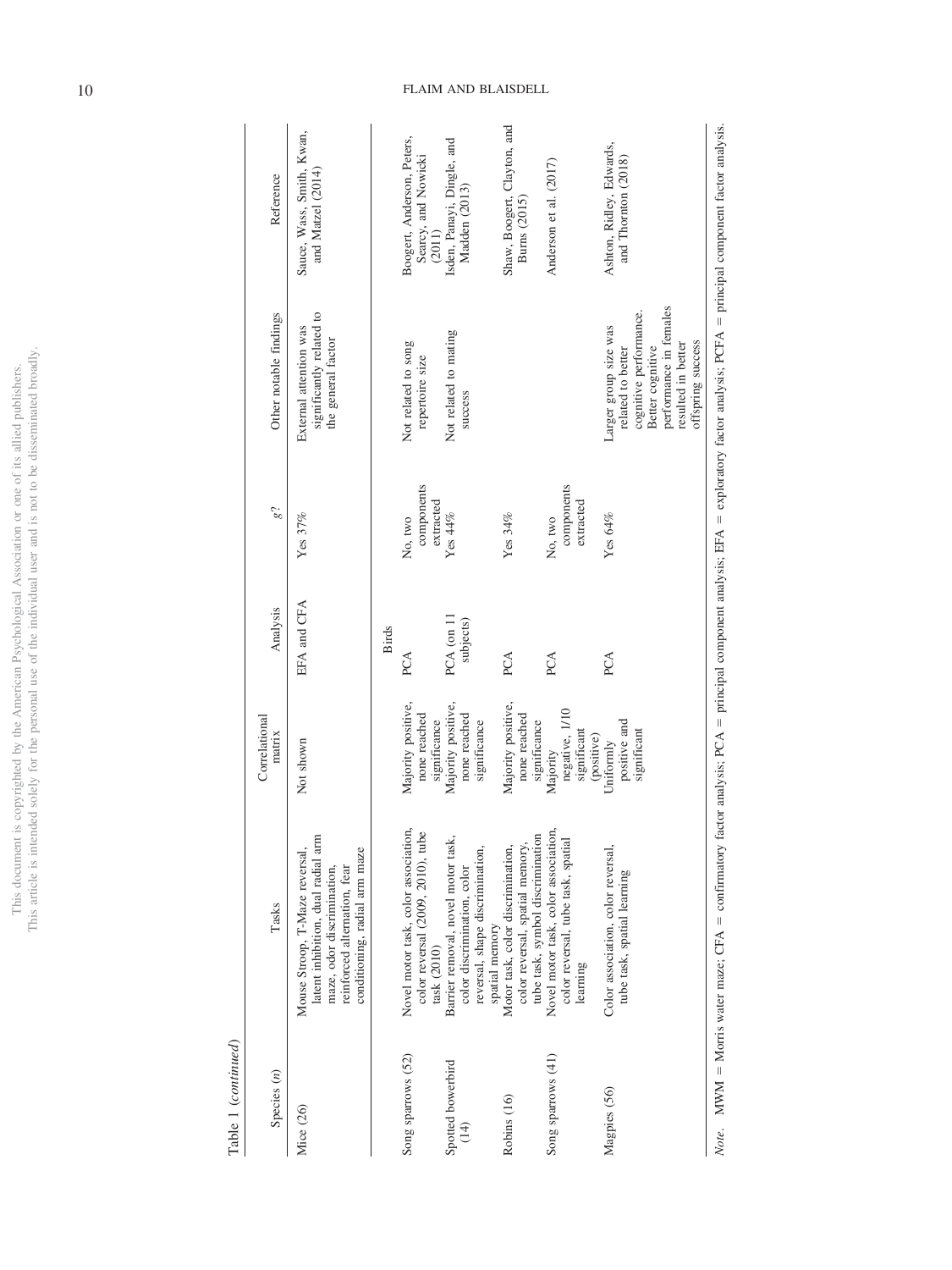Table 1 (*continued*)

| Species (*n*) | Tasks | Correlational matrix | Analysis | *g*? | Other notable findings | Reference |
|---|---|---|---|---|---|---|
| Mice (26) | Mouse Stroop, T-Maze reversal, latent inhibition, dual radial arm maze, odor discrimination, reinforced alternation, fear conditioning, radial arm maze | Not shown | EFA and CFA | Yes 37% | External attention was significantly related to the general factor | Sauce, Wass, Smith, Kwan, and Matzel (2014) |
| | | | Birds | | | |
| Song sparrows (52) | Novel motor task, color association, color reversal (2009, 2010), tube task (2010) | Majority positive, none reached significance | PCA | No, two components extracted | Not related to song repertoire size | Boogert, Anderson, Peters, Searcy, and Nowicki (2011) |
| Spotted bowerbird (14) | Barrier removal, novel motor task, color discrimination, color reversal, shape discrimination, spatial memory | Majority positive, none reached significance | PCA (on 11 subjects) | Yes 44% | Not related to mating success | Isden, Panayi, Dingle, and Madden (2013) |
| Robins (16) | Motor task, color discrimination, color reversal, spatial memory, tube task, symbol discrimination | Majority positive, none reached significance | PCA | Yes 34% | | Shaw, Boogert, Clayton, and Burns (2015) |
| Song sparrows (41) | Novel motor task, color association, color reversal, tube task, spatial learning | Majority negative, 1/10 significant (positive) | PCA | No, two components extracted | | Anderson et al. (2017) |
| Magpies (56) | Color association, color reversal, tube task, spatial learning | Uniformly positive and significant | PCA | Yes 64% | Larger group size was related to better cognitive performance. Better cognitive performance in females resulted in better offspring success | Ashton, Ridley, Edwards, and Thornton (2018) |

*Note.* MWM = Morris water maze; CFA = confirmatory factor analysis; PCA = principal component analysis; EFA = exploratory factor analysis; PCFA = principal component factor analysis.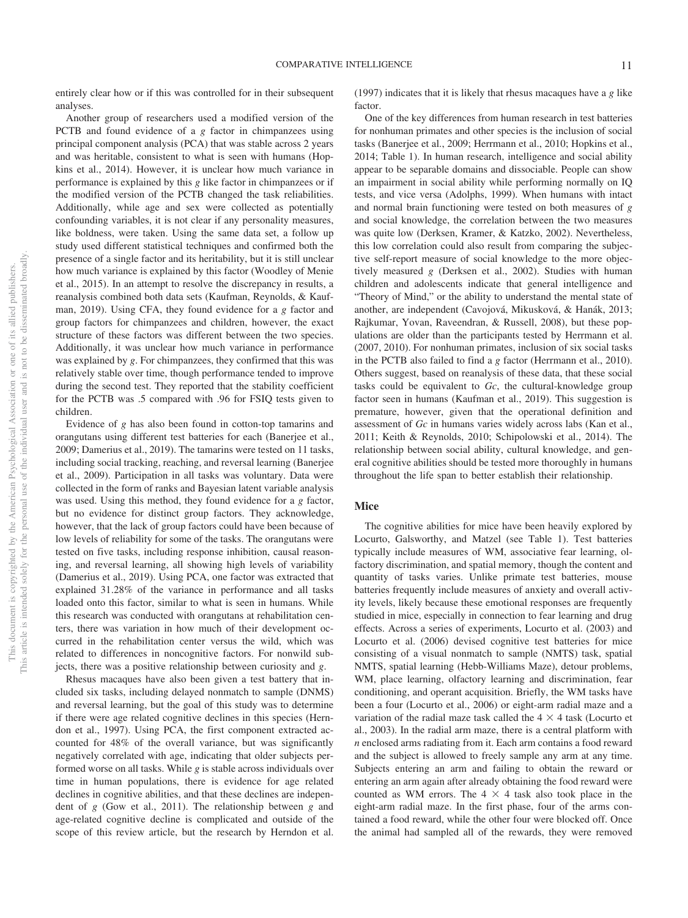entirely clear how or if this was controlled for in their subsequent analyses.

Another group of researchers used a modified version of the PCTB and found evidence of a *g* factor in chimpanzees using principal component analysis (PCA) that was stable across 2 years and was heritable, consistent to what is seen with humans (Hopkins et al., 2014). However, it is unclear how much variance in performance is explained by this *g* like factor in chimpanzees or if the modified version of the PCTB changed the task reliabilities. Additionally, while age and sex were collected as potentially confounding variables, it is not clear if any personality measures, like boldness, were taken. Using the same data set, a follow up study used different statistical techniques and confirmed both the presence of a single factor and its heritability, but it is still unclear how much variance is explained by this factor (Woodley of Menie et al., 2015). In an attempt to resolve the discrepancy in results, a reanalysis combined both data sets (Kaufman, Reynolds, & Kaufman, 2019). Using CFA, they found evidence for a *g* factor and group factors for chimpanzees and children, however, the exact structure of these factors was different between the two species. Additionally, it was unclear how much variance in performance was explained by *g*. For chimpanzees, they confirmed that this was relatively stable over time, though performance tended to improve during the second test. They reported that the stability coefficient for the PCTB was .5 compared with .96 for FSIQ tests given to children.

Evidence of *g* has also been found in cotton-top tamarins and orangutans using different test batteries for each (Banerjee et al., 2009; Damerius et al., 2019). The tamarins were tested on 11 tasks, including social tracking, reaching, and reversal learning (Banerjee et al., 2009). Participation in all tasks was voluntary. Data were collected in the form of ranks and Bayesian latent variable analysis was used. Using this method, they found evidence for a *g* factor, but no evidence for distinct group factors. They acknowledge, however, that the lack of group factors could have been because of low levels of reliability for some of the tasks. The orangutans were tested on five tasks, including response inhibition, causal reasoning, and reversal learning, all showing high levels of variability (Damerius et al., 2019). Using PCA, one factor was extracted that explained 31.28% of the variance in performance and all tasks loaded onto this factor, similar to what is seen in humans. While this research was conducted with orangutans at rehabilitation centers, there was variation in how much of their development occurred in the rehabilitation center versus the wild, which was related to differences in noncognitive factors. For nonwild subjects, there was a positive relationship between curiosity and *g*.

Rhesus macaques have also been given a test battery that included six tasks, including delayed nonmatch to sample (DNMS) and reversal learning, but the goal of this study was to determine if there were age related cognitive declines in this species (Herndon et al., 1997). Using PCA, the first component extracted accounted for 48% of the overall variance, but was significantly negatively correlated with age, indicating that older subjects performed worse on all tasks. While *g* is stable across individuals over time in human populations, there is evidence for age related declines in cognitive abilities, and that these declines are independent of *g* (Gow et al., 2011). The relationship between *g* and age-related cognitive decline is complicated and outside of the scope of this review article, but the research by Herndon et al. (1997) indicates that it is likely that rhesus macaques have a *g* like factor.

One of the key differences from human research in test batteries for nonhuman primates and other species is the inclusion of social tasks (Banerjee et al., 2009; Herrmann et al., 2010; Hopkins et al., 2014; Table 1). In human research, intelligence and social ability appear to be separable domains and dissociable. People can show an impairment in social ability while performing normally on IQ tests, and vice versa (Adolphs, 1999). When humans with intact and normal brain functioning were tested on both measures of *g* and social knowledge, the correlation between the two measures was quite low (Derksen, Kramer, & Katzko, 2002). Nevertheless, this low correlation could also result from comparing the subjective self-report measure of social knowledge to the more objectively measured *g* (Derksen et al., 2002). Studies with human children and adolescents indicate that general intelligence and "Theory of Mind," or the ability to understand the mental state of another, are independent (Cavojová, Mikusková, & Hanák, 2013; Rajkumar, Yovan, Raveendran, & Russell, 2008), but these populations are older than the participants tested by Herrmann et al. (2007, 2010). For nonhuman primates, inclusion of six social tasks in the PCTB also failed to find a *g* factor (Herrmann et al., 2010). Others suggest, based on reanalysis of these data, that these social tasks could be equivalent to *Gc*, the cultural-knowledge group factor seen in humans (Kaufman et al., 2019). This suggestion is premature, however, given that the operational definition and assessment of *Gc* in humans varies widely across labs (Kan et al., 2011; Keith & Reynolds, 2010; Schipolowski et al., 2014). The relationship between social ability, cultural knowledge, and general cognitive abilities should be tested more thoroughly in humans throughout the life span to better establish their relationship.

## Mice

The cognitive abilities for mice have been heavily explored by Locurto, Galsworthy, and Matzel (see Table 1). Test batteries typically include measures of WM, associative fear learning, olfactory discrimination, and spatial memory, though the content and quantity of tasks varies. Unlike primate test batteries, mouse batteries frequently include measures of anxiety and overall activity levels, likely because these emotional responses are frequently studied in mice, especially in connection to fear learning and drug effects. Across a series of experiments, Locurto et al. (2003) and Locurto et al. (2006) devised cognitive test batteries for mice consisting of a visual nonmatch to sample (NMTS) task, spatial NMTS, spatial learning (Hebb-Williams Maze), detour problems, WM, place learning, olfactory learning and discrimination, fear conditioning, and operant acquisition. Briefly, the WM tasks have been a four (Locurto et al., 2006) or eight-arm radial maze and a variation of the radial maze task called the $4 \times 4$ task (Locurto et al., 2003). In the radial arm maze, there is a central platform with *n* enclosed arms radiating from it. Each arm contains a food reward and the subject is allowed to freely sample any arm at any time. Subjects entering an arm and failing to obtain the reward or entering an arm again after already obtaining the food reward were counted as WM errors. The $4 \times 4$ task also took place in the eight-arm radial maze. In the first phase, four of the arms contained a food reward, while the other four were blocked off. Once the animal had sampled all of the rewards, they were removed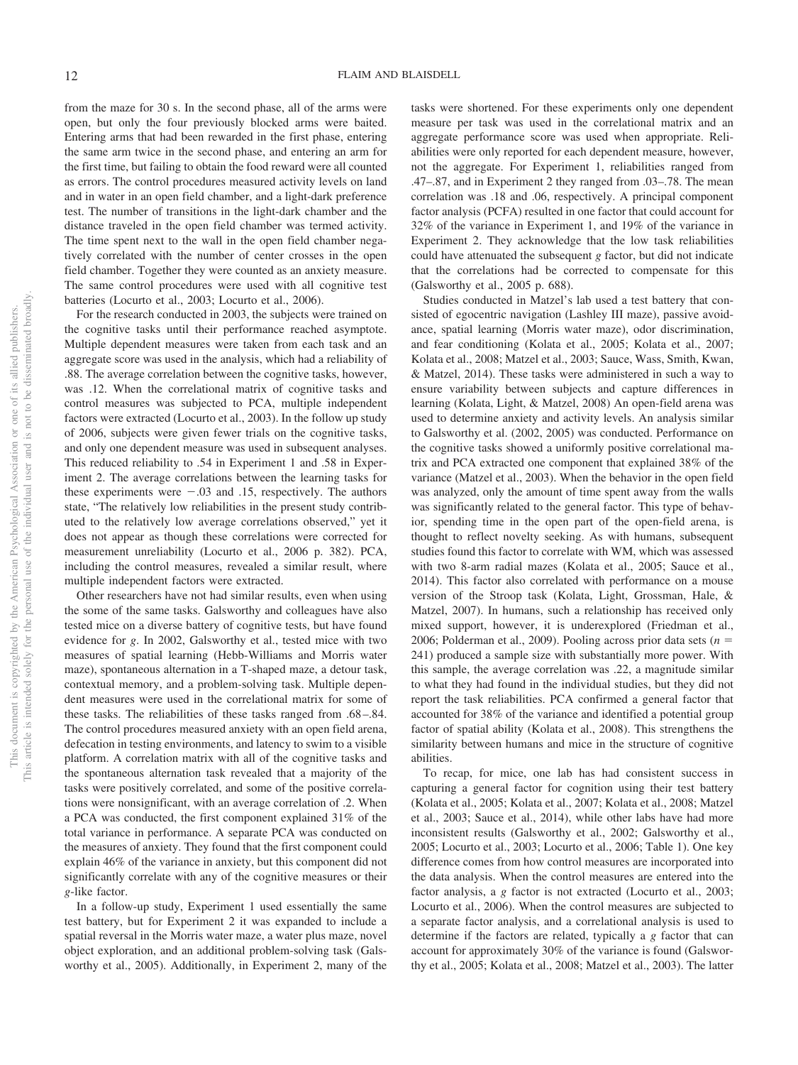from the maze for 30 s. In the second phase, all of the arms were open, but only the four previously blocked arms were baited. Entering arms that had been rewarded in the first phase, entering the same arm twice in the second phase, and entering an arm for the first time, but failing to obtain the food reward were all counted as errors. The control procedures measured activity levels on land and in water in an open field chamber, and a light-dark preference test. The number of transitions in the light-dark chamber and the distance traveled in the open field chamber was termed activity. The time spent next to the wall in the open field chamber negatively correlated with the number of center crosses in the open field chamber. Together they were counted as an anxiety measure. The same control procedures were used with all cognitive test batteries (Locurto et al., 2003; Locurto et al., 2006).

For the research conducted in 2003, the subjects were trained on the cognitive tasks until their performance reached asymptote. Multiple dependent measures were taken from each task and an aggregate score was used in the analysis, which had a reliability of .88. The average correlation between the cognitive tasks, however, was .12. When the correlational matrix of cognitive tasks and control measures was subjected to PCA, multiple independent factors were extracted (Locurto et al., 2003). In the follow up study of 2006, subjects were given fewer trials on the cognitive tasks, and only one dependent measure was used in subsequent analyses. This reduced reliability to .54 in Experiment 1 and .58 in Experiment 2. The average correlations between the learning tasks for these experiments were −.03 and .15, respectively. The authors state, "The relatively low reliabilities in the present study contributed to the relatively low average correlations observed," yet it does not appear as though these correlations were corrected for measurement unreliability (Locurto et al., 2006 p. 382). PCA, including the control measures, revealed a similar result, where multiple independent factors were extracted.

Other researchers have not had similar results, even when using the some of the same tasks. Galsworthy and colleagues have also tested mice on a diverse battery of cognitive tests, but have found evidence for *g*. In 2002, Galsworthy et al., tested mice with two measures of spatial learning (Hebb-Williams and Morris water maze), spontaneous alternation in a T-shaped maze, a detour task, contextual memory, and a problem-solving task. Multiple dependent measures were used in the correlational matrix for some of these tasks. The reliabilities of these tasks ranged from .68–.84. The control procedures measured anxiety with an open field arena, defecation in testing environments, and latency to swim to a visible platform. A correlation matrix with all of the cognitive tasks and the spontaneous alternation task revealed that a majority of the tasks were positively correlated, and some of the positive correlations were nonsignificant, with an average correlation of .2. When a PCA was conducted, the first component explained 31% of the total variance in performance. A separate PCA was conducted on the measures of anxiety. They found that the first component could explain 46% of the variance in anxiety, but this component did not significantly correlate with any of the cognitive measures or their *g*-like factor.

In a follow-up study, Experiment 1 used essentially the same test battery, but for Experiment 2 it was expanded to include a spatial reversal in the Morris water maze, a water plus maze, novel object exploration, and an additional problem-solving task (Galsworthy et al., 2005). Additionally, in Experiment 2, many of the tasks were shortened. For these experiments only one dependent measure per task was used in the correlational matrix and an aggregate performance score was used when appropriate. Reliabilities were only reported for each dependent measure, however, not the aggregate. For Experiment 1, reliabilities ranged from .47–.87, and in Experiment 2 they ranged from .03–.78. The mean correlation was .18 and .06, respectively. A principal component factor analysis (PCFA) resulted in one factor that could account for 32% of the variance in Experiment 1, and 19% of the variance in Experiment 2. They acknowledge that the low task reliabilities could have attenuated the subsequent *g* factor, but did not indicate that the correlations had be corrected to compensate for this (Galsworthy et al., 2005 p. 688).

Studies conducted in Matzel's lab used a test battery that consisted of egocentric navigation (Lashley III maze), passive avoidance, spatial learning (Morris water maze), odor discrimination, and fear conditioning (Kolata et al., 2005; Kolata et al., 2007; Kolata et al., 2008; Matzel et al., 2003; Sauce, Wass, Smith, Kwan, & Matzel, 2014). These tasks were administered in such a way to ensure variability between subjects and capture differences in learning (Kolata, Light, & Matzel, 2008) An open-field arena was used to determine anxiety and activity levels. An analysis similar to Galsworthy et al. (2002, 2005) was conducted. Performance on the cognitive tasks showed a uniformly positive correlational matrix and PCA extracted one component that explained 38% of the variance (Matzel et al., 2003). When the behavior in the open field was analyzed, only the amount of time spent away from the walls was significantly related to the general factor. This type of behavior, spending time in the open part of the open-field arena, is thought to reflect novelty seeking. As with humans, subsequent studies found this factor to correlate with WM, which was assessed with two 8-arm radial mazes (Kolata et al., 2005; Sauce et al., 2014). This factor also correlated with performance on a mouse version of the Stroop task (Kolata, Light, Grossman, Hale, & Matzel, 2007). In humans, such a relationship has received only mixed support, however, it is underexplored (Friedman et al., 2006; Polderman et al., 2009). Pooling across prior data sets ($n$ = 241) produced a sample size with substantially more power. With this sample, the average correlation was .22, a magnitude similar to what they had found in the individual studies, but they did not report the task reliabilities. PCA confirmed a general factor that accounted for 38% of the variance and identified a potential group factor of spatial ability (Kolata et al., 2008). This strengthens the similarity between humans and mice in the structure of cognitive abilities.

To recap, for mice, one lab has had consistent success in capturing a general factor for cognition using their test battery (Kolata et al., 2005; Kolata et al., 2007; Kolata et al., 2008; Matzel et al., 2003; Sauce et al., 2014), while other labs have had more inconsistent results (Galsworthy et al., 2002; Galsworthy et al., 2005; Locurto et al., 2003; Locurto et al., 2006; Table 1). One key difference comes from how control measures are incorporated into the data analysis. When the control measures are entered into the factor analysis, a *g* factor is not extracted (Locurto et al., 2003; Locurto et al., 2006). When the control measures are subjected to a separate factor analysis, and a correlational analysis is used to determine if the factors are related, typically a *g* factor that can account for approximately 30% of the variance is found (Galsworthy et al., 2005; Kolata et al., 2008; Matzel et al., 2003). The latter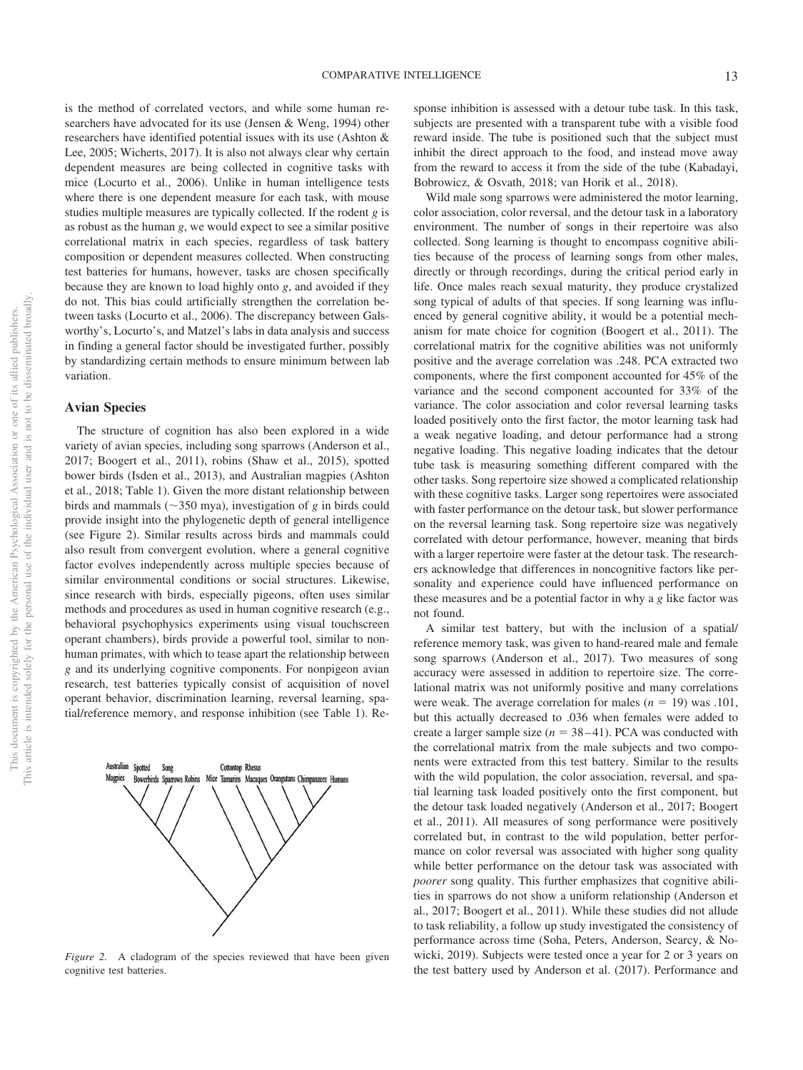is the method of correlated vectors, and while some human researchers have advocated for its use (Jensen & Weng, 1994) other researchers have identified potential issues with its use (Ashton & Lee, 2005; Wicherts, 2017). It is also not always clear why certain dependent measures are being collected in cognitive tasks with mice (Locurto et al., 2006). Unlike in human intelligence tests where there is one dependent measure for each task, with mouse studies multiple measures are typically collected. If the rodent *g* is as robust as the human *g*, we would expect to see a similar positive correlational matrix in each species, regardless of task battery composition or dependent measures collected. When constructing test batteries for humans, however, tasks are chosen specifically because they are known to load highly onto *g*, and avoided if they do not. This bias could artificially strengthen the correlation between tasks (Locurto et al., 2006). The discrepancy between Galsworthy's, Locurto's, and Matzel's labs in data analysis and success in finding a general factor should be investigated further, possibly by standardizing certain methods to ensure minimum between lab variation.

## Avian Species

The structure of cognition has also been explored in a wide variety of avian species, including song sparrows (Anderson et al., 2017; Boogert et al., 2011), robins (Shaw et al., 2015), spotted bower birds (Isden et al., 2013), and Australian magpies (Ashton et al., 2018; Table 1). Given the more distant relationship between birds and mammals (~350 mya), investigation of *g* in birds could provide insight into the phylogenetic depth of general intelligence (see Figure 2). Similar results across birds and mammals could also result from convergent evolution, where a general cognitive factor evolves independently across multiple species because of similar environmental conditions or social structures. Likewise, since research with birds, especially pigeons, often uses similar methods and procedures as used in human cognitive research (e.g., behavioral psychophysics experiments using visual touchscreen operant chambers), birds provide a powerful tool, similar to nonhuman primates, with which to tease apart the relationship between *g* and its underlying cognitive components. For nonpigeon avian research, test batteries typically consist of acquisition of novel operant behavior, discrimination learning, reversal learning, spatial/reference memory, and response inhibition (see Table 1). Response inhibition is assessed with a detour tube task. In this task, subjects are presented with a transparent tube with a visible food reward inside. The tube is positioned such that the subject must inhibit the direct approach to the food, and instead move away from the reward to access it from the side of the tube (Kabadayi, Bobrowicz, & Osvath, 2018; van Horik et al., 2018).

*Figure 2.* A cladogram of the species reviewed that have been given cognitive test batteries.

Wild male song sparrows were administered the motor learning, color association, color reversal, and the detour task in a laboratory environment. The number of songs in their repertoire was also collected. Song learning is thought to encompass cognitive abilities because of the process of learning songs from other males, directly or through recordings, during the critical period early in life. Once males reach sexual maturity, they produce crystalized song typical of adults of that species. If song learning was influenced by general cognitive ability, it would be a potential mechanism for mate choice for cognition (Boogert et al., 2011). The correlational matrix for the cognitive abilities was not uniformly positive and the average correlation was .248. PCA extracted two components, where the first component accounted for 45% of the variance and the second component accounted for 33% of the variance. The color association and color reversal learning tasks loaded positively onto the first factor, the motor learning task had a weak negative loading, and detour performance had a strong negative loading. This negative loading indicates that the detour tube task is measuring something different compared with the other tasks. Song repertoire size showed a complicated relationship with these cognitive tasks. Larger song repertoires were associated with faster performance on the detour task, but slower performance on the reversal learning task. Song repertoire size was negatively correlated with detour performance, however, meaning that birds with a larger repertoire were faster at the detour task. The researchers acknowledge that differences in noncognitive factors like personality and experience could have influenced performance on these measures and be a potential factor in why a *g* like factor was not found.

A similar test battery, but with the inclusion of a spatial/reference memory task, was given to hand-reared male and female song sparrows (Anderson et al., 2017). Two measures of song accuracy were assessed in addition to repertoire size. The correlational matrix was not uniformly positive and many correlations were weak. The average correlation for males ($n = 19$) was .101, but this actually decreased to .036 when females were added to create a larger sample size ($n = 38$–$41$). PCA was conducted with the correlational matrix from the male subjects and two components were extracted from this test battery. Similar to the results with the wild population, the color association, reversal, and spatial learning task loaded positively onto the first component, but the detour task loaded negatively (Anderson et al., 2017; Boogert et al., 2011). All measures of song performance were positively correlated but, in contrast to the wild population, better performance on color reversal was associated with higher song quality while better performance on the detour task was associated with *poorer* song quality. This further emphasizes that cognitive abilities in sparrows do not show a uniform relationship (Anderson et al., 2017; Boogert et al., 2011). While these studies did not allude to task reliability, a follow up study investigated the consistency of performance across time (Soha, Peters, Anderson, Searcy, & Nowicki, 2019). Subjects were tested once a year for 2 or 3 years on the test battery used by Anderson et al. (2017). Performance and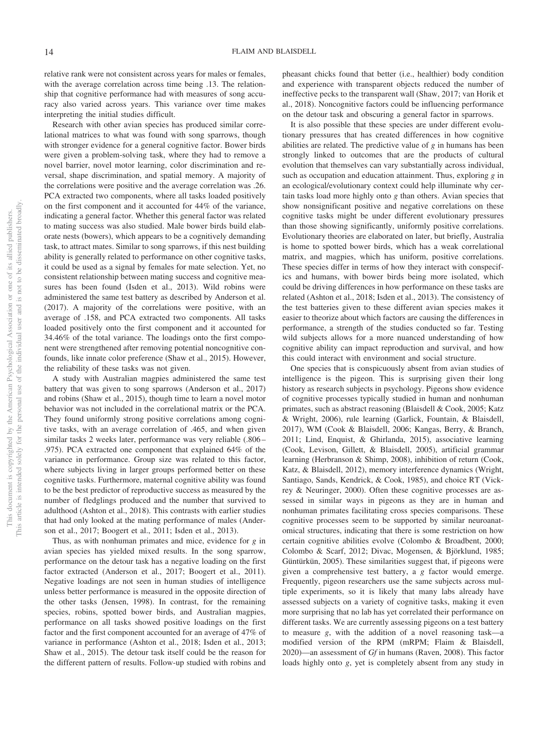relative rank were not consistent across years for males or females, with the average correlation across time being .13. The relationship that cognitive performance had with measures of song accuracy also varied across years. This variance over time makes interpreting the initial studies difficult.

Research with other avian species has produced similar correlational matrices to what was found with song sparrows, though with stronger evidence for a general cognitive factor. Bower birds were given a problem-solving task, where they had to remove a novel barrier, novel motor learning, color discrimination and reversal, shape discrimination, and spatial memory. A majority of the correlations were positive and the average correlation was .26. PCA extracted two components, where all tasks loaded positively on the first component and it accounted for 44% of the variance, indicating a general factor. Whether this general factor was related to mating success was also studied. Male bower birds build elaborate nests (bowers), which appears to be a cognitively demanding task, to attract mates. Similar to song sparrows, if this nest building ability is generally related to performance on other cognitive tasks, it could be used as a signal by females for mate selection. Yet, no consistent relationship between mating success and cognitive measures has been found (Isden et al., 2013). Wild robins were administered the same test battery as described by Anderson et al. (2017). A majority of the correlations were positive, with an average of .158, and PCA extracted two components. All tasks loaded positively onto the first component and it accounted for 34.46% of the total variance. The loadings onto the first component were strengthened after removing potential noncognitive confounds, like innate color preference (Shaw et al., 2015). However, the reliability of these tasks was not given.

A study with Australian magpies administered the same test battery that was given to song sparrows (Anderson et al., 2017) and robins (Shaw et al., 2015), though time to learn a novel motor behavior was not included in the correlational matrix or the PCA. They found uniformly strong positive correlations among cognitive tasks, with an average correlation of .465, and when given similar tasks 2 weeks later, performance was very reliable (.806–.975). PCA extracted one component that explained 64% of the variance in performance. Group size was related to this factor, where subjects living in larger groups performed better on these cognitive tasks. Furthermore, maternal cognitive ability was found to be the best predictor of reproductive success as measured by the number of fledglings produced and the number that survived to adulthood (Ashton et al., 2018). This contrasts with earlier studies that had only looked at the mating performance of males (Anderson et al., 2017; Boogert et al., 2011; Isden et al., 2013).

Thus, as with nonhuman primates and mice, evidence for *g* in avian species has yielded mixed results. In the song sparrow, performance on the detour task has a negative loading on the first factor extracted (Anderson et al., 2017; Boogert et al., 2011). Negative loadings are not seen in human studies of intelligence unless better performance is measured in the opposite direction of the other tasks (Jensen, 1998). In contrast, for the remaining species, robins, spotted bower birds, and Australian magpies, performance on all tasks showed positive loadings on the first factor and the first component accounted for an average of 47% of variance in performance (Ashton et al., 2018; Isden et al., 2013; Shaw et al., 2015). The detour task itself could be the reason for the different pattern of results. Follow-up studied with robins and pheasant chicks found that better (i.e., healthier) body condition and experience with transparent objects reduced the number of ineffective pecks to the transparent wall (Shaw, 2017; van Horik et al., 2018). Noncognitive factors could be influencing performance on the detour task and obscuring a general factor in sparrows.

It is also possible that these species are under different evolutionary pressures that has created differences in how cognitive abilities are related. The predictive value of *g* in humans has been strongly linked to outcomes that are the products of cultural evolution that themselves can vary substantially across individual, such as occupation and education attainment. Thus, exploring *g* in an ecological/evolutionary context could help illuminate why certain tasks load more highly onto *g* than others. Avian species that show nonsignificant positive and negative correlations on these cognitive tasks might be under different evolutionary pressures than those showing significantly, uniformly positive correlations. Evolutionary theories are elaborated on later, but briefly, Australia is home to spotted bower birds, which has a weak correlational matrix, and magpies, which has uniform, positive correlations. These species differ in terms of how they interact with conspecifics and humans, with bower birds being more isolated, which could be driving differences in how performance on these tasks are related (Ashton et al., 2018; Isden et al., 2013). The consistency of the test batteries given to these different avian species makes it easier to theorize about which factors are causing the differences in performance, a strength of the studies conducted so far. Testing wild subjects allows for a more nuanced understanding of how cognitive ability can impact reproduction and survival, and how this could interact with environment and social structure.

One species that is conspicuously absent from avian studies of intelligence is the pigeon. This is surprising given their long history as research subjects in psychology. Pigeons show evidence of cognitive processes typically studied in human and nonhuman primates, such as abstract reasoning (Blaisdell & Cook, 2005; Katz & Wright, 2006), rule learning (Garlick, Fountain, & Blaisdell, 2017), WM (Cook & Blaisdell, 2006; Kangas, Berry, & Branch, 2011; Lind, Enquist, & Ghirlanda, 2015), associative learning (Cook, Levison, Gillett, & Blaisdell, 2005), artificial grammar learning (Herbranson & Shimp, 2008), inhibition of return (Cook, Katz, & Blaisdell, 2012), memory interference dynamics (Wright, Santiago, Sands, Kendrick, & Cook, 1985), and choice RT (Vickrey & Neuringer, 2000). Often these cognitive processes are assessed in similar ways in pigeons as they are in human and nonhuman primates facilitating cross species comparisons. These cognitive processes seem to be supported by similar neuroanatomical structures, indicating that there is some restriction on how certain cognitive abilities evolve (Colombo & Broadbent, 2000; Colombo & Scarf, 2012; Divac, Mogensen, & Björklund, 1985; Güntürkün, 2005). These similarities suggest that, if pigeons were given a comprehensive test battery, a *g* factor would emerge. Frequently, pigeon researchers use the same subjects across multiple experiments, so it is likely that many labs already have assessed subjects on a variety of cognitive tasks, making it even more surprising that no lab has yet correlated their performance on different tasks. We are currently assessing pigeons on a test battery to measure *g*, with the addition of a novel reasoning task—a modified version of the RPM (mRPM; Flaim & Blaisdell, 2020)—an assessment of *Gf* in humans (Raven, 2008). This factor loads highly onto *g*, yet is completely absent from any study in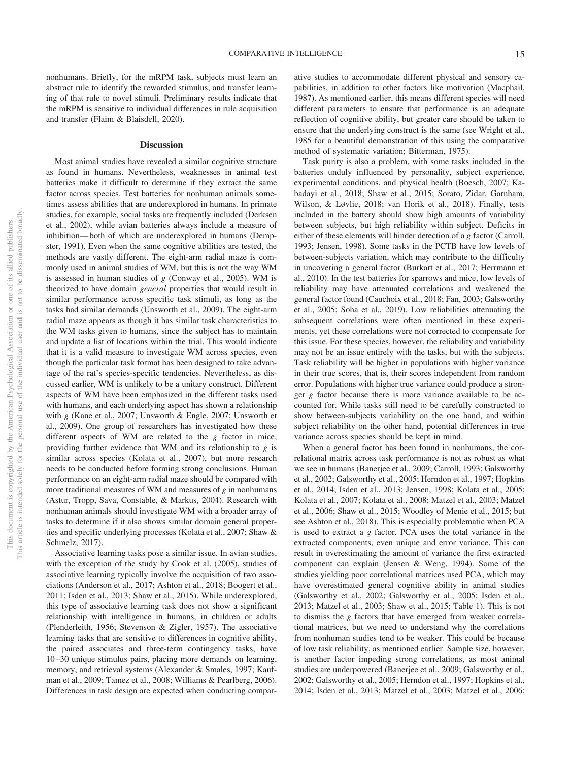nonhumans. Briefly, for the mRPM task, subjects must learn an abstract rule to identify the rewarded stimulus, and transfer learning of that rule to novel stimuli. Preliminary results indicate that the mRPM is sensitive to individual differences in rule acquisition and transfer (Flaim & Blaisdell, 2020).

## Discussion

Most animal studies have revealed a similar cognitive structure as found in humans. Nevertheless, weaknesses in animal test batteries make it difficult to determine if they extract the same factor across species. Test batteries for nonhuman animals sometimes assess abilities that are underexplored in humans. In primate studies, for example, social tasks are frequently included (Derksen et al., 2002), while avian batteries always include a measure of inhibition—both of which are underexplored in humans (Dempster, 1991). Even when the same cognitive abilities are tested, the methods are vastly different. The eight-arm radial maze is commonly used in animal studies of WM, but this is not the way WM is assessed in human studies of *g* (Conway et al., 2005). WM is theorized to have domain *general* properties that would result in similar performance across specific task stimuli, as long as the tasks had similar demands (Unsworth et al., 2009). The eight-arm radial maze appears as though it has similar task characteristics to the WM tasks given to humans, since the subject has to maintain and update a list of locations within the trial. This would indicate that it is a valid measure to investigate WM across species, even though the particular task format has been designed to take advantage of the rat's species-specific tendencies. Nevertheless, as discussed earlier, WM is unlikely to be a unitary construct. Different aspects of WM have been emphasized in the different tasks used with humans, and each underlying aspect has shown a relationship with *g* (Kane et al., 2007; Unsworth & Engle, 2007; Unsworth et al., 2009). One group of researchers has investigated how these different aspects of WM are related to the *g* factor in mice, providing further evidence that WM and its relationship to *g* is similar across species (Kolata et al., 2007), but more research needs to be conducted before forming strong conclusions. Human performance on an eight-arm radial maze should be compared with more traditional measures of WM and measures of *g* in nonhumans (Astur, Tropp, Sava, Constable, & Markus, 2004). Research with nonhuman animals should investigate WM with a broader array of tasks to determine if it also shows similar domain general properties and specific underlying processes (Kolata et al., 2007; Shaw & Schmelz, 2017).

Associative learning tasks pose a similar issue. In avian studies, with the exception of the study by Cook et al. (2005), studies of associative learning typically involve the acquisition of two associations (Anderson et al., 2017; Ashton et al., 2018; Boogert et al., 2011; Isden et al., 2013; Shaw et al., 2015). While underexplored, this type of associative learning task does not show a significant relationship with intelligence in humans, in children or adults (Plenderleith, 1956; Stevenson & Zigler, 1957). The associative learning tasks that are sensitive to differences in cognitive ability, the paired associates and three-term contingency tasks, have 10–30 unique stimulus pairs, placing more demands on learning, memory, and retrieval systems (Alexander & Smales, 1997; Kaufman et al., 2009; Tamez et al., 2008; Williams & Pearlberg, 2006). Differences in task design are expected when conducting comparative studies to accommodate different physical and sensory capabilities, in addition to other factors like motivation (Macphail, 1987). As mentioned earlier, this means different species will need different parameters to ensure that performance is an adequate reflection of cognitive ability, but greater care should be taken to ensure that the underlying construct is the same (see Wright et al., 1985 for a beautiful demonstration of this using the comparative method of systematic variation; Bitterman, 1975).

Task purity is also a problem, with some tasks included in the batteries unduly influenced by personality, subject experience, experimental conditions, and physical health (Boesch, 2007; Kabadayi et al., 2018; Shaw et al., 2015; Sorato, Zidar, Garnham, Wilson, & Løvlie, 2018; van Horik et al., 2018). Finally, tests included in the battery should show high amounts of variability between subjects, but high reliability within subject. Deficits in either of these elements will hinder detection of a *g* factor (Carroll, 1993; Jensen, 1998). Some tasks in the PCTB have low levels of between-subjects variation, which may contribute to the difficulty in uncovering a general factor (Burkart et al., 2017; Herrmann et al., 2010). In the test batteries for sparrows and mice, low levels of reliability may have attenuated correlations and weakened the general factor found (Cauchoix et al., 2018; Fan, 2003; Galsworthy et al., 2005; Soha et al., 2019). Low reliabilities attenuating the subsequent correlations were often mentioned in these experiments, yet these correlations were not corrected to compensate for this issue. For these species, however, the reliability and variability may not be an issue entirely with the tasks, but with the subjects. Task reliability will be higher in populations with higher variance in their true scores, that is, their scores independent from random error. Populations with higher true variance could produce a stronger *g* factor because there is more variance available to be accounted for. While tasks still need to be carefully constructed to show between-subjects variability on the one hand, and within subject reliability on the other hand, potential differences in true variance across species should be kept in mind.

When a general factor has been found in nonhumans, the correlational matrix across task performance is not as robust as what we see in humans (Banerjee et al., 2009; Carroll, 1993; Galsworthy et al., 2002; Galsworthy et al., 2005; Herndon et al., 1997; Hopkins et al., 2014; Isden et al., 2013; Jensen, 1998; Kolata et al., 2005; Kolata et al., 2007; Kolata et al., 2008; Matzel et al., 2003; Matzel et al., 2006; Shaw et al., 2015; Woodley of Menie et al., 2015; but see Ashton et al., 2018). This is especially problematic when PCA is used to extract a *g* factor. PCA uses the total variance in the extracted components, even unique and error variance. This can result in overestimating the amount of variance the first extracted component can explain (Jensen & Weng, 1994). Some of the studies yielding poor correlational matrices used PCA, which may have overestimated general cognitive ability in animal studies (Galsworthy et al., 2002; Galsworthy et al., 2005; Isden et al., 2013; Matzel et al., 2003; Shaw et al., 2015; Table 1). This is not to dismiss the *g* factors that have emerged from weaker correlational matrices, but we need to understand why the correlations from nonhuman studies tend to be weaker. This could be because of low task reliability, as mentioned earlier. Sample size, however, is another factor impeding strong correlations, as most animal studies are underpowered (Banerjee et al., 2009; Galsworthy et al., 2002; Galsworthy et al., 2005; Herndon et al., 1997; Hopkins et al., 2014; Isden et al., 2013; Matzel et al., 2003; Matzel et al., 2006;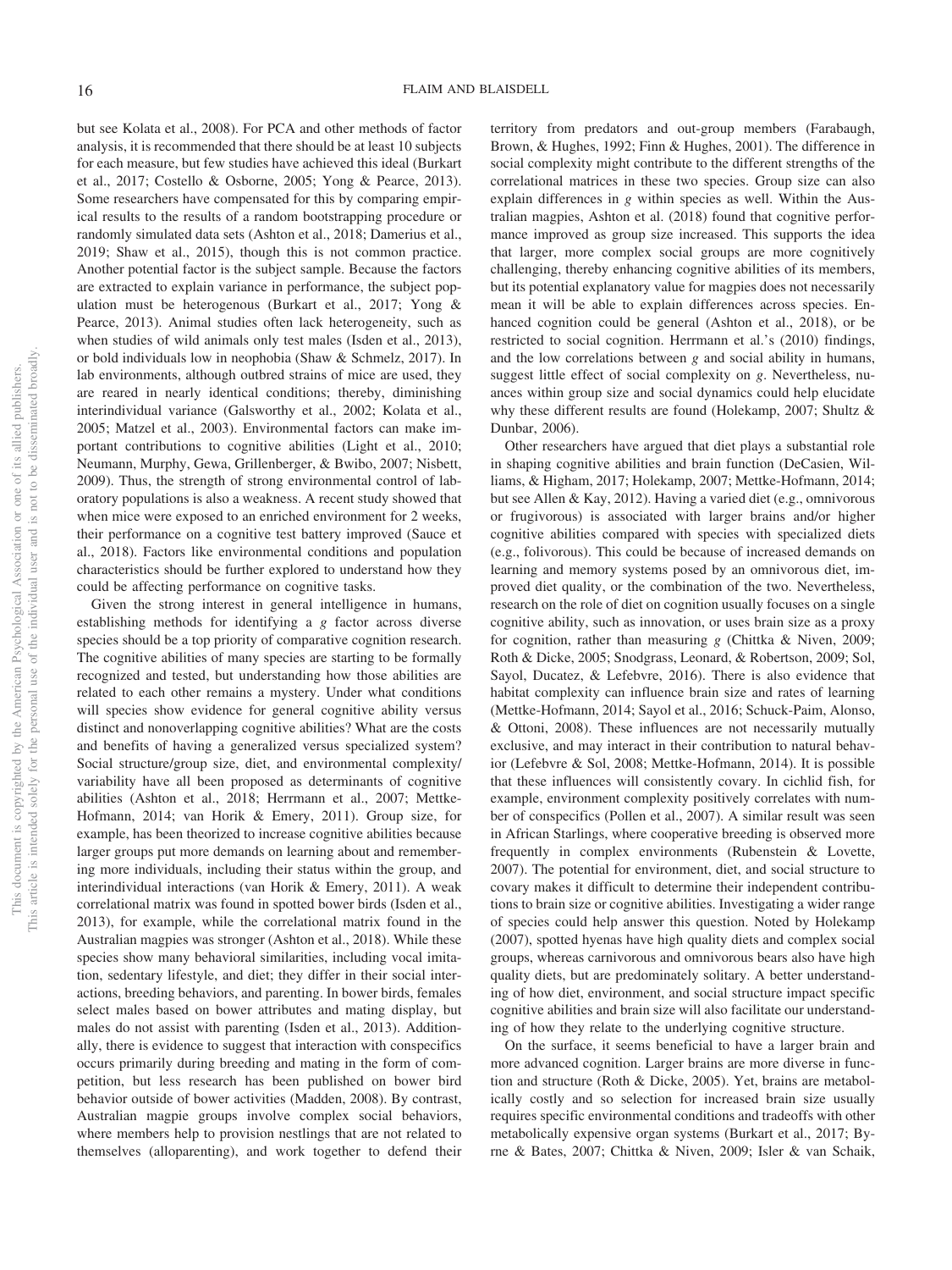but see Kolata et al., 2008). For PCA and other methods of factor analysis, it is recommended that there should be at least 10 subjects for each measure, but few studies have achieved this ideal (Burkart et al., 2017; Costello & Osborne, 2005; Yong & Pearce, 2013). Some researchers have compensated for this by comparing empirical results to the results of a random bootstrapping procedure or randomly simulated data sets (Ashton et al., 2018; Damerius et al., 2019; Shaw et al., 2015), though this is not common practice. Another potential factor is the subject sample. Because the factors are extracted to explain variance in performance, the subject population must be heterogenous (Burkart et al., 2017; Yong & Pearce, 2013). Animal studies often lack heterogeneity, such as when studies of wild animals only test males (Isden et al., 2013), or bold individuals low in neophobia (Shaw & Schmelz, 2017). In lab environments, although outbred strains of mice are used, they are reared in nearly identical conditions; thereby, diminishing interindividual variance (Galsworthy et al., 2002; Kolata et al., 2005; Matzel et al., 2003). Environmental factors can make important contributions to cognitive abilities (Light et al., 2010; Neumann, Murphy, Gewa, Grillenberger, & Bwibo, 2007; Nisbett, 2009). Thus, the strength of strong environmental control of laboratory populations is also a weakness. A recent study showed that when mice were exposed to an enriched environment for 2 weeks, their performance on a cognitive test battery improved (Sauce et al., 2018). Factors like environmental conditions and population characteristics should be further explored to understand how they could be affecting performance on cognitive tasks.

Given the strong interest in general intelligence in humans, establishing methods for identifying a *g* factor across diverse species should be a top priority of comparative cognition research. The cognitive abilities of many species are starting to be formally recognized and tested, but understanding how those abilities are related to each other remains a mystery. Under what conditions will species show evidence for general cognitive ability versus distinct and nonoverlapping cognitive abilities? What are the costs and benefits of having a generalized versus specialized system? Social structure/group size, diet, and environmental complexity/variability have all been proposed as determinants of cognitive abilities (Ashton et al., 2018; Herrmann et al., 2007; Mettke-Hofmann, 2014; van Horik & Emery, 2011). Group size, for example, has been theorized to increase cognitive abilities because larger groups put more demands on learning about and remembering more individuals, including their status within the group, and interindividual interactions (van Horik & Emery, 2011). A weak correlational matrix was found in spotted bower birds (Isden et al., 2013), for example, while the correlational matrix found in the Australian magpies was stronger (Ashton et al., 2018). While these species show many behavioral similarities, including vocal imitation, sedentary lifestyle, and diet; they differ in their social interactions, breeding behaviors, and parenting. In bower birds, females select males based on bower attributes and mating display, but males do not assist with parenting (Isden et al., 2013). Additionally, there is evidence to suggest that interaction with conspecifics occurs primarily during breeding and mating in the form of competition, but less research has been published on bower bird behavior outside of bower activities (Madden, 2008). By contrast, Australian magpie groups involve complex social behaviors, where members help to provision nestlings that are not related to themselves (alloparenting), and work together to defend their territory from predators and out-group members (Farabaugh, Brown, & Hughes, 1992; Finn & Hughes, 2001). The difference in social complexity might contribute to the different strengths of the correlational matrices in these two species. Group size can also explain differences in *g* within species as well. Within the Australian magpies, Ashton et al. (2018) found that cognitive performance improved as group size increased. This supports the idea that larger, more complex social groups are more cognitively challenging, thereby enhancing cognitive abilities of its members, but its potential explanatory value for magpies does not necessarily mean it will be able to explain differences across species. Enhanced cognition could be general (Ashton et al., 2018), or be restricted to social cognition. Herrmann et al.'s (2010) findings, and the low correlations between *g* and social ability in humans, suggest little effect of social complexity on *g*. Nevertheless, nuances within group size and social dynamics could help elucidate why these different results are found (Holekamp, 2007; Shultz & Dunbar, 2006).

Other researchers have argued that diet plays a substantial role in shaping cognitive abilities and brain function (DeCasien, Williams, & Higham, 2017; Holekamp, 2007; Mettke-Hofmann, 2014; but see Allen & Kay, 2012). Having a varied diet (e.g., omnivorous or frugivorous) is associated with larger brains and/or higher cognitive abilities compared with species with specialized diets (e.g., folivorous). This could be because of increased demands on learning and memory systems posed by an omnivorous diet, improved diet quality, or the combination of the two. Nevertheless, research on the role of diet on cognition usually focuses on a single cognitive ability, such as innovation, or uses brain size as a proxy for cognition, rather than measuring *g* (Chittka & Niven, 2009; Roth & Dicke, 2005; Snodgrass, Leonard, & Robertson, 2009; Sol, Sayol, Ducatez, & Lefebvre, 2016). There is also evidence that habitat complexity can influence brain size and rates of learning (Mettke-Hofmann, 2014; Sayol et al., 2016; Schuck-Paim, Alonso, & Ottoni, 2008). These influences are not necessarily mutually exclusive, and may interact in their contribution to natural behavior (Lefebvre & Sol, 2008; Mettke-Hofmann, 2014). It is possible that these influences will consistently covary. In cichlid fish, for example, environment complexity positively correlates with number of conspecifics (Pollen et al., 2007). A similar result was seen in African Starlings, where cooperative breeding is observed more frequently in complex environments (Rubenstein & Lovette, 2007). The potential for environment, diet, and social structure to covary makes it difficult to determine their independent contributions to brain size or cognitive abilities. Investigating a wider range of species could help answer this question. Noted by Holekamp (2007), spotted hyenas have high quality diets and complex social groups, whereas carnivorous and omnivorous bears also have high quality diets, but are predominately solitary. A better understanding of how diet, environment, and social structure impact specific cognitive abilities and brain size will also facilitate our understanding of how they relate to the underlying cognitive structure.

On the surface, it seems beneficial to have a larger brain and more advanced cognition. Larger brains are more diverse in function and structure (Roth & Dicke, 2005). Yet, brains are metabolically costly and so selection for increased brain size usually requires specific environmental conditions and tradeoffs with other metabolically expensive organ systems (Burkart et al., 2017; Byrne & Bates, 2007; Chittka & Niven, 2009; Isler & van Schaik,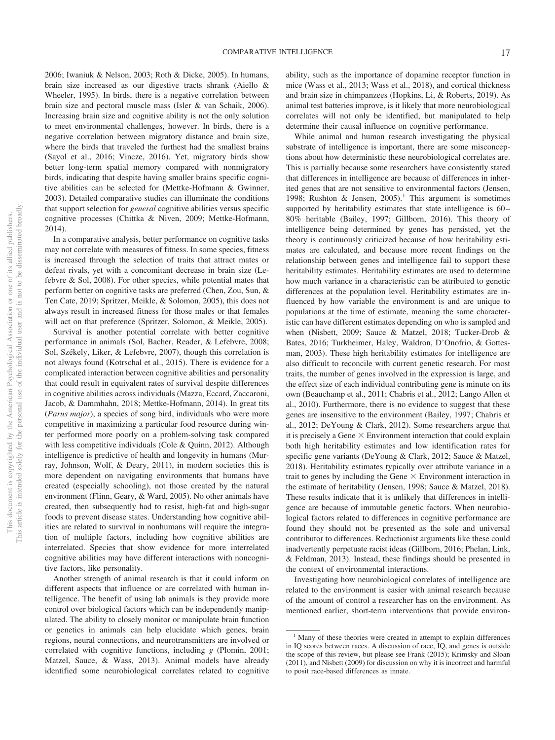2006; Iwaniuk & Nelson, 2003; Roth & Dicke, 2005). In humans, brain size increased as our digestive tracts shrank (Aiello & Wheeler, 1995). In birds, there is a negative correlation between brain size and pectoral muscle mass (Isler & van Schaik, 2006). Increasing brain size and cognitive ability is not the only solution to meet environmental challenges, however. In birds, there is a negative correlation between migratory distance and brain size, where the birds that traveled the furthest had the smallest brains (Sayol et al., 2016; Vincze, 2016). Yet, migratory birds show better long-term spatial memory compared with nonmigratory birds, indicating that despite having smaller brains specific cognitive abilities can be selected for (Mettke-Hofmann & Gwinner, 2003). Detailed comparative studies can illuminate the conditions that support selection for *general* cognitive abilities versus specific cognitive processes (Chittka & Niven, 2009; Mettke-Hofmann, 2014).

In a comparative analysis, better performance on cognitive tasks may not correlate with measures of fitness. In some species, fitness is increased through the selection of traits that attract mates or defeat rivals, yet with a concomitant decrease in brain size (Lefebvre & Sol, 2008). For other species, while potential mates that perform better on cognitive tasks are preferred (Chen, Zou, Sun, & Ten Cate, 2019; Spritzer, Meikle, & Solomon, 2005), this does not always result in increased fitness for those males or that females will act on that preference (Spritzer, Solomon, & Meikle, 2005).

Survival is another potential correlate with better cognitive performance in animals (Sol, Bacher, Reader, & Lefebvre, 2008; Sol, Székely, Liker, & Lefebvre, 2007), though this correlation is not always found (Kotrschal et al., 2015). There is evidence for a complicated interaction between cognitive abilities and personality that could result in equivalent rates of survival despite differences in cognitive abilities across individuals (Mazza, Eccard, Zaccaroni, Jacob, & Dammhahn, 2018; Mettke-Hofmann, 2014). In great tits (*Parus major*), a species of song bird, individuals who were more competitive in maximizing a particular food resource during winter performed more poorly on a problem-solving task compared with less competitive individuals (Cole & Quinn, 2012). Although intelligence is predictive of health and longevity in humans (Murray, Johnson, Wolf, & Deary, 2011), in modern societies this is more dependent on navigating environments that humans have created (especially schooling), not those created by the natural environment (Flinn, Geary, & Ward, 2005). No other animals have created, then subsequently had to resist, high-fat and high-sugar foods to prevent disease states. Understanding how cognitive abilities are related to survival in nonhumans will require the integration of multiple factors, including how cognitive abilities are interrelated. Species that show evidence for more interrelated cognitive abilities may have different interactions with noncognitive factors, like personality.

Another strength of animal research is that it could inform on different aspects that influence or are correlated with human intelligence. The benefit of using lab animals is they provide more control over biological factors which can be independently manipulated. The ability to closely monitor or manipulate brain function or genetics in animals can help elucidate which genes, brain regions, neural connections, and neurotransmitters are involved or correlated with cognitive functions, including *g* (Plomin, 2001; Matzel, Sauce, & Wass, 2013). Animal models have already identified some neurobiological correlates related to cognitive ability, such as the importance of dopamine receptor function in mice (Wass et al., 2013; Wass et al., 2018), and cortical thickness and brain size in chimpanzees (Hopkins, Li, & Roberts, 2019). As animal test batteries improve, is it likely that more neurobiological correlates will not only be identified, but manipulated to help determine their causal influence on cognitive performance.

While animal and human research investigating the physical substrate of intelligence is important, there are some misconceptions about how deterministic these neurobiological correlates are. This is partially because some researchers have consistently stated that differences in intelligence are because of differences in inherited genes that are not sensitive to environmental factors (Jensen, 1998; Rushton & Jensen, 2005).[1] This argument is sometimes supported by heritability estimates that state intelligence is 60–80% heritable (Bailey, 1997; Gillborn, 2016). This theory of intelligence being determined by genes has persisted, yet the theory is continuously criticized because of how heritability estimates are calculated, and because more recent findings on the relationship between genes and intelligence fail to support these heritability estimates. Heritability estimates are used to determine how much variance in a characteristic can be attributed to genetic differences at the population level. Heritability estimates are influenced by how variable the environment is and are unique to populations at the time of estimate, meaning the same characteristic can have different estimates depending on who is sampled and when (Nisbett, 2009; Sauce & Matzel, 2018; Tucker-Drob & Bates, 2016; Turkheimer, Haley, Waldron, D'Onofrio, & Gottesman, 2003). These high heritability estimates for intelligence are also difficult to reconcile with current genetic research. For most traits, the number of genes involved in the expression is large, and the effect size of each individual contributing gene is minute on its own (Beauchamp et al., 2011; Chabris et al., 2012; Lango Allen et al., 2010). Furthermore, there is no evidence to suggest that these genes are insensitive to the environment (Bailey, 1997; Chabris et al., 2012; DeYoung & Clark, 2012). Some researchers argue that it is precisely a Gene × Environment interaction that could explain both high heritability estimates and low identification rates for specific gene variants (DeYoung & Clark, 2012; Sauce & Matzel, 2018). Heritability estimates typically over attribute variance in a trait to genes by including the Gene × Environment interaction in the estimate of heritability (Jensen, 1998; Sauce & Matzel, 2018). These results indicate that it is unlikely that differences in intelligence are because of immutable genetic factors. When neurobiological factors related to differences in cognitive performance are found they should not be presented as the sole and universal contributor to differences. Reductionist arguments like these could inadvertently perpetuate racist ideas (Gillborn, 2016; Phelan, Link, & Feldman, 2013). Instead, these findings should be presented in the context of environmental interactions.

Investigating how neurobiological correlates of intelligence are related to the environment is easier with animal research because of the amount of control a researcher has on the environment. As mentioned earlier, short-term interventions that provide environ-

[1] Many of these theories were created in attempt to explain differences in IQ scores between races. A discussion of race, IQ, and genes is outside the scope of this review, but please see Frank (2015); Krimsky and Sloan (2011), and Nisbett (2009) for discussion on why it is incorrect and harmful to posit race-based differences as innate.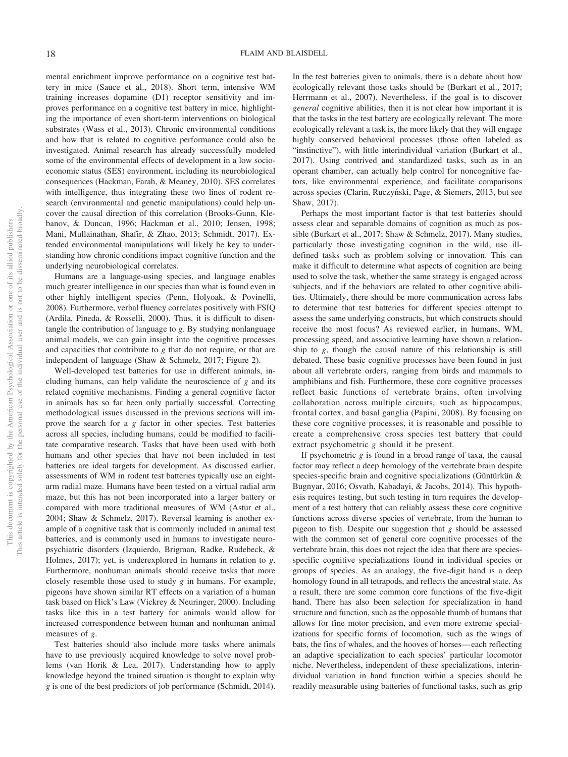mental enrichment improve performance on a cognitive test battery in mice (Sauce et al., 2018). Short term, intensive WM training increases dopamine (D1) receptor sensitivity and improves performance on a cognitive test battery in mice, highlighting the importance of even short-term interventions on biological substrates (Wass et al., 2013). Chronic environmental conditions and how that is related to cognitive performance could also be investigated. Animal research has already successfully modeled some of the environmental effects of development in a low socioeconomic status (SES) environment, including its neurobiological consequences (Hackman, Farah, & Meaney, 2010). SES correlates with intelligence, thus integrating these two lines of rodent research (environmental and genetic manipulations) could help uncover the causal direction of this correlation (Brooks-Gunn, Klebanov, & Duncan, 1996; Hackman et al., 2010; Jensen, 1998; Mani, Mullainathan, Shafir, & Zhao, 2013; Schmidt, 2017). Extended environmental manipulations will likely be key to understanding how chronic conditions impact cognitive function and the underlying neurobiological correlates.

Humans are a language-using species, and language enables much greater intelligence in our species than what is found even in other highly intelligent species (Penn, Holyoak, & Povinelli, 2008). Furthermore, verbal fluency correlates positively with FSIQ (Ardila, Pineda, & Rosselli, 2000). Thus, it is difficult to disentangle the contribution of language to *g*. By studying nonlanguage animal models, we can gain insight into the cognitive processes and capacities that contribute to *g* that do not require, or that are independent of language (Shaw & Schmelz, 2017; Figure 2).

Well-developed test batteries for use in different animals, including humans, can help validate the neuroscience of *g* and its related cognitive mechanisms. Finding a general cognitive factor in animals has so far been only partially successful. Correcting methodological issues discussed in the previous sections will improve the search for a *g* factor in other species. Test batteries across all species, including humans, could be modified to facilitate comparative research. Tasks that have been used with both humans and other species that have not been included in test batteries are ideal targets for development. As discussed earlier, assessments of WM in rodent test batteries typically use an eight-arm radial maze. Humans have been tested on a virtual radial arm maze, but this has not been incorporated into a larger battery or compared with more traditional measures of WM (Astur et al., 2004; Shaw & Schmelz, 2017). Reversal learning is another example of a cognitive task that is commonly included in animal test batteries, and is commonly used in humans to investigate neuropsychiatric disorders (Izquierdo, Brigman, Radke, Rudebeck, & Holmes, 2017); yet, is underexplored in humans in relation to *g*. Furthermore, nonhuman animals should receive tasks that more closely resemble those used to study *g* in humans. For example, pigeons have shown similar RT effects on a variation of a human task based on Hick's Law (Vickrey & Neuringer, 2000). Including tasks like this in a test battery for animals would allow for increased correspondence between human and nonhuman animal measures of *g*.

Test batteries should also include more tasks where animals have to use previously acquired knowledge to solve novel problems (van Horik & Lea, 2017). Understanding how to apply knowledge beyond the trained situation is thought to explain why *g* is one of the best predictors of job performance (Schmidt, 2014). In the test batteries given to animals, there is a debate about how ecologically relevant those tasks should be (Burkart et al., 2017; Herrmann et al., 2007). Nevertheless, if the goal is to discover *general* cognitive abilities, then it is not clear how important it is that the tasks in the test battery are ecologically relevant. The more ecologically relevant a task is, the more likely that they will engage highly conserved behavioral processes (those often labeled as "instinctive"), with little interindividual variation (Burkart et al., 2017). Using contrived and standardized tasks, such as in an operant chamber, can actually help control for noncognitive factors, like environmental experience, and facilitate comparisons across species (Clarin, Ruczyński, Page, & Siemers, 2013, but see Shaw, 2017).

Perhaps the most important factor is that test batteries should assess clear and separable domains of cognition as much as possible (Burkart et al., 2017; Shaw & Schmelz, 2017). Many studies, particularly those investigating cognition in the wild, use ill-defined tasks such as problem solving or innovation. This can make it difficult to determine what aspects of cognition are being used to solve the task, whether the same strategy is engaged across subjects, and if the behaviors are related to other cognitive abilities. Ultimately, there should be more communication across labs to determine that test batteries for different species attempt to assess the same underlying constructs, but which constructs should receive the most focus? As reviewed earlier, in humans, WM, processing speed, and associative learning have shown a relationship to *g*, though the causal nature of this relationship is still debated. These basic cognitive processes have been found in just about all vertebrate orders, ranging from birds and mammals to amphibians and fish. Furthermore, these core cognitive processes reflect basic functions of vertebrate brains, often involving collaboration across multiple circuits, such as hippocampus, frontal cortex, and basal ganglia (Papini, 2008). By focusing on these core cognitive processes, it is reasonable and possible to create a comprehensive cross species test battery that could extract psychometric *g* should it be present.

If psychometric *g* is found in a broad range of taxa, the causal factor may reflect a deep homology of the vertebrate brain despite species-specific brain and cognitive specializations (Güntürkün & Bugnyar, 2016; Osvath, Kabadayi, & Jacobs, 2014). This hypothesis requires testing, but such testing in turn requires the development of a test battery that can reliably assess these core cognitive functions across diverse species of vertebrate, from the human to pigeon to fish. Despite our suggestion that *g* should be assessed with the common set of general core cognitive processes of the vertebrate brain, this does not reject the idea that there are species-specific cognitive specializations found in individual species or groups of species. As an analogy, the five-digit hand is a deep homology found in all tetrapods, and reflects the ancestral state. As a result, there are some common core functions of the five-digit hand. There has also been selection for specialization in hand structure and function, such as the opposable thumb of humans that allows for fine motor precision, and even more extreme specializations for specific forms of locomotion, such as the wings of bats, the fins of whales, and the hooves of horses—each reflecting an adaptive specialization to each species' particular locomotor niche. Nevertheless, independent of these specializations, interindividual variation in hand function within a species should be readily measurable using batteries of functional tasks, such as grip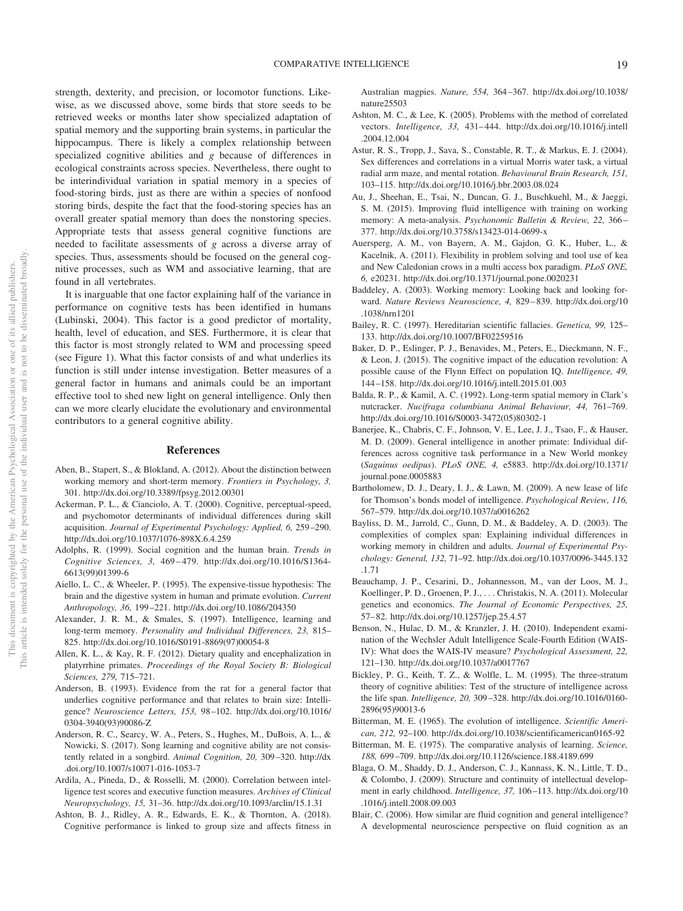strength, dexterity, and precision, or locomotor functions. Likewise, as we discussed above, some birds that store seeds to be retrieved weeks or months later show specialized adaptation of spatial memory and the supporting brain systems, in particular the hippocampus. There is likely a complex relationship between specialized cognitive abilities and *g* because of differences in ecological constraints across species. Nevertheless, there ought to be interindividual variation in spatial memory in a species of food-storing birds, just as there are within a species of nonfood storing birds, despite the fact that the food-storing species has an overall greater spatial memory than does the nonstoring species. Appropriate tests that assess general cognitive functions are needed to facilitate assessments of *g* across a diverse array of species. Thus, assessments should be focused on the general cognitive processes, such as WM and associative learning, that are found in all vertebrates.

It is inarguable that one factor explaining half of the variance in performance on cognitive tests has been identified in humans (Lubinski, 2004). This factor is a good predictor of mortality, health, level of education, and SES. Furthermore, it is clear that this factor is most strongly related to WM and processing speed (see Figure 1). What this factor consists of and what underlies its function is still under intense investigation. Better measures of a general factor in humans and animals could be an important effective tool to shed new light on general intelligence. Only then can we more clearly elucidate the evolutionary and environmental contributors to a general cognitive ability.

## References

Aben, B., Stapert, S., & Blokland, A. (2012). About the distinction between working memory and short-term memory. *Frontiers in Psychology, 3,* 301. http://dx.doi.org/10.3389/fpsyg.2012.00301

Ackerman, P. L., & Cianciolo, A. T. (2000). Cognitive, perceptual-speed, and psychomotor determinants of individual differences during skill acquisition. *Journal of Experimental Psychology: Applied, 6,* 259–290. http://dx.doi.org/10.1037/1076-898X.6.4.259

Adolphs, R. (1999). Social cognition and the human brain. *Trends in Cognitive Sciences, 3,* 469–479. http://dx.doi.org/10.1016/S1364-6613(99)01399-6

Aiello, L. C., & Wheeler, P. (1995). The expensive-tissue hypothesis: The brain and the digestive system in human and primate evolution. *Current Anthropology, 36,* 199–221. http://dx.doi.org/10.1086/204350

Alexander, J. R. M., & Smales, S. (1997). Intelligence, learning and long-term memory. *Personality and Individual Differences, 23,* 815–825. http://dx.doi.org/10.1016/S0191-8869(97)00054-8

Allen, K. L., & Kay, R. F. (2012). Dietary quality and encephalization in platyrrhine primates. *Proceedings of the Royal Society B: Biological Sciences, 279,* 715–721.

Anderson, B. (1993). Evidence from the rat for a general factor that underlies cognitive performance and that relates to brain size: Intelligence? *Neuroscience Letters, 153,* 98–102. http://dx.doi.org/10.1016/0304-3940(93)90086-Z

Anderson, R. C., Searcy, W. A., Peters, S., Hughes, M., DuBois, A. L., & Nowicki, S. (2017). Song learning and cognitive ability are not consistently related in a songbird. *Animal Cognition, 20,* 309–320. http://dx.doi.org/10.1007/s10071-016-1053-7

Ardila, A., Pineda, D., & Rosselli, M. (2000). Correlation between intelligence test scores and executive function measures. *Archives of Clinical Neuropsychology, 15,* 31–36. http://dx.doi.org/10.1093/arclin/15.1.31

Ashton, B. J., Ridley, A. R., Edwards, E. K., & Thornton, A. (2018). Cognitive performance is linked to group size and affects fitness in Australian magpies. *Nature, 554,* 364–367. http://dx.doi.org/10.1038/nature25503

Ashton, M. C., & Lee, K. (2005). Problems with the method of correlated vectors. *Intelligence, 33,* 431–444. http://dx.doi.org/10.1016/j.intell.2004.12.004

Astur, R. S., Tropp, J., Sava, S., Constable, R. T., & Markus, E. J. (2004). Sex differences and correlations in a virtual Morris water task, a virtual radial arm maze, and mental rotation. *Behavioural Brain Research, 151,* 103–115. http://dx.doi.org/10.1016/j.bbr.2003.08.024

Au, J., Sheehan, E., Tsai, N., Duncan, G. J., Buschkuehl, M., & Jaeggi, S. M. (2015). Improving fluid intelligence with training on working memory: A meta-analysis. *Psychonomic Bulletin & Review, 22,* 366–377. http://dx.doi.org/10.3758/s13423-014-0699-x

Auersperg, A. M., von Bayern, A. M., Gajdon, G. K., Huber, L., & Kacelnik, A. (2011). Flexibility in problem solving and tool use of kea and New Caledonian crows in a multi access box paradigm. *PLoS ONE, 6,* e20231. http://dx.doi.org/10.1371/journal.pone.0020231

Baddeley, A. (2003). Working memory: Looking back and looking forward. *Nature Reviews Neuroscience, 4,* 829–839. http://dx.doi.org/10.1038/nrn1201

Bailey, R. C. (1997). Hereditarian scientific fallacies. *Genetica, 99,* 125–133. http://dx.doi.org/10.1007/BF02259516

Baker, D. P., Eslinger, P. J., Benavides, M., Peters, E., Dieckmann, N. F., & Leon, J. (2015). The cognitive impact of the education revolution: A possible cause of the Flynn Effect on population IQ. *Intelligence, 49,* 144–158. http://dx.doi.org/10.1016/j.intell.2015.01.003

Balda, R. P., & Kamil, A. C. (1992). Long-term spatial memory in Clark's nutcracker. *Nucifraga columbiana Animal Behaviour, 44,* 761–769. http://dx.doi.org/10.1016/S0003-3472(05)80302-1

Banerjee, K., Chabris, C. F., Johnson, V. E., Lee, J. J., Tsao, F., & Hauser, M. D. (2009). General intelligence in another primate: Individual differences across cognitive task performance in a New World monkey (*Saguinus oedipus*). *PLoS ONE, 4,* e5883. http://dx.doi.org/10.1371/journal.pone.0005883

Bartholomew, D. J., Deary, I. J., & Lawn, M. (2009). A new lease of life for Thomson's bonds model of intelligence. *Psychological Review, 116,* 567–579. http://dx.doi.org/10.1037/a0016262

Bayliss, D. M., Jarrold, C., Gunn, D. M., & Baddeley, A. D. (2003). The complexities of complex span: Explaining individual differences in working memory in children and adults. *Journal of Experimental Psychology: General, 132,* 71–92. http://dx.doi.org/10.1037/0096-3445.132.1.71

Beauchamp, J. P., Cesarini, D., Johannesson, M., van der Loos, M. J., Koellinger, P. D., Groenen, P. J., . . . Christakis, N. A. (2011). Molecular genetics and economics. *The Journal of Economic Perspectives, 25,* 57–82. http://dx.doi.org/10.1257/jep.25.4.57

Benson, N., Hulac, D. M., & Kranzler, J. H. (2010). Independent examination of the Wechsler Adult Intelligence Scale-Fourth Edition (WAIS-IV): What does the WAIS-IV measure? *Psychological Assessment, 22,* 121–130. http://dx.doi.org/10.1037/a0017767

Bickley, P. G., Keith, T. Z., & Wolfle, L. M. (1995). The three-stratum theory of cognitive abilities: Test of the structure of intelligence across the life span. *Intelligence, 20,* 309–328. http://dx.doi.org/10.1016/0160-2896(95)90013-6

Bitterman, M. E. (1965). The evolution of intelligence. *Scientific American, 212,* 92–100. http://dx.doi.org/10.1038/scientificamerican0165-92

Bitterman, M. E. (1975). The comparative analysis of learning. *Science, 188,* 699–709. http://dx.doi.org/10.1126/science.188.4189.699

Blaga, O. M., Shaddy, D. J., Anderson, C. J., Kannass, K. N., Little, T. D., & Colombo, J. (2009). Structure and continuity of intellectual development in early childhood. *Intelligence, 37,* 106–113. http://dx.doi.org/10.1016/j.intell.2008.09.003

Blair, C. (2006). How similar are fluid cognition and general intelligence? A developmental neuroscience perspective on fluid cognition as an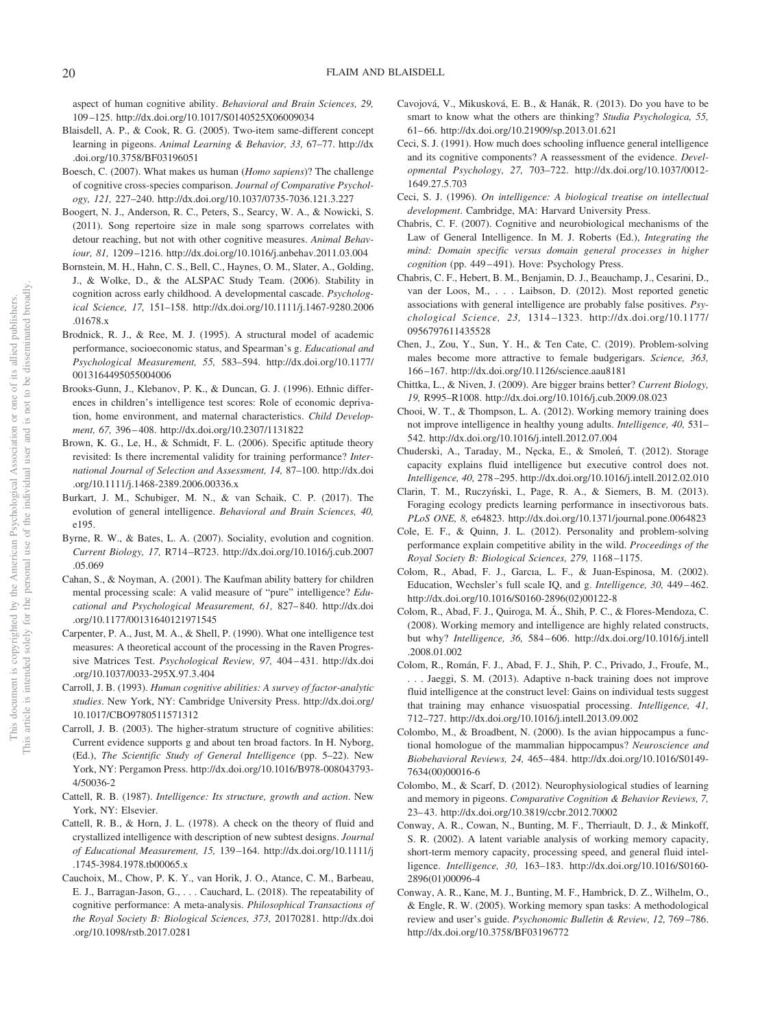aspect of human cognitive ability. *Behavioral and Brain Sciences, 29,* 109–125. http://dx.doi.org/10.1017/S0140525X06009034

Blaisdell, A. P., & Cook, R. G. (2005). Two-item same-different concept learning in pigeons. *Animal Learning & Behavior, 33,* 67–77. http://dx.doi.org/10.3758/BF03196051

Boesch, C. (2007). What makes us human (*Homo sapiens*)? The challenge of cognitive cross-species comparison. *Journal of Comparative Psychology, 121,* 227–240. http://dx.doi.org/10.1037/0735-7036.121.3.227

Boogert, N. J., Anderson, R. C., Peters, S., Searcy, W. A., & Nowicki, S. (2011). Song repertoire size in male song sparrows correlates with detour reaching, but not with other cognitive measures. *Animal Behaviour, 81,* 1209–1216. http://dx.doi.org/10.1016/j.anbehav.2011.03.004

Bornstein, M. H., Hahn, C. S., Bell, C., Haynes, O. M., Slater, A., Golding, J., & Wolke, D., & the ALSPAC Study Team. (2006). Stability in cognition across early childhood. A developmental cascade. *Psychological Science, 17,* 151–158. http://dx.doi.org/10.1111/j.1467-9280.2006.01678.x

Brodnick, R. J., & Ree, M. J. (1995). A structural model of academic performance, socioeconomic status, and Spearman's g. *Educational and Psychological Measurement, 55,* 583–594. http://dx.doi.org/10.1177/0013164495055004006

Brooks-Gunn, J., Klebanov, P. K., & Duncan, G. J. (1996). Ethnic differences in children's intelligence test scores: Role of economic deprivation, home environment, and maternal characteristics. *Child Development, 67,* 396–408. http://dx.doi.org/10.2307/1131822

Brown, K. G., Le, H., & Schmidt, F. L. (2006). Specific aptitude theory revisited: Is there incremental validity for training performance? *International Journal of Selection and Assessment, 14,* 87–100. http://dx.doi.org/10.1111/j.1468-2389.2006.00336.x

Burkart, J. M., Schubiger, M. N., & van Schaik, C. P. (2017). The evolution of general intelligence. *Behavioral and Brain Sciences, 40,* e195.

Byrne, R. W., & Bates, L. A. (2007). Sociality, evolution and cognition. *Current Biology, 17,* R714–R723. http://dx.doi.org/10.1016/j.cub.2007.05.069

Cahan, S., & Noyman, A. (2001). The Kaufman ability battery for children mental processing scale: A valid measure of "pure" intelligence? *Educational and Psychological Measurement, 61,* 827–840. http://dx.doi.org/10.1177/00131640121971545

Carpenter, P. A., Just, M. A., & Shell, P. (1990). What one intelligence test measures: A theoretical account of the processing in the Raven Progressive Matrices Test. *Psychological Review, 97,* 404–431. http://dx.doi.org/10.1037/0033-295X.97.3.404

Carroll, J. B. (1993). *Human cognitive abilities: A survey of factor-analytic studies*. New York, NY: Cambridge University Press. http://dx.doi.org/10.1017/CBO9780511571312

Carroll, J. B. (2003). The higher-stratum structure of cognitive abilities: Current evidence supports g and about ten broad factors. In H. Nyborg, (Ed.), *The Scientific Study of General Intelligence* (pp. 5–22). New York, NY: Pergamon Press. http://dx.doi.org/10.1016/B978-008043793-4/50036-2

Cattell, R. B. (1987). *Intelligence: Its structure, growth and action*. New York, NY: Elsevier.

Cattell, R. B., & Horn, J. L. (1978). A check on the theory of fluid and crystallized intelligence with description of new subtest designs. *Journal of Educational Measurement, 15,* 139–164. http://dx.doi.org/10.1111/j.1745-3984.1978.tb00065.x

Cauchoix, M., Chow, P. K. Y., van Horik, J. O., Atance, C. M., Barbeau, E. J., Barragan-Jason, G., . . . Cauchard, L. (2018). The repeatability of cognitive performance: A meta-analysis. *Philosophical Transactions of the Royal Society B: Biological Sciences, 373,* 20170281. http://dx.doi.org/10.1098/rstb.2017.0281

Cavojová, V., Mikusková, E. B., & Hanák, R. (2013). Do you have to be smart to know what the others are thinking? *Studia Psychologica, 55,* 61–66. http://dx.doi.org/10.21909/sp.2013.01.621

Ceci, S. J. (1991). How much does schooling influence general intelligence and its cognitive components? A reassessment of the evidence. *Developmental Psychology, 27,* 703–722. http://dx.doi.org/10.1037/0012-1649.27.5.703

Ceci, S. J. (1996). *On intelligence: A biological treatise on intellectual development*. Cambridge, MA: Harvard University Press.

Chabris, C. F. (2007). Cognitive and neurobiological mechanisms of the Law of General Intelligence. In M. J. Roberts (Ed.), *Integrating the mind: Domain specific versus domain general processes in higher cognition* (pp. 449–491). Hove: Psychology Press.

Chabris, C. F., Hebert, B. M., Benjamin, D. J., Beauchamp, J., Cesarini, D., van der Loos, M., . . . Laibson, D. (2012). Most reported genetic associations with general intelligence are probably false positives. *Psychological Science, 23,* 1314–1323. http://dx.doi.org/10.1177/0956797611435528

Chen, J., Zou, Y., Sun, Y. H., & Ten Cate, C. (2019). Problem-solving males become more attractive to female budgerigars. *Science, 363,* 166–167. http://dx.doi.org/10.1126/science.aau8181

Chittka, L., & Niven, J. (2009). Are bigger brains better? *Current Biology, 19,* R995–R1008. http://dx.doi.org/10.1016/j.cub.2009.08.023

Chooi, W. T., & Thompson, L. A. (2012). Working memory training does not improve intelligence in healthy young adults. *Intelligence, 40,* 531–542. http://dx.doi.org/10.1016/j.intell.2012.07.004

Chuderski, A., Taraday, M., Nęcka, E., & Smoleń, T. (2012). Storage capacity explains fluid intelligence but executive control does not. *Intelligence, 40,* 278–295. http://dx.doi.org/10.1016/j.intell.2012.02.010

Clarin, T. M., Ruczyński, I., Page, R. A., & Siemers, B. M. (2013). Foraging ecology predicts learning performance in insectivorous bats. *PLoS ONE, 8,* e64823. http://dx.doi.org/10.1371/journal.pone.0064823

Cole, E. F., & Quinn, J. L. (2012). Personality and problem-solving performance explain competitive ability in the wild. *Proceedings of the Royal Society B: Biological Sciences, 279,* 1168–1175.

Colom, R., Abad, F. J., Garcıa, L. F., & Juan-Espinosa, M. (2002). Education, Wechsler's full scale IQ, and g. *Intelligence, 30,* 449–462. http://dx.doi.org/10.1016/S0160-2896(02)00122-8

Colom, R., Abad, F. J., Quiroga, M. Á., Shih, P. C., & Flores-Mendoza, C. (2008). Working memory and intelligence are highly related constructs, but why? *Intelligence, 36,* 584–606. http://dx.doi.org/10.1016/j.intell.2008.01.002

Colom, R., Román, F. J., Abad, F. J., Shih, P. C., Privado, J., Froufe, M., . . . Jaeggi, S. M. (2013). Adaptive n-back training does not improve fluid intelligence at the construct level: Gains on individual tests suggest that training may enhance visuospatial processing. *Intelligence, 41,* 712–727. http://dx.doi.org/10.1016/j.intell.2013.09.002

Colombo, M., & Broadbent, N. (2000). Is the avian hippocampus a functional homologue of the mammalian hippocampus? *Neuroscience and Biobehavioral Reviews, 24,* 465–484. http://dx.doi.org/10.1016/S0149-7634(00)00016-6

Colombo, M., & Scarf, D. (2012). Neurophysiological studies of learning and memory in pigeons. *Comparative Cognition & Behavior Reviews, 7,* 23–43. http://dx.doi.org/10.3819/ccbr.2012.70002

Conway, A. R., Cowan, N., Bunting, M. F., Therriault, D. J., & Minkoff, S. R. (2002). A latent variable analysis of working memory capacity, short-term memory capacity, processing speed, and general fluid intelligence. *Intelligence, 30,* 163–183. http://dx.doi.org/10.1016/S0160-2896(01)00096-4

Conway, A. R., Kane, M. J., Bunting, M. F., Hambrick, D. Z., Wilhelm, O., & Engle, R. W. (2005). Working memory span tasks: A methodological review and user's guide. *Psychonomic Bulletin & Review, 12,* 769–786. http://dx.doi.org/10.3758/BF03196772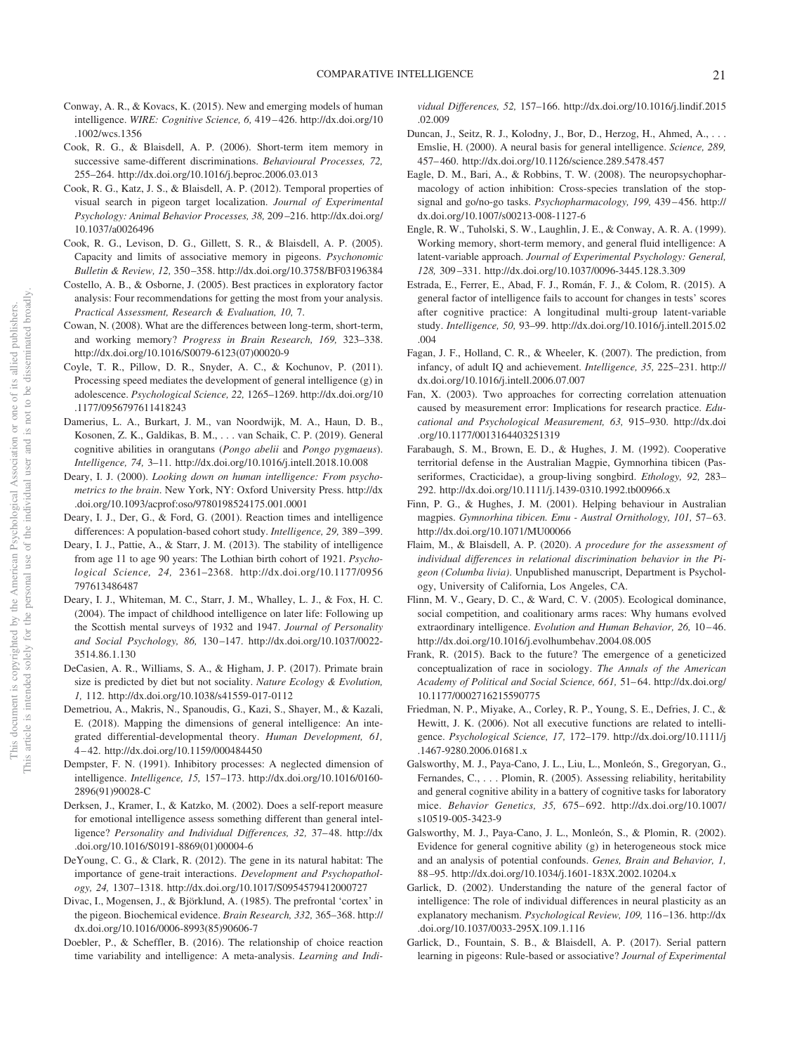Conway, A. R., & Kovacs, K. (2015). New and emerging models of human intelligence. *WIRE: Cognitive Science, 6,* 419–426. http://dx.doi.org/10.1002/wcs.1356

Cook, R. G., & Blaisdell, A. P. (2006). Short-term item memory in successive same-different discriminations. *Behavioural Processes, 72,* 255–264. http://dx.doi.org/10.1016/j.beproc.2006.03.013

Cook, R. G., Katz, J. S., & Blaisdell, A. P. (2012). Temporal properties of visual search in pigeon target localization. *Journal of Experimental Psychology: Animal Behavior Processes, 38,* 209–216. http://dx.doi.org/10.1037/a0026496

Cook, R. G., Levison, D. G., Gillett, S. R., & Blaisdell, A. P. (2005). Capacity and limits of associative memory in pigeons. *Psychonomic Bulletin & Review, 12,* 350–358. http://dx.doi.org/10.3758/BF03196384

Costello, A. B., & Osborne, J. (2005). Best practices in exploratory factor analysis: Four recommendations for getting the most from your analysis. *Practical Assessment, Research & Evaluation, 10,* 7.

Cowan, N. (2008). What are the differences between long-term, short-term, and working memory? *Progress in Brain Research, 169,* 323–338. http://dx.doi.org/10.1016/S0079-6123(07)00020-9

Coyle, T. R., Pillow, D. R., Snyder, A. C., & Kochunov, P. (2011). Processing speed mediates the development of general intelligence (g) in adolescence. *Psychological Science, 22,* 1265–1269. http://dx.doi.org/10.1177/0956797611418243

Damerius, L. A., Burkart, J. M., van Noordwijk, M. A., Haun, D. B., Kosonen, Z. K., Galdikas, B. M., . . . van Schaik, C. P. (2019). General cognitive abilities in orangutans (*Pongo abelii* and *Pongo pygmaeus*). *Intelligence, 74,* 3–11. http://dx.doi.org/10.1016/j.intell.2018.10.008

Deary, I. J. (2000). *Looking down on human intelligence: From psychometrics to the brain*. New York, NY: Oxford University Press. http://dx.doi.org/10.1093/acprof:oso/9780198524175.001.0001

Deary, I. J., Der, G., & Ford, G. (2001). Reaction times and intelligence differences: A population-based cohort study. *Intelligence, 29,* 389–399.

Deary, I. J., Pattie, A., & Starr, J. M. (2013). The stability of intelligence from age 11 to age 90 years: The Lothian birth cohort of 1921. *Psychological Science, 24,* 2361–2368. http://dx.doi.org/10.1177/0956797613486487

Deary, I. J., Whiteman, M. C., Starr, J. M., Whalley, L. J., & Fox, H. C. (2004). The impact of childhood intelligence on later life: Following up the Scottish mental surveys of 1932 and 1947. *Journal of Personality and Social Psychology, 86,* 130–147. http://dx.doi.org/10.1037/0022-3514.86.1.130

DeCasien, A. R., Williams, S. A., & Higham, J. P. (2017). Primate brain size is predicted by diet but not sociality. *Nature Ecology & Evolution, 1,* 112. http://dx.doi.org/10.1038/s41559-017-0112

Demetriou, A., Makris, N., Spanoudis, G., Kazi, S., Shayer, M., & Kazali, E. (2018). Mapping the dimensions of general intelligence: An integrated differential-developmental theory. *Human Development, 61,* 4–42. http://dx.doi.org/10.1159/000484450

Dempster, F. N. (1991). Inhibitory processes: A neglected dimension of intelligence. *Intelligence, 15,* 157–173. http://dx.doi.org/10.1016/0160-2896(91)90028-C

Derksen, J., Kramer, I., & Katzko, M. (2002). Does a self-report measure for emotional intelligence assess something different than general intelligence? *Personality and Individual Differences, 32,* 37–48. http://dx.doi.org/10.1016/S0191-8869(01)00004-6

DeYoung, C. G., & Clark, R. (2012). The gene in its natural habitat: The importance of gene-trait interactions. *Development and Psychopathology, 24,* 1307–1318. http://dx.doi.org/10.1017/S0954579412000727

Divac, I., Mogensen, J., & Björklund, A. (1985). The prefrontal 'cortex' in the pigeon. Biochemical evidence. *Brain Research, 332,* 365–368. http://dx.doi.org/10.1016/0006-8993(85)90606-7

Doebler, P., & Scheffler, B. (2016). The relationship of choice reaction time variability and intelligence: A meta-analysis. *Learning and Individual Differences, 52,* 157–166. http://dx.doi.org/10.1016/j.lindif.2015.02.009

Duncan, J., Seitz, R. J., Kolodny, J., Bor, D., Herzog, H., Ahmed, A., . . . Emslie, H. (2000). A neural basis for general intelligence. *Science, 289,* 457–460. http://dx.doi.org/10.1126/science.289.5478.457

Eagle, D. M., Bari, A., & Robbins, T. W. (2008). The neuropsychopharmacology of action inhibition: Cross-species translation of the stop-signal and go/no-go tasks. *Psychopharmacology, 199,* 439–456. http://dx.doi.org/10.1007/s00213-008-1127-6

Engle, R. W., Tuholski, S. W., Laughlin, J. E., & Conway, A. R. A. (1999). Working memory, short-term memory, and general fluid intelligence: A latent-variable approach. *Journal of Experimental Psychology: General, 128,* 309–331. http://dx.doi.org/10.1037/0096-3445.128.3.309

Estrada, E., Ferrer, E., Abad, F. J., Román, F. J., & Colom, R. (2015). A general factor of intelligence fails to account for changes in tests' scores after cognitive practice: A longitudinal multi-group latent-variable study. *Intelligence, 50,* 93–99. http://dx.doi.org/10.1016/j.intell.2015.02.004

Fagan, J. F., Holland, C. R., & Wheeler, K. (2007). The prediction, from infancy, of adult IQ and achievement. *Intelligence, 35,* 225–231. http://dx.doi.org/10.1016/j.intell.2006.07.007

Fan, X. (2003). Two approaches for correcting correlation attenuation caused by measurement error: Implications for research practice. *Educational and Psychological Measurement, 63,* 915–930. http://dx.doi.org/10.1177/0013164403251319

Farabaugh, S. M., Brown, E. D., & Hughes, J. M. (1992). Cooperative territorial defense in the Australian Magpie, Gymnorhina tibicen (Passeriformes, Cracticidae), a group-living songbird. *Ethology, 92,* 283–292. http://dx.doi.org/10.1111/j.1439-0310.1992.tb00966.x

Finn, P. G., & Hughes, J. M. (2001). Helping behaviour in Australian magpies. *Gymnorhina tibicen. Emu - Austral Ornithology, 101,* 57–63. http://dx.doi.org/10.1071/MU00066

Flaim, M., & Blaisdell, A. P. (2020). *A procedure for the assessment of individual differences in relational discrimination behavior in the Pigeon (Columba livia)*. Unpublished manuscript, Department is Psychology, University of California, Los Angeles, CA.

Flinn, M. V., Geary, D. C., & Ward, C. V. (2005). Ecological dominance, social competition, and coalitionary arms races: Why humans evolved extraordinary intelligence. *Evolution and Human Behavior, 26,* 10–46. http://dx.doi.org/10.1016/j.evolhumbehav.2004.08.005

Frank, R. (2015). Back to the future? The emergence of a geneticized conceptualization of race in sociology. *The Annals of the American Academy of Political and Social Science, 661,* 51–64. http://dx.doi.org/10.1177/0002716215590775

Friedman, N. P., Miyake, A., Corley, R. P., Young, S. E., Defries, J. C., & Hewitt, J. K. (2006). Not all executive functions are related to intelligence. *Psychological Science, 17,* 172–179. http://dx.doi.org/10.1111/j.1467-9280.2006.01681.x

Galsworthy, M. J., Paya-Cano, J. L., Liu, L., Monleón, S., Gregoryan, G., Fernandes, C., . . . Plomin, R. (2005). Assessing reliability, heritability and general cognitive ability in a battery of cognitive tasks for laboratory mice. *Behavior Genetics, 35,* 675–692. http://dx.doi.org/10.1007/s10519-005-3423-9

Galsworthy, M. J., Paya-Cano, J. L., Monleón, S., & Plomin, R. (2002). Evidence for general cognitive ability (g) in heterogeneous stock mice and an analysis of potential confounds. *Genes, Brain and Behavior, 1,* 88–95. http://dx.doi.org/10.1034/j.1601-183X.2002.10204.x

Garlick, D. (2002). Understanding the nature of the general factor of intelligence: The role of individual differences in neural plasticity as an explanatory mechanism. *Psychological Review, 109,* 116–136. http://dx.doi.org/10.1037/0033-295X.109.1.116

Garlick, D., Fountain, S. B., & Blaisdell, A. P. (2017). Serial pattern learning in pigeons: Rule-based or associative? *Journal of Experimental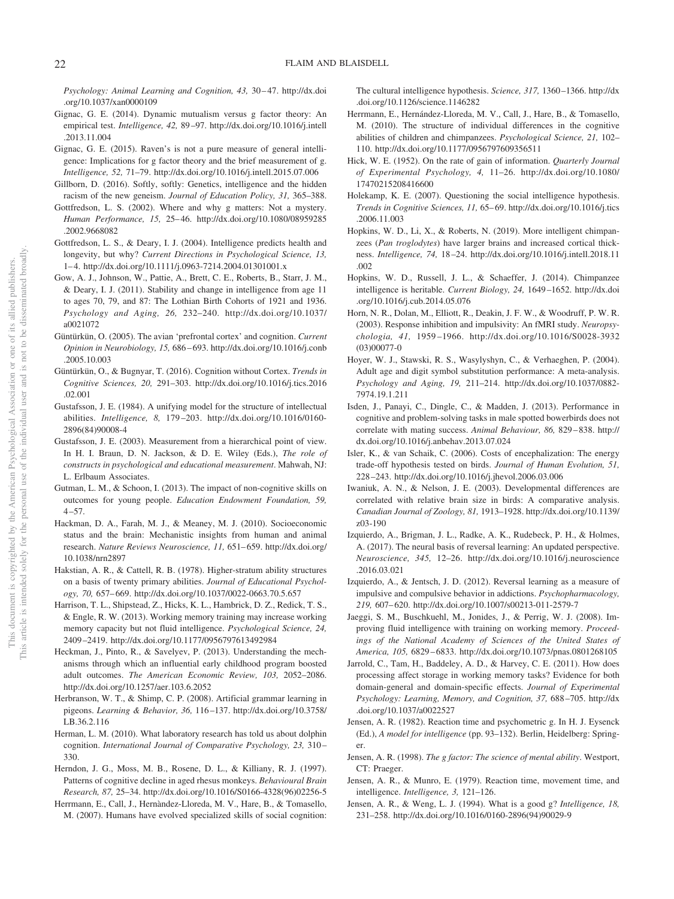*Psychology: Animal Learning and Cognition, 43,* 30–47. http://dx.doi.org/10.1037/xan0000109

Gignac, G. E. (2014). Dynamic mutualism versus g factor theory: An empirical test. *Intelligence, 42,* 89–97. http://dx.doi.org/10.1016/j.intell.2013.11.004

Gignac, G. E. (2015). Raven's is not a pure measure of general intelligence: Implications for g factor theory and the brief measurement of g. *Intelligence, 52,* 71–79. http://dx.doi.org/10.1016/j.intell.2015.07.006

Gillborn, D. (2016). Softly, softly: Genetics, intelligence and the hidden racism of the new geneism. *Journal of Education Policy, 31,* 365–388.

Gottfredson, L. S. (2002). Where and why g matters: Not a mystery. *Human Performance, 15,* 25–46. http://dx.doi.org/10.1080/08959285.2002.9668082

Gottfredson, L. S., & Deary, I. J. (2004). Intelligence predicts health and longevity, but why? *Current Directions in Psychological Science, 13,* 1–4. http://dx.doi.org/10.1111/j.0963-7214.2004.01301001.x

Gow, A. J., Johnson, W., Pattie, A., Brett, C. E., Roberts, B., Starr, J. M., & Deary, I. J. (2011). Stability and change in intelligence from age 11 to ages 70, 79, and 87: The Lothian Birth Cohorts of 1921 and 1936. *Psychology and Aging, 26,* 232–240. http://dx.doi.org/10.1037/a0021072

Güntürkün, O. (2005). The avian 'prefrontal cortex' and cognition. *Current Opinion in Neurobiology, 15,* 686–693. http://dx.doi.org/10.1016/j.conb.2005.10.003

Güntürkün, O., & Bugnyar, T. (2016). Cognition without Cortex. *Trends in Cognitive Sciences, 20,* 291–303. http://dx.doi.org/10.1016/j.tics.2016.02.001

Gustafsson, J. E. (1984). A unifying model for the structure of intellectual abilities. *Intelligence, 8,* 179–203. http://dx.doi.org/10.1016/0160-2896(84)90008-4

Gustafsson, J. E. (2003). Measurement from a hierarchical point of view. In H. I. Braun, D. N. Jackson, & D. E. Wiley (Eds.), *The role of constructs in psychological and educational measurement*. Mahwah, NJ: L. Erlbaum Associates.

Gutman, L. M., & Schoon, I. (2013). The impact of non-cognitive skills on outcomes for young people. *Education Endowment Foundation, 59,* 4–57.

Hackman, D. A., Farah, M. J., & Meaney, M. J. (2010). Socioeconomic status and the brain: Mechanistic insights from human and animal research. *Nature Reviews Neuroscience, 11,* 651–659. http://dx.doi.org/10.1038/nrn2897

Hakstian, A. R., & Cattell, R. B. (1978). Higher-stratum ability structures on a basis of twenty primary abilities. *Journal of Educational Psychology, 70,* 657–669. http://dx.doi.org/10.1037/0022-0663.70.5.657

Harrison, T. L., Shipstead, Z., Hicks, K. L., Hambrick, D. Z., Redick, T. S., & Engle, R. W. (2013). Working memory training may increase working memory capacity but not fluid intelligence. *Psychological Science, 24,* 2409–2419. http://dx.doi.org/10.1177/0956797613492984

Heckman, J., Pinto, R., & Savelyev, P. (2013). Understanding the mechanisms through which an influential early childhood program boosted adult outcomes. *The American Economic Review, 103,* 2052–2086. http://dx.doi.org/10.1257/aer.103.6.2052

Herbranson, W. T., & Shimp, C. P. (2008). Artificial grammar learning in pigeons. *Learning & Behavior, 36,* 116–137. http://dx.doi.org/10.3758/LB.36.2.116

Herman, L. M. (2010). What laboratory research has told us about dolphin cognition. *International Journal of Comparative Psychology, 23,* 310–330.

Herndon, J. G., Moss, M. B., Rosene, D. L., & Killiany, R. J. (1997). Patterns of cognitive decline in aged rhesus monkeys. *Behavioural Brain Research, 87,* 25–34. http://dx.doi.org/10.1016/S0166-4328(96)02256-5

Herrmann, E., Call, J., Hernàndez-Lloreda, M. V., Hare, B., & Tomasello, M. (2007). Humans have evolved specialized skills of social cognition: The cultural intelligence hypothesis. *Science, 317,* 1360–1366. http://dx.doi.org/10.1126/science.1146282

Herrmann, E., Hernández-Lloreda, M. V., Call, J., Hare, B., & Tomasello, M. (2010). The structure of individual differences in the cognitive abilities of children and chimpanzees. *Psychological Science, 21,* 102–110. http://dx.doi.org/10.1177/0956797609356511

Hick, W. E. (1952). On the rate of gain of information. *Quarterly Journal of Experimental Psychology, 4,* 11–26. http://dx.doi.org/10.1080/17470215208416600

Holekamp, K. E. (2007). Questioning the social intelligence hypothesis. *Trends in Cognitive Sciences, 11,* 65–69. http://dx.doi.org/10.1016/j.tics.2006.11.003

Hopkins, W. D., Li, X., & Roberts, N. (2019). More intelligent chimpanzees (*Pan troglodytes*) have larger brains and increased cortical thickness. *Intelligence, 74,* 18–24. http://dx.doi.org/10.1016/j.intell.2018.11.002

Hopkins, W. D., Russell, J. L., & Schaeffer, J. (2014). Chimpanzee intelligence is heritable. *Current Biology, 24,* 1649–1652. http://dx.doi.org/10.1016/j.cub.2014.05.076

Horn, N. R., Dolan, M., Elliott, R., Deakin, J. F. W., & Woodruff, P. W. R. (2003). Response inhibition and impulsivity: An fMRI study. *Neuropsychologia, 41,* 1959–1966. http://dx.doi.org/10.1016/S0028-3932(03)00077-0

Hoyer, W. J., Stawski, R. S., Wasylyshyn, C., & Verhaeghen, P. (2004). Adult age and digit symbol substitution performance: A meta-analysis. *Psychology and Aging, 19,* 211–214. http://dx.doi.org/10.1037/0882-7974.19.1.211

Isden, J., Panayi, C., Dingle, C., & Madden, J. (2013). Performance in cognitive and problem-solving tasks in male spotted bowerbirds does not correlate with mating success. *Animal Behaviour, 86,* 829–838. http://dx.doi.org/10.1016/j.anbehav.2013.07.024

Isler, K., & van Schaik, C. (2006). Costs of encephalization: The energy trade-off hypothesis tested on birds. *Journal of Human Evolution, 51,* 228–243. http://dx.doi.org/10.1016/j.jhevol.2006.03.006

Iwaniuk, A. N., & Nelson, J. E. (2003). Developmental differences are correlated with relative brain size in birds: A comparative analysis. *Canadian Journal of Zoology, 81,* 1913–1928. http://dx.doi.org/10.1139/z03-190

Izquierdo, A., Brigman, J. L., Radke, A. K., Rudebeck, P. H., & Holmes, A. (2017). The neural basis of reversal learning: An updated perspective. *Neuroscience, 345,* 12–26. http://dx.doi.org/10.1016/j.neuroscience.2016.03.021

Izquierdo, A., & Jentsch, J. D. (2012). Reversal learning as a measure of impulsive and compulsive behavior in addictions. *Psychopharmacology, 219,* 607–620. http://dx.doi.org/10.1007/s00213-011-2579-7

Jaeggi, S. M., Buschkuehl, M., Jonides, J., & Perrig, W. J. (2008). Improving fluid intelligence with training on working memory. *Proceedings of the National Academy of Sciences of the United States of America, 105,* 6829–6833. http://dx.doi.org/10.1073/pnas.0801268105

Jarrold, C., Tam, H., Baddeley, A. D., & Harvey, C. E. (2011). How does processing affect storage in working memory tasks? Evidence for both domain-general and domain-specific effects. *Journal of Experimental Psychology: Learning, Memory, and Cognition, 37,* 688–705. http://dx.doi.org/10.1037/a0022527

Jensen, A. R. (1982). Reaction time and psychometric g. In H. J. Eysenck (Ed.), *A model for intelligence* (pp. 93–132). Berlin, Heidelberg: Springer.

Jensen, A. R. (1998). *The g factor: The science of mental ability*. Westport, CT: Praeger.

Jensen, A. R., & Munro, E. (1979). Reaction time, movement time, and intelligence. *Intelligence, 3,* 121–126.

Jensen, A. R., & Weng, L. J. (1994). What is a good g? *Intelligence, 18,* 231–258. http://dx.doi.org/10.1016/0160-2896(94)90029-9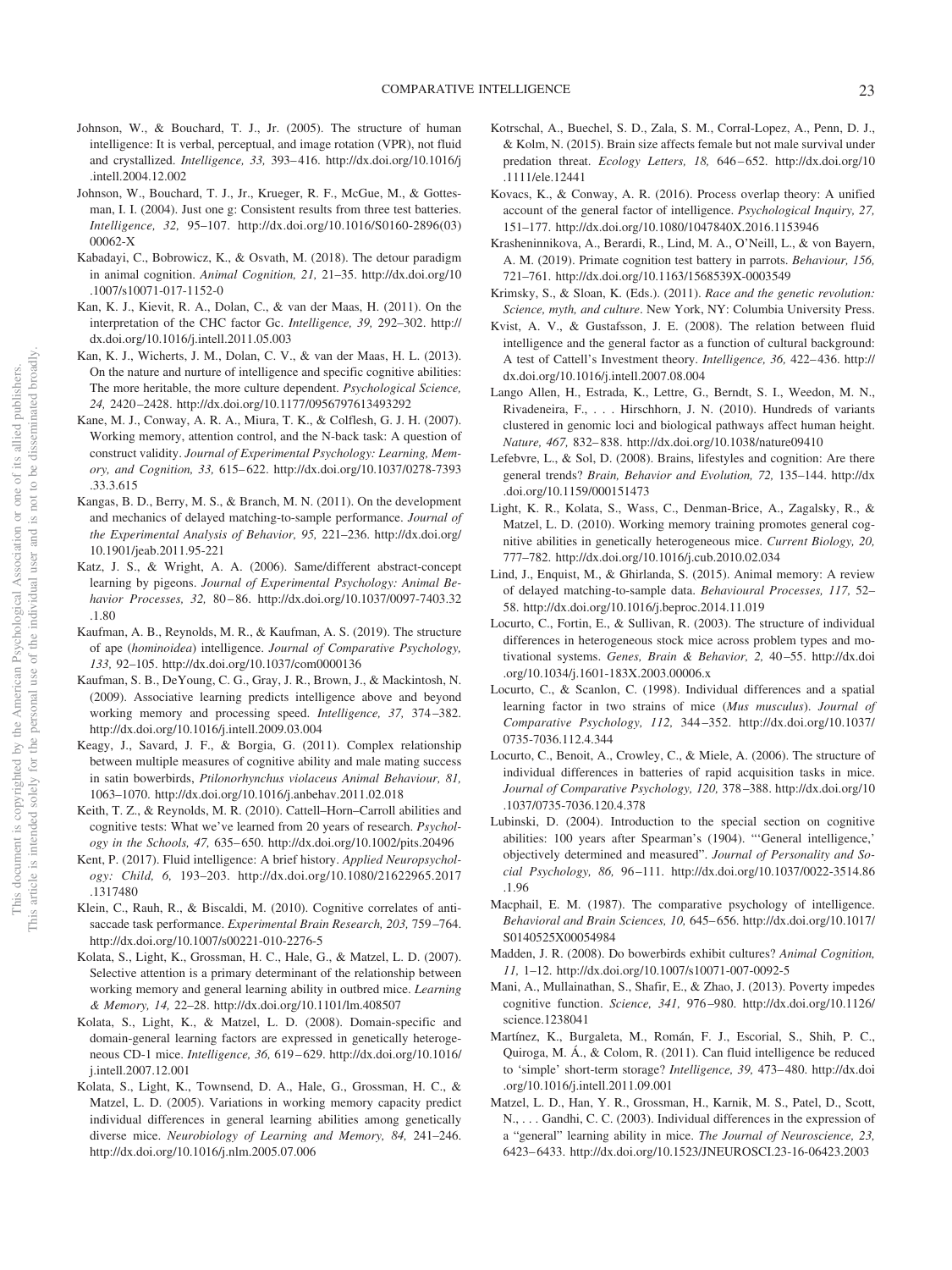Johnson, W., & Bouchard, T. J., Jr. (2005). The structure of human intelligence: It is verbal, perceptual, and image rotation (VPR), not fluid and crystallized. *Intelligence, 33,* 393–416. http://dx.doi.org/10.1016/j.intell.2004.12.002

Johnson, W., Bouchard, T. J., Jr., Krueger, R. F., McGue, M., & Gottesman, I. I. (2004). Just one g: Consistent results from three test batteries. *Intelligence, 32,* 95–107. http://dx.doi.org/10.1016/S0160-2896(03)00062-X

Kabadayi, C., Bobrowicz, K., & Osvath, M. (2018). The detour paradigm in animal cognition. *Animal Cognition, 21,* 21–35. http://dx.doi.org/10.1007/s10071-017-1152-0

Kan, K. J., Kievit, R. A., Dolan, C., & van der Maas, H. (2011). On the interpretation of the CHC factor Gc. *Intelligence, 39,* 292–302. http://dx.doi.org/10.1016/j.intell.2011.05.003

Kan, K. J., Wicherts, J. M., Dolan, C. V., & van der Maas, H. L. (2013). On the nature and nurture of intelligence and specific cognitive abilities: The more heritable, the more culture dependent. *Psychological Science, 24,* 2420–2428. http://dx.doi.org/10.1177/0956797613493292

Kane, M. J., Conway, A. R. A., Miura, T. K., & Colflesh, G. J. H. (2007). Working memory, attention control, and the N-back task: A question of construct validity. *Journal of Experimental Psychology: Learning, Memory, and Cognition, 33,* 615–622. http://dx.doi.org/10.1037/0278-7393.33.3.615

Kangas, B. D., Berry, M. S., & Branch, M. N. (2011). On the development and mechanics of delayed matching-to-sample performance. *Journal of the Experimental Analysis of Behavior, 95,* 221–236. http://dx.doi.org/10.1901/jeab.2011.95-221

Katz, J. S., & Wright, A. A. (2006). Same/different abstract-concept learning by pigeons. *Journal of Experimental Psychology: Animal Behavior Processes, 32,* 80–86. http://dx.doi.org/10.1037/0097-7403.32.1.80

Kaufman, A. B., Reynolds, M. R., & Kaufman, A. S. (2019). The structure of ape (*hominoidea*) intelligence. *Journal of Comparative Psychology, 133,* 92–105. http://dx.doi.org/10.1037/com0000136

Kaufman, S. B., DeYoung, C. G., Gray, J. R., Brown, J., & Mackintosh, N. (2009). Associative learning predicts intelligence above and beyond working memory and processing speed. *Intelligence, 37,* 374–382. http://dx.doi.org/10.1016/j.intell.2009.03.004

Keagy, J., Savard, J. F., & Borgia, G. (2011). Complex relationship between multiple measures of cognitive ability and male mating success in satin bowerbirds, *Ptilonorhynchus violaceus Animal Behaviour, 81,* 1063–1070. http://dx.doi.org/10.1016/j.anbehav.2011.02.018

Keith, T. Z., & Reynolds, M. R. (2010). Cattell–Horn–Carroll abilities and cognitive tests: What we've learned from 20 years of research. *Psychology in the Schools, 47,* 635–650. http://dx.doi.org/10.1002/pits.20496

Kent, P. (2017). Fluid intelligence: A brief history. *Applied Neuropsychology: Child, 6,* 193–203. http://dx.doi.org/10.1080/21622965.2017.1317480

Klein, C., Rauh, R., & Biscaldi, M. (2010). Cognitive correlates of anti-saccade task performance. *Experimental Brain Research, 203,* 759–764. http://dx.doi.org/10.1007/s00221-010-2276-5

Kolata, S., Light, K., Grossman, H. C., Hale, G., & Matzel, L. D. (2007). Selective attention is a primary determinant of the relationship between working memory and general learning ability in outbred mice. *Learning & Memory, 14,* 22–28. http://dx.doi.org/10.1101/lm.408507

Kolata, S., Light, K., & Matzel, L. D. (2008). Domain-specific and domain-general learning factors are expressed in genetically heterogeneous CD-1 mice. *Intelligence, 36,* 619–629. http://dx.doi.org/10.1016/j.intell.2007.12.001

Kolata, S., Light, K., Townsend, D. A., Hale, G., Grossman, H. C., & Matzel, L. D. (2005). Variations in working memory capacity predict individual differences in general learning abilities among genetically diverse mice. *Neurobiology of Learning and Memory, 84,* 241–246. http://dx.doi.org/10.1016/j.nlm.2005.07.006

Kotrschal, A., Buechel, S. D., Zala, S. M., Corral-Lopez, A., Penn, D. J., & Kolm, N. (2015). Brain size affects female but not male survival under predation threat. *Ecology Letters, 18,* 646–652. http://dx.doi.org/10.1111/ele.12441

Kovacs, K., & Conway, A. R. (2016). Process overlap theory: A unified account of the general factor of intelligence. *Psychological Inquiry, 27,* 151–177. http://dx.doi.org/10.1080/1047840X.2016.1153946

Krasheninnikova, A., Berardi, R., Lind, M. A., O'Neill, L., & von Bayern, A. M. (2019). Primate cognition test battery in parrots. *Behaviour, 156,* 721–761. http://dx.doi.org/10.1163/1568539X-0003549

Krimsky, S., & Sloan, K. (Eds.). (2011). *Race and the genetic revolution: Science, myth, and culture*. New York, NY: Columbia University Press.

Kvist, A. V., & Gustafsson, J. E. (2008). The relation between fluid intelligence and the general factor as a function of cultural background: A test of Cattell's Investment theory. *Intelligence, 36,* 422–436. http://dx.doi.org/10.1016/j.intell.2007.08.004

Lango Allen, H., Estrada, K., Lettre, G., Berndt, S. I., Weedon, M. N., Rivadeneira, F., . . . Hirschhorn, J. N. (2010). Hundreds of variants clustered in genomic loci and biological pathways affect human height. *Nature, 467,* 832–838. http://dx.doi.org/10.1038/nature09410

Lefebvre, L., & Sol, D. (2008). Brains, lifestyles and cognition: Are there general trends? *Brain, Behavior and Evolution, 72,* 135–144. http://dx.doi.org/10.1159/000151473

Light, K. R., Kolata, S., Wass, C., Denman-Brice, A., Zagalsky, R., & Matzel, L. D. (2010). Working memory training promotes general cognitive abilities in genetically heterogeneous mice. *Current Biology, 20,* 777–782. http://dx.doi.org/10.1016/j.cub.2010.02.034

Lind, J., Enquist, M., & Ghirlanda, S. (2015). Animal memory: A review of delayed matching-to-sample data. *Behavioural Processes, 117,* 52–58. http://dx.doi.org/10.1016/j.beproc.2014.11.019

Locurto, C., Fortin, E., & Sullivan, R. (2003). The structure of individual differences in heterogeneous stock mice across problem types and motivational systems. *Genes, Brain & Behavior, 2,* 40–55. http://dx.doi.org/10.1034/j.1601-183X.2003.00006.x

Locurto, C., & Scanlon, C. (1998). Individual differences and a spatial learning factor in two strains of mice (*Mus musculus*). *Journal of Comparative Psychology, 112,* 344–352. http://dx.doi.org/10.1037/0735-7036.112.4.344

Locurto, C., Benoit, A., Crowley, C., & Miele, A. (2006). The structure of individual differences in batteries of rapid acquisition tasks in mice. *Journal of Comparative Psychology, 120,* 378–388. http://dx.doi.org/10.1037/0735-7036.120.4.378

Lubinski, D. (2004). Introduction to the special section on cognitive abilities: 100 years after Spearman's (1904). "'General intelligence,' objectively determined and measured". *Journal of Personality and Social Psychology, 86,* 96–111. http://dx.doi.org/10.1037/0022-3514.86.1.96

Macphail, E. M. (1987). The comparative psychology of intelligence. *Behavioral and Brain Sciences, 10,* 645–656. http://dx.doi.org/10.1017/S0140525X00054984

Madden, J. R. (2008). Do bowerbirds exhibit cultures? *Animal Cognition, 11,* 1–12. http://dx.doi.org/10.1007/s10071-007-0092-5

Mani, A., Mullainathan, S., Shafir, E., & Zhao, J. (2013). Poverty impedes cognitive function. *Science, 341,* 976–980. http://dx.doi.org/10.1126/science.1238041

Martínez, K., Burgaleta, M., Román, F. J., Escorial, S., Shih, P. C., Quiroga, M. Á., & Colom, R. (2011). Can fluid intelligence be reduced to 'simple' short-term storage? *Intelligence, 39,* 473–480. http://dx.doi.org/10.1016/j.intell.2011.09.001

Matzel, L. D., Han, Y. R., Grossman, H., Karnik, M. S., Patel, D., Scott, N., . . . Gandhi, C. C. (2003). Individual differences in the expression of a "general" learning ability in mice. *The Journal of Neuroscience, 23,* 6423–6433. http://dx.doi.org/10.1523/JNEUROSCI.23-16-06423.2003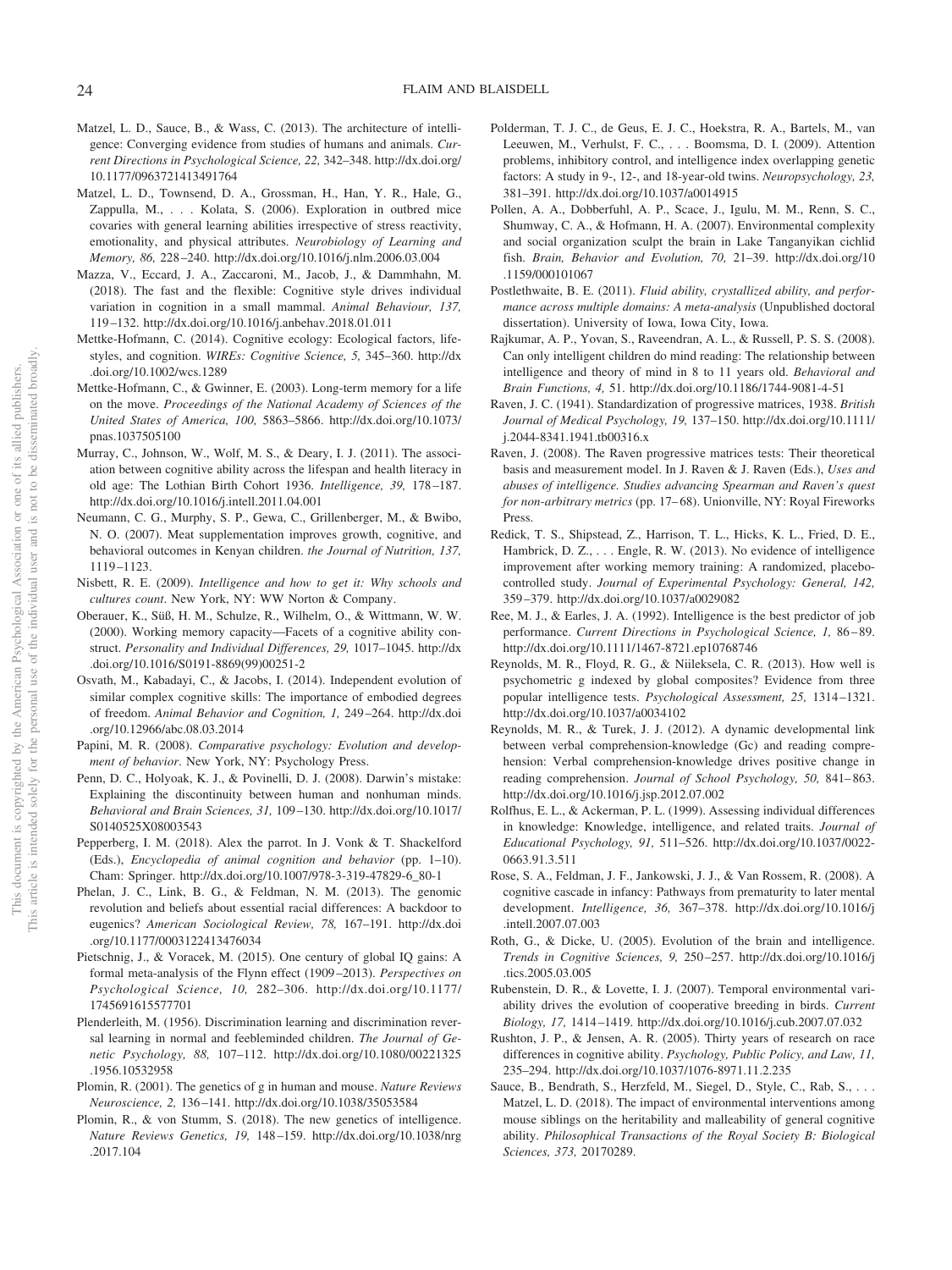Matzel, L. D., Sauce, B., & Wass, C. (2013). The architecture of intelligence: Converging evidence from studies of humans and animals. *Current Directions in Psychological Science, 22,* 342–348. http://dx.doi.org/10.1177/0963721413491764

Matzel, L. D., Townsend, D. A., Grossman, H., Han, Y. R., Hale, G., Zappulla, M., . . . Kolata, S. (2006). Exploration in outbred mice covaries with general learning abilities irrespective of stress reactivity, emotionality, and physical attributes. *Neurobiology of Learning and Memory, 86,* 228–240. http://dx.doi.org/10.1016/j.nlm.2006.03.004

Mazza, V., Eccard, J. A., Zaccaroni, M., Jacob, J., & Dammhahn, M. (2018). The fast and the flexible: Cognitive style drives individual variation in cognition in a small mammal. *Animal Behaviour, 137,* 119–132. http://dx.doi.org/10.1016/j.anbehav.2018.01.011

Mettke-Hofmann, C. (2014). Cognitive ecology: Ecological factors, lifestyles, and cognition. *WIREs: Cognitive Science, 5,* 345–360. http://dx.doi.org/10.1002/wcs.1289

Mettke-Hofmann, C., & Gwinner, E. (2003). Long-term memory for a life on the move. *Proceedings of the National Academy of Sciences of the United States of America, 100,* 5863–5866. http://dx.doi.org/10.1073/pnas.1037505100

Murray, C., Johnson, W., Wolf, M. S., & Deary, I. J. (2011). The association between cognitive ability across the lifespan and health literacy in old age: The Lothian Birth Cohort 1936. *Intelligence, 39,* 178–187. http://dx.doi.org/10.1016/j.intell.2011.04.001

Neumann, C. G., Murphy, S. P., Gewa, C., Grillenberger, M., & Bwibo, N. O. (2007). Meat supplementation improves growth, cognitive, and behavioral outcomes in Kenyan children. *the Journal of Nutrition, 137,* 1119–1123.

Nisbett, R. E. (2009). *Intelligence and how to get it: Why schools and cultures count*. New York, NY: WW Norton & Company.

Oberauer, K., Süß, H. M., Schulze, R., Wilhelm, O., & Wittmann, W. W. (2000). Working memory capacity—Facets of a cognitive ability construct. *Personality and Individual Differences, 29,* 1017–1045. http://dx.doi.org/10.1016/S0191-8869(99)00251-2

Osvath, M., Kabadayi, C., & Jacobs, I. (2014). Independent evolution of similar complex cognitive skills: The importance of embodied degrees of freedom. *Animal Behavior and Cognition, 1,* 249–264. http://dx.doi.org/10.12966/abc.08.03.2014

Papini, M. R. (2008). *Comparative psychology: Evolution and development of behavior*. New York, NY: Psychology Press.

Penn, D. C., Holyoak, K. J., & Povinelli, D. J. (2008). Darwin's mistake: Explaining the discontinuity between human and nonhuman minds. *Behavioral and Brain Sciences, 31,* 109–130. http://dx.doi.org/10.1017/S0140525X08003543

Pepperberg, I. M. (2018). Alex the parrot. In J. Vonk & T. Shackelford (Eds.), *Encyclopedia of animal cognition and behavior* (pp. 1–10). Cham: Springer. http://dx.doi.org/10.1007/978-3-319-47829-6_80-1

Phelan, J. C., Link, B. G., & Feldman, N. M. (2013). The genomic revolution and beliefs about essential racial differences: A backdoor to eugenics? *American Sociological Review, 78,* 167–191. http://dx.doi.org/10.1177/0003122413476034

Pietschnig, J., & Voracek, M. (2015). One century of global IQ gains: A formal meta-analysis of the Flynn effect (1909–2013). *Perspectives on Psychological Science, 10,* 282–306. http://dx.doi.org/10.1177/1745691615577701

Plenderleith, M. (1956). Discrimination learning and discrimination reversal learning in normal and feebleminded children. *The Journal of Genetic Psychology, 88,* 107–112. http://dx.doi.org/10.1080/00221325.1956.10532958

Plomin, R. (2001). The genetics of g in human and mouse. *Nature Reviews Neuroscience, 2,* 136–141. http://dx.doi.org/10.1038/35053584

Plomin, R., & von Stumm, S. (2018). The new genetics of intelligence. *Nature Reviews Genetics, 19,* 148–159. http://dx.doi.org/10.1038/nrg.2017.104

Polderman, T. J. C., de Geus, E. J. C., Hoekstra, R. A., Bartels, M., van Leeuwen, M., Verhulst, F. C., . . . Boomsma, D. I. (2009). Attention problems, inhibitory control, and intelligence index overlapping genetic factors: A study in 9-, 12-, and 18-year-old twins. *Neuropsychology, 23,* 381–391. http://dx.doi.org/10.1037/a0014915

Pollen, A. A., Dobberfuhl, A. P., Scace, J., Igulu, M. M., Renn, S. C., Shumway, C. A., & Hofmann, H. A. (2007). Environmental complexity and social organization sculpt the brain in Lake Tanganyikan cichlid fish. *Brain, Behavior and Evolution, 70,* 21–39. http://dx.doi.org/10.1159/000101067

Postlethwaite, B. E. (2011). *Fluid ability, crystallized ability, and performance across multiple domains: A meta-analysis* (Unpublished doctoral dissertation). University of Iowa, Iowa City, Iowa.

Rajkumar, A. P., Yovan, S., Raveendran, A. L., & Russell, P. S. S. (2008). Can only intelligent children do mind reading: The relationship between intelligence and theory of mind in 8 to 11 years old. *Behavioral and Brain Functions, 4,* 51. http://dx.doi.org/10.1186/1744-9081-4-51

Raven, J. C. (1941). Standardization of progressive matrices, 1938. *British Journal of Medical Psychology, 19,* 137–150. http://dx.doi.org/10.1111/j.2044-8341.1941.tb00316.x

Raven, J. (2008). The Raven progressive matrices tests: Their theoretical basis and measurement model. In J. Raven & J. Raven (Eds.), *Uses and abuses of intelligence. Studies advancing Spearman and Raven's quest for non-arbitrary metrics* (pp. 17–68). Unionville, NY: Royal Fireworks Press.

Redick, T. S., Shipstead, Z., Harrison, T. L., Hicks, K. L., Fried, D. E., Hambrick, D. Z., . . . Engle, R. W. (2013). No evidence of intelligence improvement after working memory training: A randomized, placebo-controlled study. *Journal of Experimental Psychology: General, 142,* 359–379. http://dx.doi.org/10.1037/a0029082

Ree, M. J., & Earles, J. A. (1992). Intelligence is the best predictor of job performance. *Current Directions in Psychological Science, 1,* 86–89. http://dx.doi.org/10.1111/1467-8721.ep10768746

Reynolds, M. R., Floyd, R. G., & Niileksela, C. R. (2013). How well is psychometric g indexed by global composites? Evidence from three popular intelligence tests. *Psychological Assessment, 25,* 1314–1321. http://dx.doi.org/10.1037/a0034102

Reynolds, M. R., & Turek, J. J. (2012). A dynamic developmental link between verbal comprehension-knowledge (Gc) and reading comprehension: Verbal comprehension-knowledge drives positive change in reading comprehension. *Journal of School Psychology, 50,* 841–863. http://dx.doi.org/10.1016/j.jsp.2012.07.002

Rolfhus, E. L., & Ackerman, P. L. (1999). Assessing individual differences in knowledge: Knowledge, intelligence, and related traits. *Journal of Educational Psychology, 91,* 511–526. http://dx.doi.org/10.1037/0022-0663.91.3.511

Rose, S. A., Feldman, J. F., Jankowski, J. J., & Van Rossem, R. (2008). A cognitive cascade in infancy: Pathways from prematurity to later mental development. *Intelligence, 36,* 367–378. http://dx.doi.org/10.1016/j.intell.2007.07.003

Roth, G., & Dicke, U. (2005). Evolution of the brain and intelligence. *Trends in Cognitive Sciences, 9,* 250–257. http://dx.doi.org/10.1016/j.tics.2005.03.005

Rubenstein, D. R., & Lovette, I. J. (2007). Temporal environmental variability drives the evolution of cooperative breeding in birds. *Current Biology, 17,* 1414–1419. http://dx.doi.org/10.1016/j.cub.2007.07.032

Rushton, J. P., & Jensen, A. R. (2005). Thirty years of research on race differences in cognitive ability. *Psychology, Public Policy, and Law, 11,* 235–294. http://dx.doi.org/10.1037/1076-8971.11.2.235

Sauce, B., Bendrath, S., Herzfeld, M., Siegel, D., Style, C., Rab, S., . . . Matzel, L. D. (2018). The impact of environmental interventions among mouse siblings on the heritability and malleability of general cognitive ability. *Philosophical Transactions of the Royal Society B: Biological Sciences, 373,* 20170289.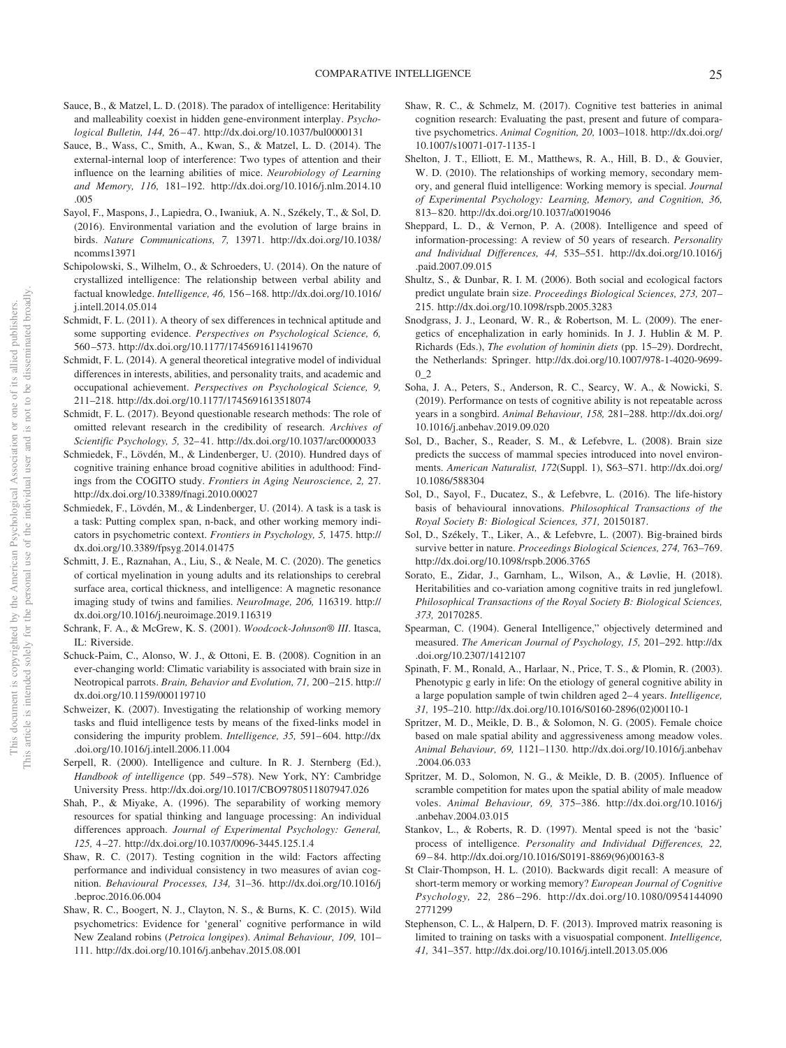Sauce, B., & Matzel, L. D. (2018). The paradox of intelligence: Heritability and malleability coexist in hidden gene-environment interplay. *Psychological Bulletin, 144,* 26–47. http://dx.doi.org/10.1037/bul0000131

Sauce, B., Wass, C., Smith, A., Kwan, S., & Matzel, L. D. (2014). The external-internal loop of interference: Two types of attention and their influence on the learning abilities of mice. *Neurobiology of Learning and Memory, 116,* 181–192. http://dx.doi.org/10.1016/j.nlm.2014.10.005

Sayol, F., Maspons, J., Lapiedra, O., Iwaniuk, A. N., Székely, T., & Sol, D. (2016). Environmental variation and the evolution of large brains in birds. *Nature Communications, 7,* 13971. http://dx.doi.org/10.1038/ncomms13971

Schipolowski, S., Wilhelm, O., & Schroeders, U. (2014). On the nature of crystallized intelligence: The relationship between verbal ability and factual knowledge. *Intelligence, 46,* 156–168. http://dx.doi.org/10.1016/j.intell.2014.05.014

Schmidt, F. L. (2011). A theory of sex differences in technical aptitude and some supporting evidence. *Perspectives on Psychological Science, 6,* 560–573. http://dx.doi.org/10.1177/1745691611419670

Schmidt, F. L. (2014). A general theoretical integrative model of individual differences in interests, abilities, and personality traits, and academic and occupational achievement. *Perspectives on Psychological Science, 9,* 211–218. http://dx.doi.org/10.1177/1745691613518074

Schmidt, F. L. (2017). Beyond questionable research methods: The role of omitted relevant research in the credibility of research. *Archives of Scientific Psychology, 5,* 32–41. http://dx.doi.org/10.1037/arc0000033

Schmiedek, F., Lövdén, M., & Lindenberger, U. (2010). Hundred days of cognitive training enhance broad cognitive abilities in adulthood: Findings from the COGITO study. *Frontiers in Aging Neuroscience, 2,* 27. http://dx.doi.org/10.3389/fnagi.2010.00027

Schmiedek, F., Lövdén, M., & Lindenberger, U. (2014). A task is a task is a task: Putting complex span, n-back, and other working memory indicators in psychometric context. *Frontiers in Psychology, 5,* 1475. http://dx.doi.org/10.3389/fpsyg.2014.01475

Schmitt, J. E., Raznahan, A., Liu, S., & Neale, M. C. (2020). The genetics of cortical myelination in young adults and its relationships to cerebral surface area, cortical thickness, and intelligence: A magnetic resonance imaging study of twins and families. *NeuroImage, 206,* 116319. http://dx.doi.org/10.1016/j.neuroimage.2019.116319

Schrank, F. A., & McGrew, K. S. (2001). *Woodcock-Johnson® III*. Itasca, IL: Riverside.

Schuck-Paim, C., Alonso, W. J., & Ottoni, E. B. (2008). Cognition in an ever-changing world: Climatic variability is associated with brain size in Neotropical parrots. *Brain, Behavior and Evolution, 71,* 200–215. http://dx.doi.org/10.1159/000119710

Schweizer, K. (2007). Investigating the relationship of working memory tasks and fluid intelligence tests by means of the fixed-links model in considering the impurity problem. *Intelligence, 35,* 591–604. http://dx.doi.org/10.1016/j.intell.2006.11.004

Serpell, R. (2000). Intelligence and culture. In R. J. Sternberg (Ed.), *Handbook of intelligence* (pp. 549–578). New York, NY: Cambridge University Press. http://dx.doi.org/10.1017/CBO9780511807947.026

Shah, P., & Miyake, A. (1996). The separability of working memory resources for spatial thinking and language processing: An individual differences approach. *Journal of Experimental Psychology: General, 125,* 4–27. http://dx.doi.org/10.1037/0096-3445.125.1.4

Shaw, R. C. (2017). Testing cognition in the wild: Factors affecting performance and individual consistency in two measures of avian cognition. *Behavioural Processes, 134,* 31–36. http://dx.doi.org/10.1016/j.beproc.2016.06.004

Shaw, R. C., Boogert, N. J., Clayton, N. S., & Burns, K. C. (2015). Wild psychometrics: Evidence for 'general' cognitive performance in wild New Zealand robins (*Petroica longipes*). *Animal Behaviour, 109,* 101–111. http://dx.doi.org/10.1016/j.anbehav.2015.08.001

Shaw, R. C., & Schmelz, M. (2017). Cognitive test batteries in animal cognition research: Evaluating the past, present and future of comparative psychometrics. *Animal Cognition, 20,* 1003–1018. http://dx.doi.org/10.1007/s10071-017-1135-1

Shelton, J. T., Elliott, E. M., Matthews, R. A., Hill, B. D., & Gouvier, W. D. (2010). The relationships of working memory, secondary memory, and general fluid intelligence: Working memory is special. *Journal of Experimental Psychology: Learning, Memory, and Cognition, 36,* 813–820. http://dx.doi.org/10.1037/a0019046

Sheppard, L. D., & Vernon, P. A. (2008). Intelligence and speed of information-processing: A review of 50 years of research. *Personality and Individual Differences, 44,* 535–551. http://dx.doi.org/10.1016/j.paid.2007.09.015

Shultz, S., & Dunbar, R. I. M. (2006). Both social and ecological factors predict ungulate brain size. *Proceedings Biological Sciences, 273,* 207–215. http://dx.doi.org/10.1098/rspb.2005.3283

Snodgrass, J. J., Leonard, W. R., & Robertson, M. L. (2009). The energetics of encephalization in early hominids. In J. J. Hublin & M. P. Richards (Eds.), *The evolution of hominin diets* (pp. 15–29). Dordrecht, the Netherlands: Springer. http://dx.doi.org/10.1007/978-1-4020-9699-0_2

Soha, J. A., Peters, S., Anderson, R. C., Searcy, W. A., & Nowicki, S. (2019). Performance on tests of cognitive ability is not repeatable across years in a songbird. *Animal Behaviour, 158,* 281–288. http://dx.doi.org/10.1016/j.anbehav.2019.09.020

Sol, D., Bacher, S., Reader, S. M., & Lefebvre, L. (2008). Brain size predicts the success of mammal species introduced into novel environments. *American Naturalist, 172*(Suppl. 1), S63–S71. http://dx.doi.org/10.1086/588304

Sol, D., Sayol, F., Ducatez, S., & Lefebvre, L. (2016). The life-history basis of behavioural innovations. *Philosophical Transactions of the Royal Society B: Biological Sciences, 371,* 20150187.

Sol, D., Székely, T., Liker, A., & Lefebvre, L. (2007). Big-brained birds survive better in nature. *Proceedings Biological Sciences, 274,* 763–769. http://dx.doi.org/10.1098/rspb.2006.3765

Sorato, E., Zidar, J., Garnham, L., Wilson, A., & Løvlie, H. (2018). Heritabilities and co-variation among cognitive traits in red junglefowl. *Philosophical Transactions of the Royal Society B: Biological Sciences, 373,* 20170285.

Spearman, C. (1904). General Intelligence," objectively determined and measured. *The American Journal of Psychology, 15,* 201–292. http://dx.doi.org/10.2307/1412107

Spinath, F. M., Ronald, A., Harlaar, N., Price, T. S., & Plomin, R. (2003). Phenotypic g early in life: On the etiology of general cognitive ability in a large population sample of twin children aged 2–4 years. *Intelligence, 31,* 195–210. http://dx.doi.org/10.1016/S0160-2896(02)00110-1

Spritzer, M. D., Meikle, D. B., & Solomon, N. G. (2005). Female choice based on male spatial ability and aggressiveness among meadow voles. *Animal Behaviour, 69,* 1121–1130. http://dx.doi.org/10.1016/j.anbehav.2004.06.033

Spritzer, M. D., Solomon, N. G., & Meikle, D. B. (2005). Influence of scramble competition for mates upon the spatial ability of male meadow voles. *Animal Behaviour, 69,* 375–386. http://dx.doi.org/10.1016/j.anbehav.2004.03.015

Stankov, L., & Roberts, R. D. (1997). Mental speed is not the 'basic' process of intelligence. *Personality and Individual Differences, 22,* 69–84. http://dx.doi.org/10.1016/S0191-8869(96)00163-8

St Clair-Thompson, H. L. (2010). Backwards digit recall: A measure of short-term memory or working memory? *European Journal of Cognitive Psychology, 22,* 286–296. http://dx.doi.org/10.1080/09541440902771299

Stephenson, C. L., & Halpern, D. F. (2013). Improved matrix reasoning is limited to training on tasks with a visuospatial component. *Intelligence, 41,* 341–357. http://dx.doi.org/10.1016/j.intell.2013.05.006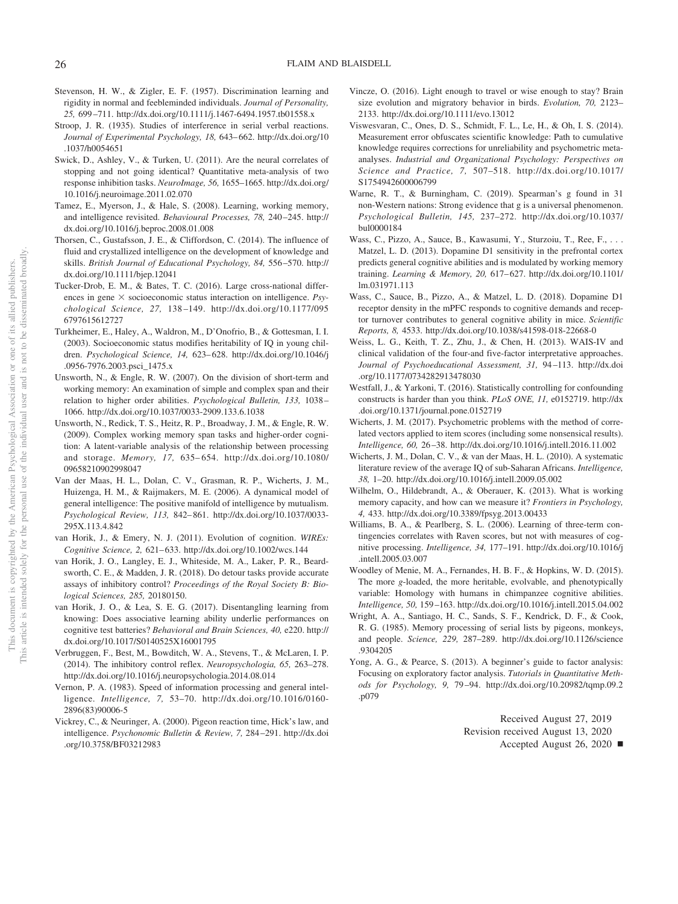Stevenson, H. W., & Zigler, E. F. (1957). Discrimination learning and rigidity in normal and feebleminded individuals. *Journal of Personality, 25,* 699–711. http://dx.doi.org/10.1111/j.1467-6494.1957.tb01558.x

Stroop, J. R. (1935). Studies of interference in serial verbal reactions. *Journal of Experimental Psychology, 18,* 643–662. http://dx.doi.org/10.1037/h0054651

Swick, D., Ashley, V., & Turken, U. (2011). Are the neural correlates of stopping and not going identical? Quantitative meta-analysis of two response inhibition tasks. *NeuroImage, 56,* 1655–1665. http://dx.doi.org/10.1016/j.neuroimage.2011.02.070

Tamez, E., Myerson, J., & Hale, S. (2008). Learning, working memory, and intelligence revisited. *Behavioural Processes, 78,* 240–245. http://dx.doi.org/10.1016/j.beproc.2008.01.008

Thorsen, C., Gustafsson, J. E., & Cliffordson, C. (2014). The influence of fluid and crystallized intelligence on the development of knowledge and skills. *British Journal of Educational Psychology, 84,* 556–570. http://dx.doi.org/10.1111/bjep.12041

Tucker-Drob, E. M., & Bates, T. C. (2016). Large cross-national differences in gene × socioeconomic status interaction on intelligence. *Psychological Science, 27,* 138–149. http://dx.doi.org/10.1177/0956797615612727

Turkheimer, E., Haley, A., Waldron, M., D'Onofrio, B., & Gottesman, I. I. (2003). Socioeconomic status modifies heritability of IQ in young children. *Psychological Science, 14,* 623–628. http://dx.doi.org/10.1046/j.0956-7976.2003.psci_1475.x

Unsworth, N., & Engle, R. W. (2007). On the division of short-term and working memory: An examination of simple and complex span and their relation to higher order abilities. *Psychological Bulletin, 133,* 1038–1066. http://dx.doi.org/10.1037/0033-2909.133.6.1038

Unsworth, N., Redick, T. S., Heitz, R. P., Broadway, J. M., & Engle, R. W. (2009). Complex working memory span tasks and higher-order cognition: A latent-variable analysis of the relationship between processing and storage. *Memory, 17,* 635–654. http://dx.doi.org/10.1080/09658210902998047

Van der Maas, H. L., Dolan, C. V., Grasman, R. P., Wicherts, J. M., Huizenga, H. M., & Raijmakers, M. E. (2006). A dynamical model of general intelligence: The positive manifold of intelligence by mutualism. *Psychological Review, 113,* 842–861. http://dx.doi.org/10.1037/0033-295X.113.4.842

van Horik, J., & Emery, N. J. (2011). Evolution of cognition. *WIREs: Cognitive Science, 2,* 621–633. http://dx.doi.org/10.1002/wcs.144

van Horik, J. O., Langley, E. J., Whiteside, M. A., Laker, P. R., Beardsworth, C. E., & Madden, J. R. (2018). Do detour tasks provide accurate assays of inhibitory control? *Proceedings of the Royal Society B: Biological Sciences, 285,* 20180150.

van Horik, J. O., & Lea, S. E. G. (2017). Disentangling learning from knowing: Does associative learning ability underlie performances on cognitive test batteries? *Behavioral and Brain Sciences, 40,* e220. http://dx.doi.org/10.1017/S0140525X16001795

Verbruggen, F., Best, M., Bowditch, W. A., Stevens, T., & McLaren, I. P. (2014). The inhibitory control reflex. *Neuropsychologia, 65,* 263–278. http://dx.doi.org/10.1016/j.neuropsychologia.2014.08.014

Vernon, P. A. (1983). Speed of information processing and general intelligence. *Intelligence, 7,* 53–70. http://dx.doi.org/10.1016/0160-2896(83)90006-5

Vickrey, C., & Neuringer, A. (2000). Pigeon reaction time, Hick's law, and intelligence. *Psychonomic Bulletin & Review, 7,* 284–291. http://dx.doi.org/10.3758/BF03212983

Vincze, O. (2016). Light enough to travel or wise enough to stay? Brain size evolution and migratory behavior in birds. *Evolution, 70,* 2123–2133. http://dx.doi.org/10.1111/evo.13012

Viswesvaran, C., Ones, D. S., Schmidt, F. L., Le, H., & Oh, I. S. (2014). Measurement error obfuscates scientific knowledge: Path to cumulative knowledge requires corrections for unreliability and psychometric meta-analyses. *Industrial and Organizational Psychology: Perspectives on Science and Practice, 7,* 507–518. http://dx.doi.org/10.1017/S1754942600006799

Warne, R. T., & Burningham, C. (2019). Spearman's g found in 31 non-Western nations: Strong evidence that g is a universal phenomenon. *Psychological Bulletin, 145,* 237–272. http://dx.doi.org/10.1037/bul0000184

Wass, C., Pizzo, A., Sauce, B., Kawasumi, Y., Sturzoiu, T., Ree, F., . . . Matzel, L. D. (2013). Dopamine D1 sensitivity in the prefrontal cortex predicts general cognitive abilities and is modulated by working memory training. *Learning & Memory, 20,* 617–627. http://dx.doi.org/10.1101/lm.031971.113

Wass, C., Sauce, B., Pizzo, A., & Matzel, L. D. (2018). Dopamine D1 receptor density in the mPFC responds to cognitive demands and receptor turnover contributes to general cognitive ability in mice. *Scientific Reports, 8,* 4533. http://dx.doi.org/10.1038/s41598-018-22668-0

Weiss, L. G., Keith, T. Z., Zhu, J., & Chen, H. (2013). WAIS-IV and clinical validation of the four-and five-factor interpretative approaches. *Journal of Psychoeducational Assessment, 31,* 94–113. http://dx.doi.org/10.1177/0734282913478030

Westfall, J., & Yarkoni, T. (2016). Statistically controlling for confounding constructs is harder than you think. *PLoS ONE, 11,* e0152719. http://dx.doi.org/10.1371/journal.pone.0152719

Wicherts, J. M. (2017). Psychometric problems with the method of correlated vectors applied to item scores (including some nonsensical results). *Intelligence, 60,* 26–38. http://dx.doi.org/10.1016/j.intell.2016.11.002

Wicherts, J. M., Dolan, C. V., & van der Maas, H. L. (2010). A systematic literature review of the average IQ of sub-Saharan Africans. *Intelligence, 38,* 1–20. http://dx.doi.org/10.1016/j.intell.2009.05.002

Wilhelm, O., Hildebrandt, A., & Oberauer, K. (2013). What is working memory capacity, and how can we measure it? *Frontiers in Psychology, 4,* 433. http://dx.doi.org/10.3389/fpsyg.2013.00433

Williams, B. A., & Pearlberg, S. L. (2006). Learning of three-term contingencies correlates with Raven scores, but not with measures of cognitive processing. *Intelligence, 34,* 177–191. http://dx.doi.org/10.1016/j.intell.2005.03.007

Woodley of Menie, M. A., Fernandes, H. B. F., & Hopkins, W. D. (2015). The more *g*-loaded, the more heritable, evolvable, and phenotypically variable: Homology with humans in chimpanzee cognitive abilities. *Intelligence, 50,* 159–163. http://dx.doi.org/10.1016/j.intell.2015.04.002

Wright, A. A., Santiago, H. C., Sands, S. F., Kendrick, D. F., & Cook, R. G. (1985). Memory processing of serial lists by pigeons, monkeys, and people. *Science, 229,* 287–289. http://dx.doi.org/10.1126/science.9304205

Yong, A. G., & Pearce, S. (2013). A beginner's guide to factor analysis: Focusing on exploratory factor analysis. *Tutorials in Quantitative Methods for Psychology, 9,* 79–94. http://dx.doi.org/10.20982/tqmp.09.2.p079

Received August 27, 2019
Revision received August 13, 2020
Accepted August 26, 2020 ■